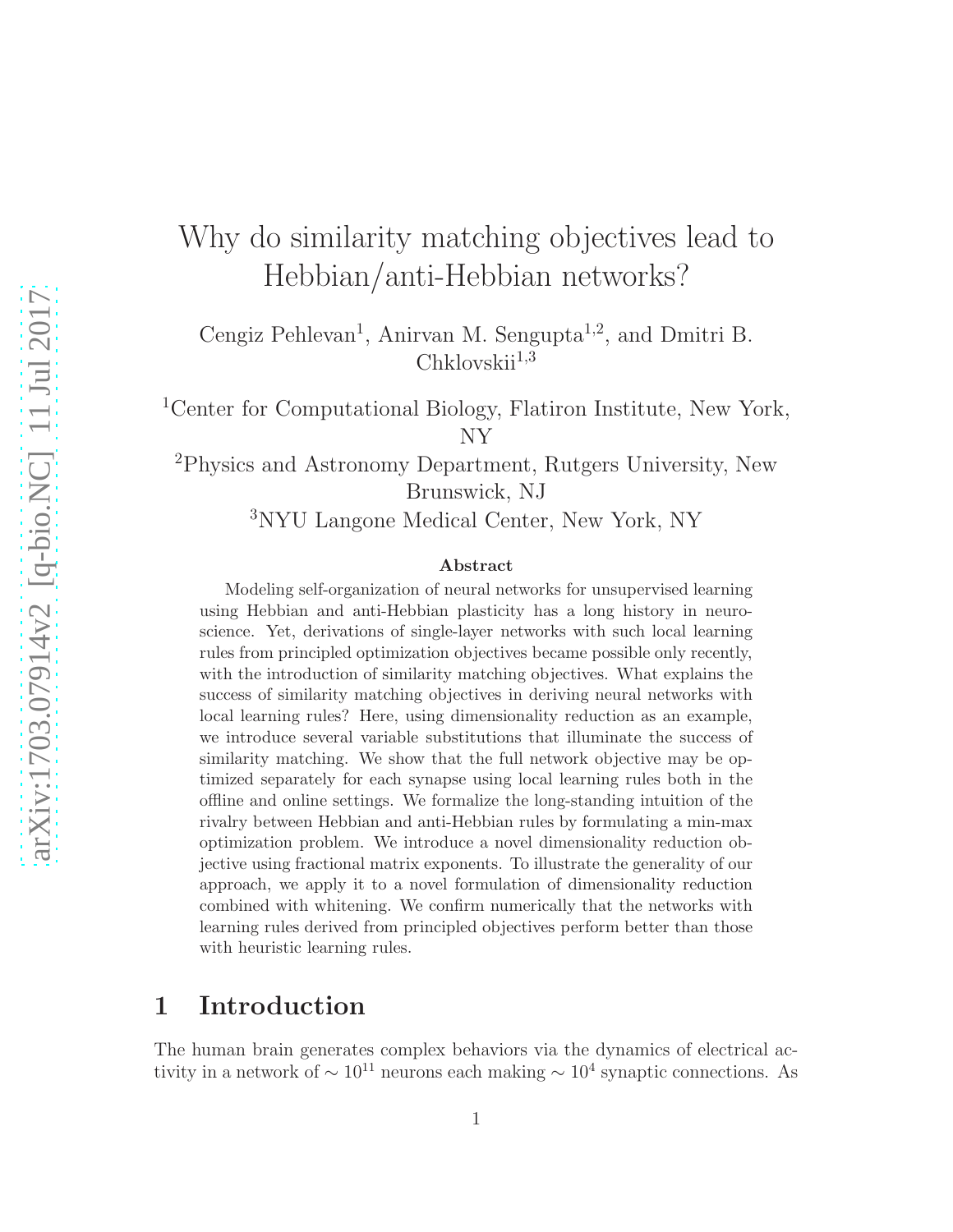# Why do similarity matching objectives lead to Hebbian/anti-Hebbian networks?

Cengiz Pehlevan[1], Anirvan M. Sengupta[1,2], and Dmitri B. Chklovskii[1,3]

[1]Center for Computational Biology, Flatiron Institute, New York, NY

[2]Physics and Astronomy Department, Rutgers University, New Brunswick, NJ

[3]NYU Langone Medical Center, New York, NY

### Abstract

Modeling self-organization of neural networks for unsupervised learning using Hebbian and anti-Hebbian plasticity has a long history in neuroscience. Yet, derivations of single-layer networks with such local learning rules from principled optimization objectives became possible only recently, with the introduction of similarity matching objectives. What explains the success of similarity matching objectives in deriving neural networks with local learning rules? Here, using dimensionality reduction as an example, we introduce several variable substitutions that illuminate the success of similarity matching. We show that the full network objective may be optimized separately for each synapse using local learning rules both in the offline and online settings. We formalize the long-standing intuition of the rivalry between Hebbian and anti-Hebbian rules by formulating a min-max optimization problem. We introduce a novel dimensionality reduction objective using fractional matrix exponents. To illustrate the generality of our approach, we apply it to a novel formulation of dimensionality reduction combined with whitening. We confirm numerically that the networks with learning rules derived from principled objectives perform better than those with heuristic learning rules.

## 1 Introduction

The human brain generates complex behaviors via the dynamics of electrical activity in a network of $\sim 10^{11}$ neurons each making $\sim 10^4$ synaptic connections. As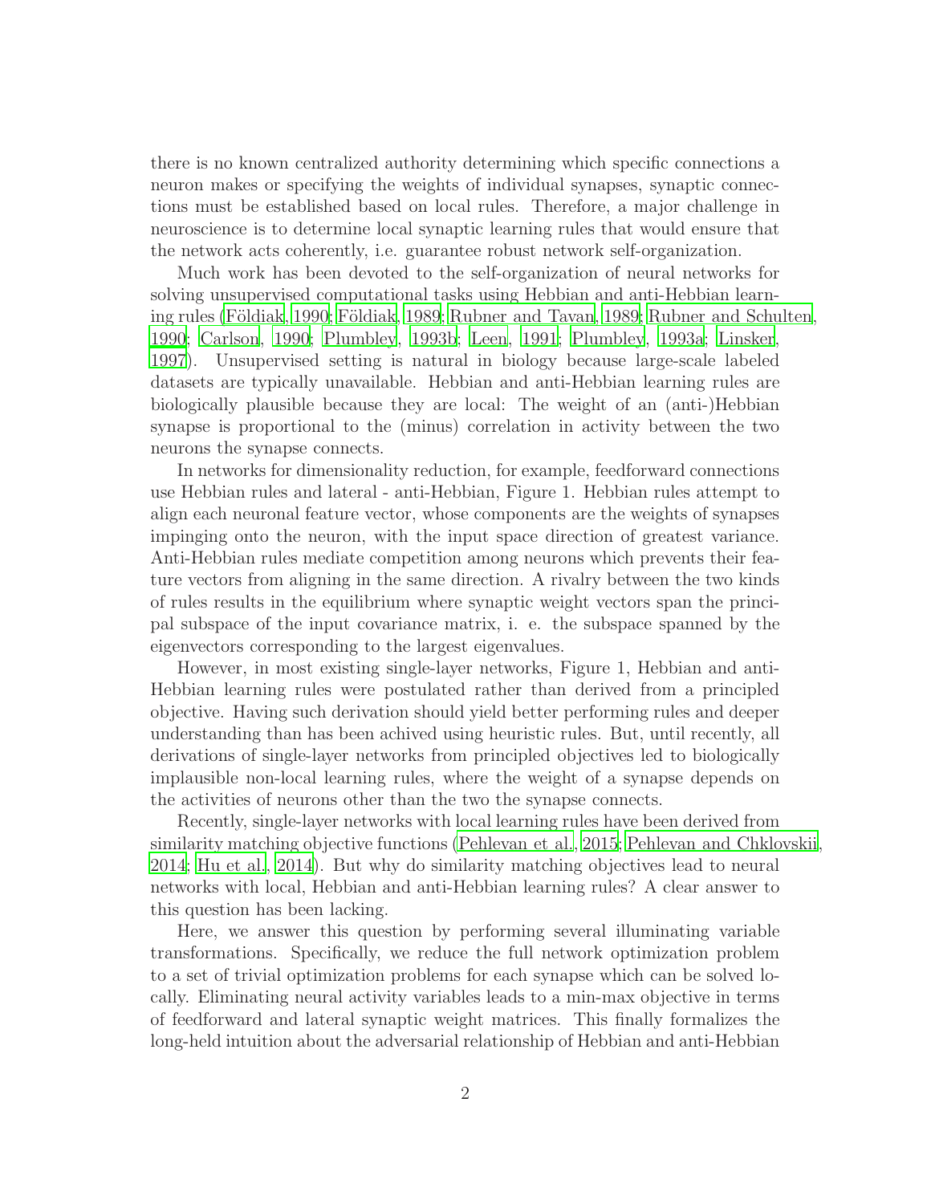there is no known centralized authority determining which specific connections a neuron makes or specifying the weights of individual synapses, synaptic connections must be established based on local rules. Therefore, a major challenge in neuroscience is to determine local synaptic learning rules that would ensure that the network acts coherently, i.e. guarantee robust network self-organization.

Much work has been devoted to the self-organization of neural networks for solving unsupervised computational tasks using Hebbian and anti-Hebbian learning rules (Földiak, 1990; Földiak, 1989; Rubner and Tavan, 1989; Rubner and Schulten, 1990; Carlson, 1990; Plumbley, 1993b; Leen, 1991; Plumbley, 1993a; Linsker, 1997). Unsupervised setting is natural in biology because large-scale labeled datasets are typically unavailable. Hebbian and anti-Hebbian learning rules are biologically plausible because they are local: The weight of an (anti-)Hebbian synapse is proportional to the (minus) correlation in activity between the two neurons the synapse connects.

In networks for dimensionality reduction, for example, feedforward connections use Hebbian rules and lateral - anti-Hebbian, Figure 1. Hebbian rules attempt to align each neuronal feature vector, whose components are the weights of synapses impinging onto the neuron, with the input space direction of greatest variance. Anti-Hebbian rules mediate competition among neurons which prevents their feature vectors from aligning in the same direction. A rivalry between the two kinds of rules results in the equilibrium where synaptic weight vectors span the principal subspace of the input covariance matrix, i. e. the subspace spanned by the eigenvectors corresponding to the largest eigenvalues.

However, in most existing single-layer networks, Figure 1, Hebbian and anti-Hebbian learning rules were postulated rather than derived from a principled objective. Having such derivation should yield better performing rules and deeper understanding than has been achived using heuristic rules. But, until recently, all derivations of single-layer networks from principled objectives led to biologically implausible non-local learning rules, where the weight of a synapse depends on the activities of neurons other than the two the synapse connects.

Recently, single-layer networks with local learning rules have been derived from similarity matching objective functions (Pehlevan et al., 2015; Pehlevan and Chklovskii, 2014; Hu et al., 2014). But why do similarity matching objectives lead to neural networks with local, Hebbian and anti-Hebbian learning rules? A clear answer to this question has been lacking.

Here, we answer this question by performing several illuminating variable transformations. Specifically, we reduce the full network optimization problem to a set of trivial optimization problems for each synapse which can be solved locally. Eliminating neural activity variables leads to a min-max objective in terms of feedforward and lateral synaptic weight matrices. This finally formalizes the long-held intuition about the adversarial relationship of Hebbian and anti-Hebbian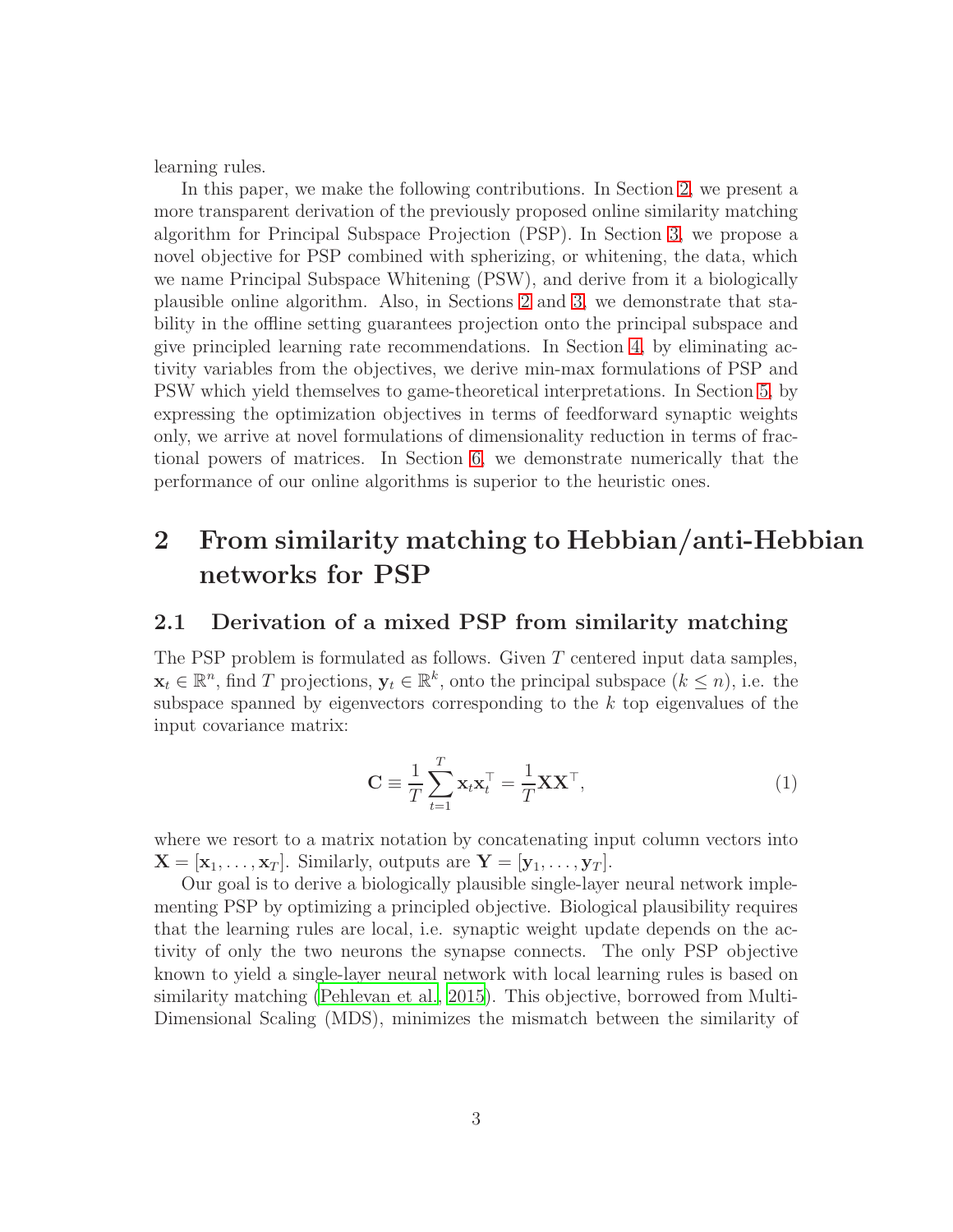learning rules.

In this paper, we make the following contributions. In Section 2, we present a more transparent derivation of the previously proposed online similarity matching algorithm for Principal Subspace Projection (PSP). In Section 3, we propose a novel objective for PSP combined with spherizing, or whitening, the data, which we name Principal Subspace Whitening (PSW), and derive from it a biologically plausible online algorithm. Also, in Sections 2 and 3, we demonstrate that stability in the offline setting guarantees projection onto the principal subspace and give principled learning rate recommendations. In Section 4, by eliminating activity variables from the objectives, we derive min-max formulations of PSP and PSW which yield themselves to game-theoretical interpretations. In Section 5, by expressing the optimization objectives in terms of feedforward synaptic weights only, we arrive at novel formulations of dimensionality reduction in terms of fractional powers of matrices. In Section 6, we demonstrate numerically that the performance of our online algorithms is superior to the heuristic ones.

# 2 From similarity matching to Hebbian/anti-Hebbian networks for PSP

## 2.1 Derivation of a mixed PSP from similarity matching

The PSP problem is formulated as follows. Given $T$ centered input data samples, $\mathbf{x}_t \in \mathbb{R}^n$, find $T$ projections, $\mathbf{y}_t \in \mathbb{R}^k$, onto the principal subspace ($k \leq n$), i.e. the subspace spanned by eigenvectors corresponding to the $k$ top eigenvalues of the input covariance matrix:

$$\mathbf{C} \equiv \frac{1}{T}\sum_{t=1}^{T} \mathbf{x}_t \mathbf{x}_t^\top = \frac{1}{T}\mathbf{X}\mathbf{X}^\top, \tag{1}$$

where we resort to a matrix notation by concatenating input column vectors into $\mathbf{X} = [\mathbf{x}_1, \ldots, \mathbf{x}_T]$. Similarly, outputs are $\mathbf{Y} = [\mathbf{y}_1, \ldots, \mathbf{y}_T]$.

Our goal is to derive a biologically plausible single-layer neural network implementing PSP by optimizing a principled objective. Biological plausibility requires that the learning rules are local, i.e. synaptic weight update depends on the activity of only the two neurons the synapse connects. The only PSP objective known to yield a single-layer neural network with local learning rules is based on similarity matching (Pehlevan et al., 2015). This objective, borrowed from Multi-Dimensional Scaling (MDS), minimizes the mismatch between the similarity of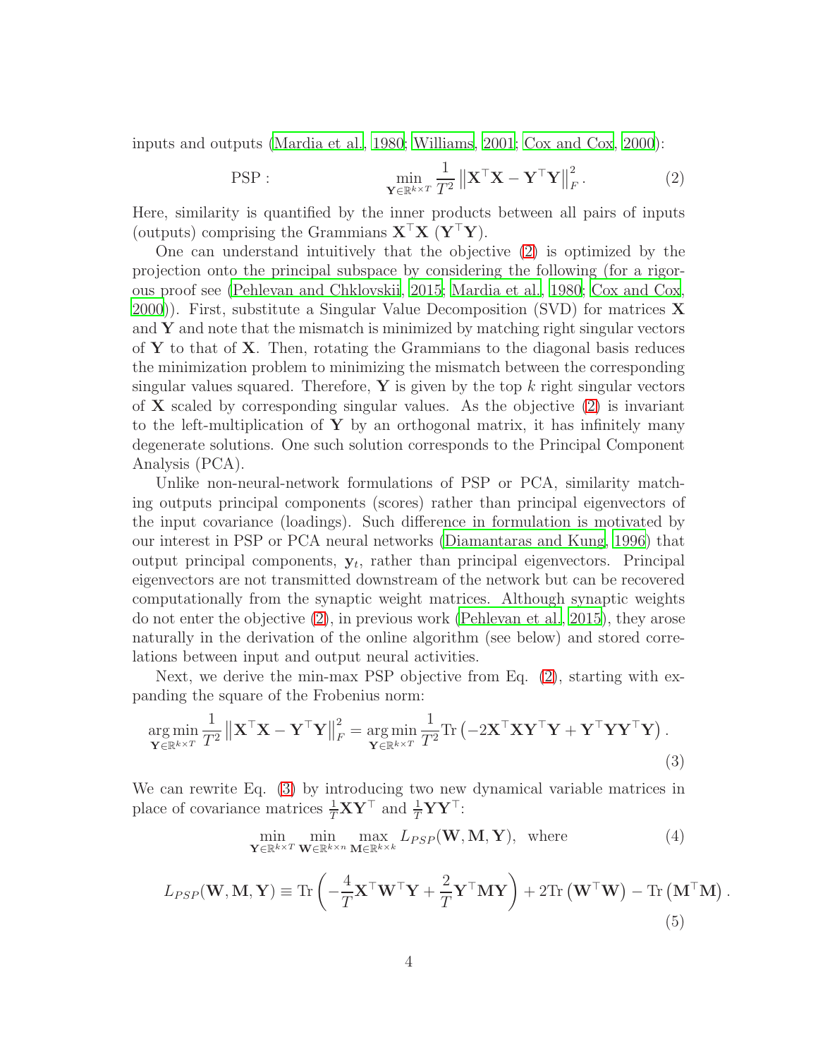inputs and outputs (Mardia et al., 1980; Williams, 2001; Cox and Cox, 2000):

$$\text{PSP}: \qquad \min_{\mathbf{Y}\in\mathbb{R}^{k\times T}} \frac{1}{T^2}\left\|\mathbf{X}^\top\mathbf{X} - \mathbf{Y}^\top\mathbf{Y}\right\|_F^2. \tag{2}$$

Here, similarity is quantified by the inner products between all pairs of inputs (outputs) comprising the Grammians $\mathbf{X}^\top\mathbf{X}$ ($\mathbf{Y}^\top\mathbf{Y}$).

One can understand intuitively that the objective (2) is optimized by the projection onto the principal subspace by considering the following (for a rigorous proof see (Pehlevan and Chklovskii, 2015; Mardia et al., 1980; Cox and Cox, 2000)). First, substitute a Singular Value Decomposition (SVD) for matrices $\mathbf{X}$ and $\mathbf{Y}$ and note that the mismatch is minimized by matching right singular vectors of $\mathbf{Y}$ to that of $\mathbf{X}$. Then, rotating the Grammians to the diagonal basis reduces the minimization problem to minimizing the mismatch between the corresponding singular values squared. Therefore, $\mathbf{Y}$ is given by the top $k$ right singular vectors of $\mathbf{X}$ scaled by corresponding singular values. As the objective (2) is invariant to the left-multiplication of $\mathbf{Y}$ by an orthogonal matrix, it has infinitely many degenerate solutions. One such solution corresponds to the Principal Component Analysis (PCA).

Unlike non-neural-network formulations of PSP or PCA, similarity matching outputs principal components (scores) rather than principal eigenvectors of the input covariance (loadings). Such difference in formulation is motivated by our interest in PSP or PCA neural networks (Diamantaras and Kung, 1996) that output principal components, $\mathbf{y}_t$, rather than principal eigenvectors. Principal eigenvectors are not transmitted downstream of the network but can be recovered computationally from the synaptic weight matrices. Although synaptic weights do not enter the objective (2), in previous work (Pehlevan et al., 2015), they arose naturally in the derivation of the online algorithm (see below) and stored correlations between input and output neural activities.

Next, we derive the min-max PSP objective from Eq. (2), starting with expanding the square of the Frobenius norm:

$$\arg\min_{\mathbf{Y}\in\mathbb{R}^{k\times T}} \frac{1}{T^2}\left\|\mathbf{X}^\top\mathbf{X} - \mathbf{Y}^\top\mathbf{Y}\right\|_F^2 = \arg\min_{\mathbf{Y}\in\mathbb{R}^{k\times T}} \frac{1}{T^2}\mathrm{Tr}\left(-2\mathbf{X}^\top\mathbf{X}\mathbf{Y}^\top\mathbf{Y} + \mathbf{Y}^\top\mathbf{Y}\mathbf{Y}^\top\mathbf{Y}\right). \tag{3}$$

We can rewrite Eq. (3) by introducing two new dynamical variable matrices in place of covariance matrices $\frac{1}{T}\mathbf{X}\mathbf{Y}^\top$ and $\frac{1}{T}\mathbf{Y}\mathbf{Y}^\top$:

$$\min_{\mathbf{Y}\in\mathbb{R}^{k\times T}} \min_{\mathbf{W}\in\mathbb{R}^{k\times n}} \max_{\mathbf{M}\in\mathbb{R}^{k\times k}} L_{PSP}(\mathbf{W},\mathbf{M},\mathbf{Y}), \quad \text{where} \tag{4}$$

$$L_{PSP}(\mathbf{W},\mathbf{M},\mathbf{Y}) \equiv \mathrm{Tr}\left(-\frac{4}{T}\mathbf{X}^\top\mathbf{W}^\top\mathbf{Y} + \frac{2}{T}\mathbf{Y}^\top\mathbf{M}\mathbf{Y}\right) + 2\mathrm{Tr}\left(\mathbf{W}^\top\mathbf{W}\right) - \mathrm{Tr}\left(\mathbf{M}^\top\mathbf{M}\right). \tag{5}$$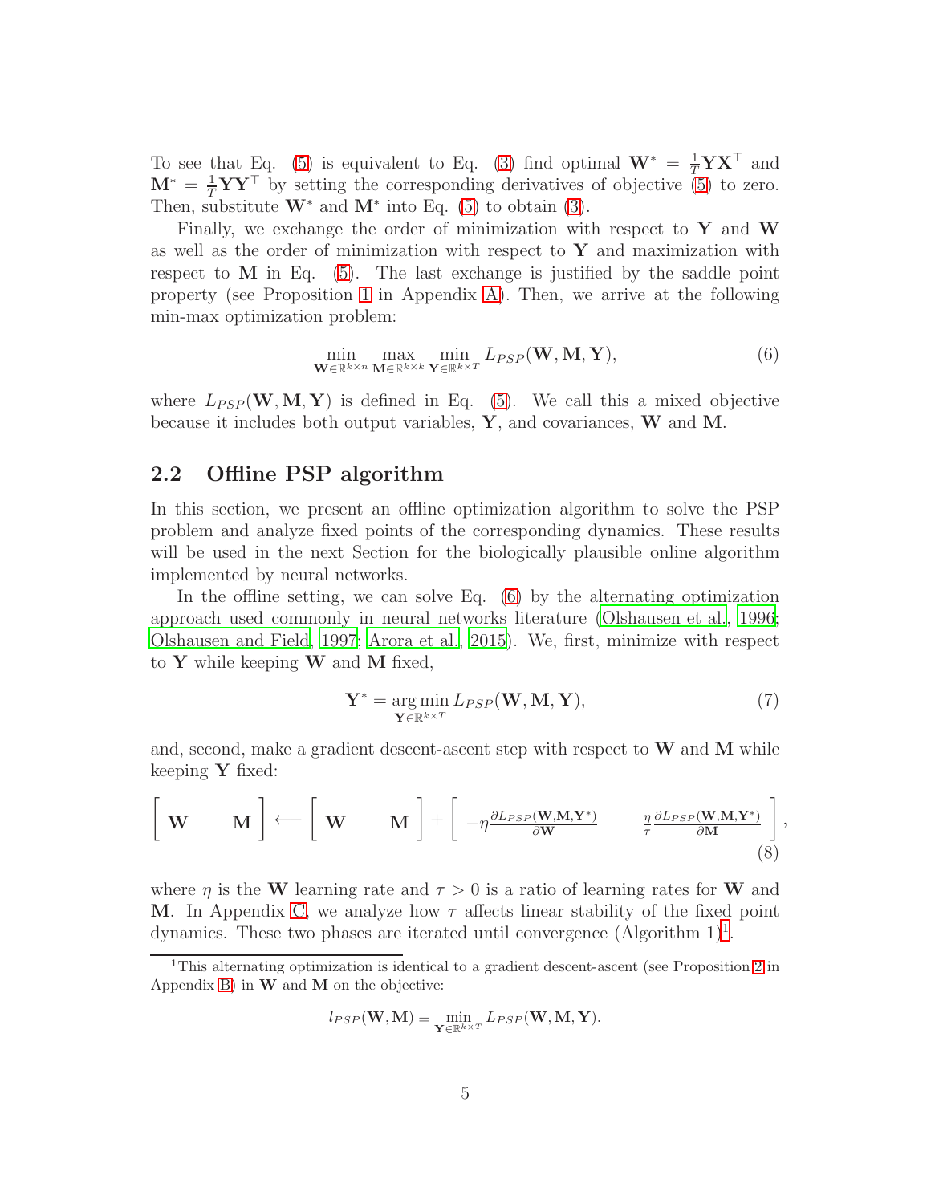To see that Eq. (5) is equivalent to Eq. (3) find optimal $\mathbf{W}^* = \frac{1}{T}\mathbf{Y}\mathbf{X}^\top$ and $\mathbf{M}^* = \frac{1}{T}\mathbf{Y}\mathbf{Y}^\top$ by setting the corresponding derivatives of objective (5) to zero. Then, substitute $\mathbf{W}^*$ and $\mathbf{M}^*$ into Eq. (5) to obtain (3).

Finally, we exchange the order of minimization with respect to $\mathbf{Y}$ and $\mathbf{W}$ as well as the order of minimization with respect to $\mathbf{Y}$ and maximization with respect to $\mathbf{M}$ in Eq. (5). The last exchange is justified by the saddle point property (see Proposition 1 in Appendix A). Then, we arrive at the following min-max optimization problem:

$$\min_{\mathbf{W}\in\mathbb{R}^{k\times n}} \max_{\mathbf{M}\in\mathbb{R}^{k\times k}} \min_{\mathbf{Y}\in\mathbb{R}^{k\times T}} L_{PSP}(\mathbf{W},\mathbf{M},\mathbf{Y}), \tag{6}$$

where $L_{PSP}(\mathbf{W},\mathbf{M},\mathbf{Y})$ is defined in Eq. (5). We call this a mixed objective because it includes both output variables, $\mathbf{Y}$, and covariances, $\mathbf{W}$ and $\mathbf{M}$.

## 2.2 Offline PSP algorithm

In this section, we present an offline optimization algorithm to solve the PSP problem and analyze fixed points of the corresponding dynamics. These results will be used in the next Section for the biologically plausible online algorithm implemented by neural networks.

In the offline setting, we can solve Eq. (6) by the alternating optimization approach used commonly in neural networks literature (Olshausen et al., 1996; Olshausen and Field, 1997; Arora et al., 2015). We, first, minimize with respect to $\mathbf{Y}$ while keeping $\mathbf{W}$ and $\mathbf{M}$ fixed,

$$\mathbf{Y}^* = \arg\min_{\mathbf{Y}\in\mathbb{R}^{k\times T}} L_{PSP}(\mathbf{W},\mathbf{M},\mathbf{Y}), \tag{7}$$

and, second, make a gradient descent-ascent step with respect to $\mathbf{W}$ and $\mathbf{M}$ while keeping $\mathbf{Y}$ fixed:

$$\begin{bmatrix} \mathbf{W} & \mathbf{M} \end{bmatrix} \longleftarrow \begin{bmatrix} \mathbf{W} & \mathbf{M} \end{bmatrix} + \begin{bmatrix} -\eta \frac{\partial L_{PSP}(\mathbf{W},\mathbf{M},\mathbf{Y}^*)}{\partial \mathbf{W}} & \frac{\eta}{\tau}\frac{\partial L_{PSP}(\mathbf{W},\mathbf{M},\mathbf{Y}^*)}{\partial \mathbf{M}} \end{bmatrix}, \tag{8}$$

where $\eta$ is the $\mathbf{W}$ learning rate and $\tau > 0$ is a ratio of learning rates for $\mathbf{W}$ and $\mathbf{M}$. In Appendix C, we analyze how $\tau$ affects linear stability of the fixed point dynamics. These two phases are iterated until convergence (Algorithm 1)[1].

[1] This alternating optimization is identical to a gradient descent-ascent (see Proposition 2 in Appendix B) in $\mathbf{W}$ and $\mathbf{M}$ on the objective:

$$l_{PSP}(\mathbf{W},\mathbf{M}) \equiv \min_{\mathbf{Y}\in\mathbb{R}^{k\times T}} L_{PSP}(\mathbf{W},\mathbf{M},\mathbf{Y}).$$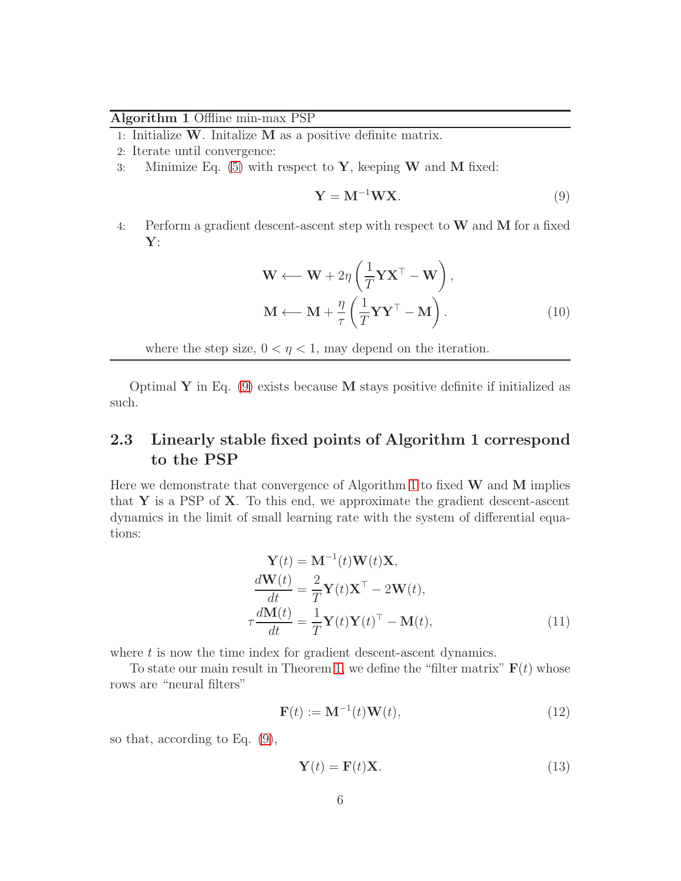**Algorithm 1** Offline min-max PSP

1: Initialize $\mathbf{W}$. Initalize $\mathbf{M}$ as a positive definite matrix.

2: Iterate until convergence:

3: Minimize Eq. (5) with respect to $\mathbf{Y}$, keeping $\mathbf{W}$ and $\mathbf{M}$ fixed:

$$\mathbf{Y} = \mathbf{M}^{-1}\mathbf{W}\mathbf{X}. \tag{9}$$

4: Perform a gradient descent-ascent step with respect to $\mathbf{W}$ and $\mathbf{M}$ for a fixed $\mathbf{Y}$:

$$\begin{aligned}
\mathbf{W} &\longleftarrow \mathbf{W} + 2\eta\left(\frac{1}{T}\mathbf{Y}\mathbf{X}^\top - \mathbf{W}\right), \\
\mathbf{M} &\longleftarrow \mathbf{M} + \frac{\eta}{\tau}\left(\frac{1}{T}\mathbf{Y}\mathbf{Y}^\top - \mathbf{M}\right).
\end{aligned} \tag{10}$$

where the step size, $0 < \eta < 1$, may depend on the iteration.

Optimal $\mathbf{Y}$ in Eq. (9) exists because $\mathbf{M}$ stays positive definite if initialized as such.

## 2.3 Linearly stable fixed points of Algorithm 1 correspond to the PSP

Here we demonstrate that convergence of Algorithm 1 to fixed $\mathbf{W}$ and $\mathbf{M}$ implies that $\mathbf{Y}$ is a PSP of $\mathbf{X}$. To this end, we approximate the gradient descent-ascent dynamics in the limit of small learning rate with the system of differential equations:

$$\begin{aligned}
\mathbf{Y}(t) &= \mathbf{M}^{-1}(t)\mathbf{W}(t)\mathbf{X}, \\
\frac{d\mathbf{W}(t)}{dt} &= \frac{2}{T}\mathbf{Y}(t)\mathbf{X}^\top - 2\mathbf{W}(t), \\
\tau\frac{d\mathbf{M}(t)}{dt} &= \frac{1}{T}\mathbf{Y}(t)\mathbf{Y}(t)^\top - \mathbf{M}(t),
\end{aligned} \tag{11}$$

where $t$ is now the time index for gradient descent-ascent dynamics.

To state our main result in Theorem 1, we define the "filter matrix" $\mathbf{F}(t)$ whose rows are "neural filters"

$$\mathbf{F}(t) := \mathbf{M}^{-1}(t)\mathbf{W}(t), \tag{12}$$

so that, according to Eq. (9),

$$\mathbf{Y}(t) = \mathbf{F}(t)\mathbf{X}. \tag{13}$$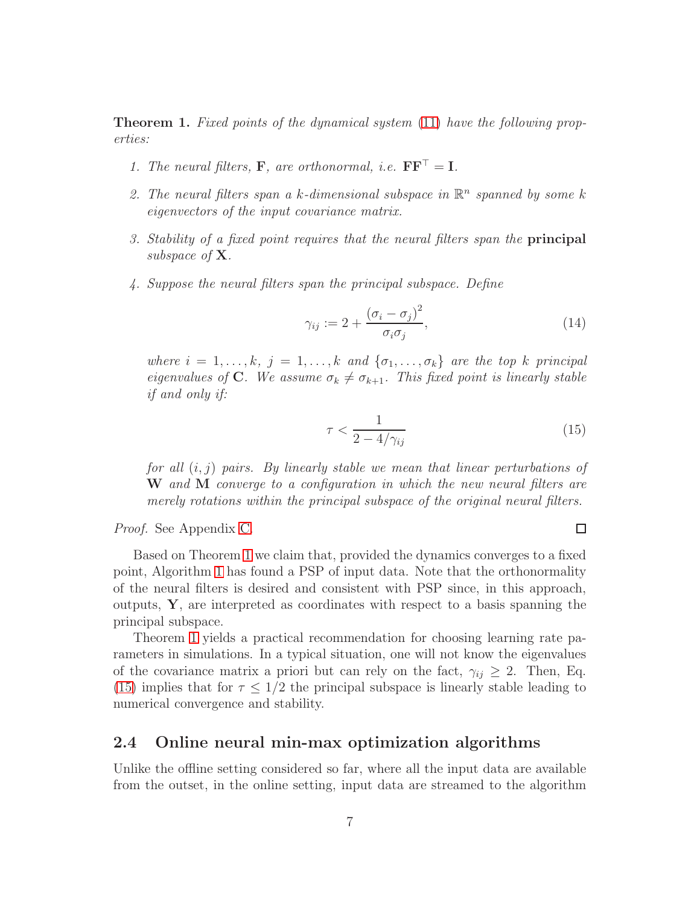**Theorem 1.** *Fixed points of the dynamical system (11) have the following properties:*

1. *The neural filters, $\mathbf{F}$, are orthonormal, i.e. $\mathbf{F}\mathbf{F}^\top = \mathbf{I}$.*
2. *The neural filters span a $k$-dimensional subspace in $\mathbb{R}^n$ spanned by some $k$ eigenvectors of the input covariance matrix.*
3. *Stability of a fixed point requires that the neural filters span the* **principal** *subspace of $\mathbf{X}$.*
4. *Suppose the neural filters span the principal subspace. Define*

$$\gamma_{ij} := 2 + \frac{(\sigma_i - \sigma_j)^2}{\sigma_i \sigma_j}, \tag{14}$$

*where $i = 1, \ldots, k$, $j = 1, \ldots, k$ and $\{\sigma_1, \ldots, \sigma_k\}$ are the top $k$ principal eigenvalues of $\mathbf{C}$. We assume $\sigma_k \neq \sigma_{k+1}$. This fixed point is linearly stable if and only if:*

$$\tau < \frac{1}{2 - 4/\gamma_{ij}} \tag{15}$$

*for all $(i, j)$ pairs. By linearly stable we mean that linear perturbations of $\mathbf{W}$ and $\mathbf{M}$ converge to a configuration in which the new neural filters are merely rotations within the principal subspace of the original neural filters.*

*Proof.* See Appendix C. □

Based on Theorem 1 we claim that, provided the dynamics converges to a fixed point, Algorithm 1 has found a PSP of input data. Note that the orthonormality of the neural filters is desired and consistent with PSP since, in this approach, outputs, $\mathbf{Y}$, are interpreted as coordinates with respect to a basis spanning the principal subspace.

Theorem 1 yields a practical recommendation for choosing learning rate parameters in simulations. In a typical situation, one will not know the eigenvalues of the covariance matrix a priori but can rely on the fact, $\gamma_{ij} \geq 2$. Then, Eq. (15) implies that for $\tau \leq 1/2$ the principal subspace is linearly stable leading to numerical convergence and stability.

## 2.4 Online neural min-max optimization algorithms

Unlike the offline setting considered so far, where all the input data are available from the outset, in the online setting, input data are streamed to the algorithm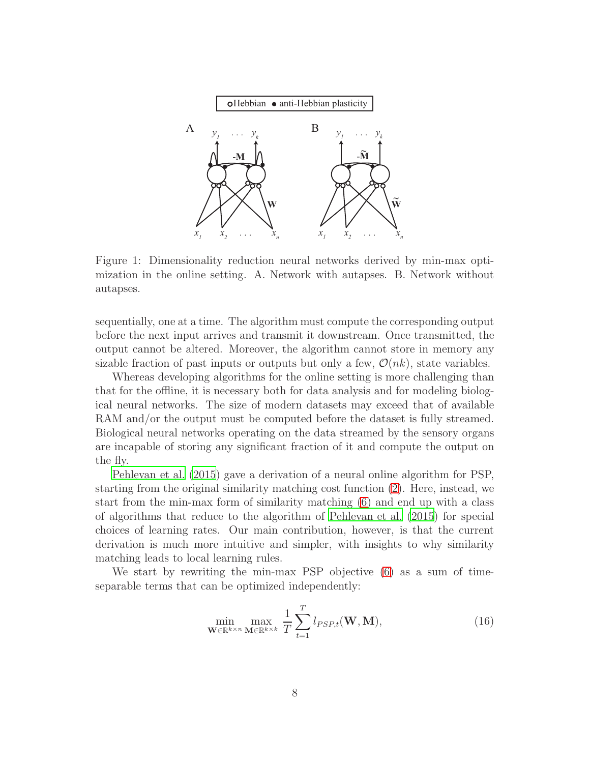Figure 1: Dimensionality reduction neural networks derived by min-max optimization in the online setting. A. Network with autapses. B. Network without autapses.

sequentially, one at a time. The algorithm must compute the corresponding output before the next input arrives and transmit it downstream. Once transmitted, the output cannot be altered. Moreover, the algorithm cannot store in memory any sizable fraction of past inputs or outputs but only a few, $\mathcal{O}(nk)$, state variables.

Whereas developing algorithms for the online setting is more challenging than that for the offline, it is necessary both for data analysis and for modeling biological neural networks. The size of modern datasets may exceed that of available RAM and/or the output must be computed before the dataset is fully streamed. Biological neural networks operating on the data streamed by the sensory organs are incapable of storing any significant fraction of it and compute the output on the fly.

Pehlevan et al. (2015) gave a derivation of a neural online algorithm for PSP, starting from the original similarity matching cost function (2). Here, instead, we start from the min-max form of similarity matching (6) and end up with a class of algorithms that reduce to the algorithm of Pehlevan et al. (2015) for special choices of learning rates. Our main contribution, however, is that the current derivation is much more intuitive and simpler, with insights to why similarity matching leads to local learning rules.

We start by rewriting the min-max PSP objective (6) as a sum of time-separable terms that can be optimized independently:

$$\min_{\mathbf{W}\in\mathbb{R}^{k\times n}} \max_{\mathbf{M}\in\mathbb{R}^{k\times k}} \frac{1}{T}\sum_{t=1}^{T} l_{PSP,t}(\mathbf{W},\mathbf{M}), \tag{16}$$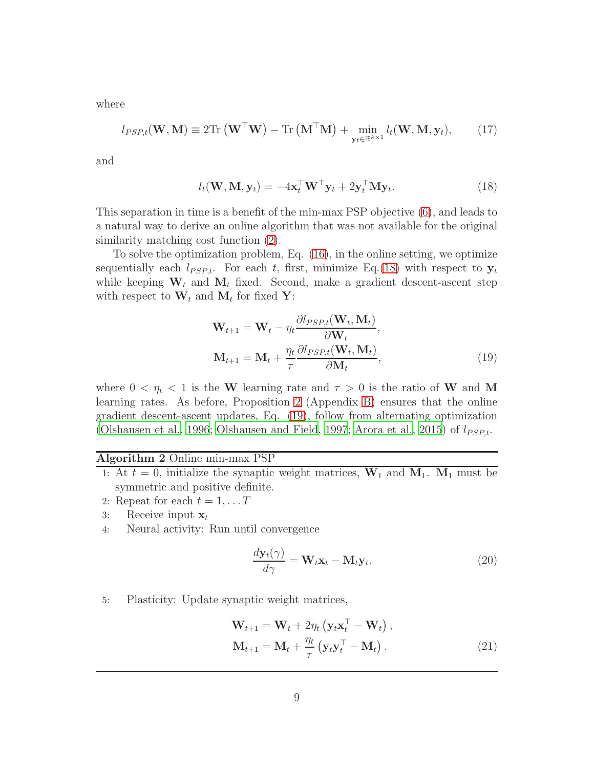where

$$l_{PSP,t}(\mathbf{W},\mathbf{M}) \equiv 2\mathrm{Tr}\left(\mathbf{W}^\top\mathbf{W}\right) - \mathrm{Tr}\left(\mathbf{M}^\top\mathbf{M}\right) + \min_{\mathbf{y}_t\in\mathbb{R}^{k\times 1}} l_t(\mathbf{W},\mathbf{M},\mathbf{y}_t), \tag{17}$$

and

$$l_t(\mathbf{W},\mathbf{M},\mathbf{y}_t) = -4\mathbf{x}_t^\top\mathbf{W}^\top\mathbf{y}_t + 2\mathbf{y}_t^\top\mathbf{M}\mathbf{y}_t. \tag{18}$$

This separation in time is a benefit of the min-max PSP objective (6), and leads to a natural way to derive an online algorithm that was not available for the original similarity matching cost function (2).

To solve the optimization problem, Eq. (16), in the online setting, we optimize sequentially each $l_{PSP,t}$. For each $t$, first, minimize Eq.(18) with respect to $\mathbf{y}_t$ while keeping $\mathbf{W}_t$ and $\mathbf{M}_t$ fixed. Second, make a gradient descent-ascent step with respect to $\mathbf{W}_t$ and $\mathbf{M}_t$ for fixed $\mathbf{Y}$:

$$\begin{aligned}
\mathbf{W}_{t+1} &= \mathbf{W}_t - \eta_t \frac{\partial l_{PSP,t}(\mathbf{W}_t,\mathbf{M}_t)}{\partial \mathbf{W}_t},\\
\mathbf{M}_{t+1} &= \mathbf{M}_t + \frac{\eta_t}{\tau}\frac{\partial l_{PSP,t}(\mathbf{W}_t,\mathbf{M}_t)}{\partial \mathbf{M}_t},
\end{aligned} \tag{19}$$

where $0 < \eta_t < 1$ is the $\mathbf{W}$ learning rate and $\tau > 0$ is the ratio of $\mathbf{W}$ and $\mathbf{M}$ learning rates. As before, Proposition 2 (Appendix B) ensures that the online gradient descent-ascent updates, Eq. (19), follow from alternating optimization (Olshausen et al., 1996; Olshausen and Field, 1997; Arora et al., 2015) of $l_{PSP,t}$.

---

**Algorithm 2** Online min-max PSP

1: At $t = 0$, initialize the synaptic weight matrices, $\mathbf{W}_1$ and $\mathbf{M}_1$. $\mathbf{M}_1$ must be symmetric and positive definite.

2: Repeat for each $t = 1, \ldots T$

3: Receive input $\mathbf{x}_t$

4: Neural activity: Run until convergence

$$\frac{d\mathbf{y}_t(\gamma)}{d\gamma} = \mathbf{W}_t\mathbf{x}_t - \mathbf{M}_t\mathbf{y}_t. \tag{20}$$

5: Plasticity: Update synaptic weight matrices,

$$\begin{aligned}
\mathbf{W}_{t+1} &= \mathbf{W}_t + 2\eta_t\left(\mathbf{y}_t\mathbf{x}_t^\top - \mathbf{W}_t\right),\\
\mathbf{M}_{t+1} &= \mathbf{M}_t + \frac{\eta_t}{\tau}\left(\mathbf{y}_t\mathbf{y}_t^\top - \mathbf{M}_t\right).
\end{aligned} \tag{21}$$

---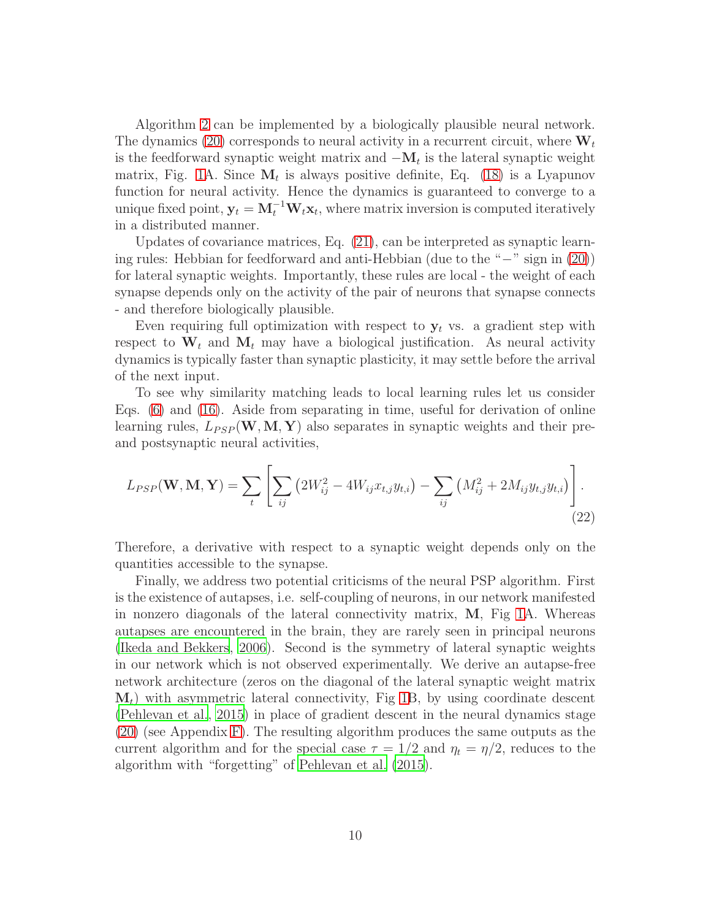Algorithm 2 can be implemented by a biologically plausible neural network. The dynamics (20) corresponds to neural activity in a recurrent circuit, where $\mathbf{W}_t$ is the feedforward synaptic weight matrix and $-\mathbf{M}_t$ is the lateral synaptic weight matrix, Fig. 1A. Since $\mathbf{M}_t$ is always positive definite, Eq. (18) is a Lyapunov function for neural activity. Hence the dynamics is guaranteed to converge to a unique fixed point, $\mathbf{y}_t = \mathbf{M}_t^{-1}\mathbf{W}_t\mathbf{x}_t$, where matrix inversion is computed iteratively in a distributed manner.

Updates of covariance matrices, Eq. (21), can be interpreted as synaptic learning rules: Hebbian for feedforward and anti-Hebbian (due to the "$-$" sign in (20)) for lateral synaptic weights. Importantly, these rules are local - the weight of each synapse depends only on the activity of the pair of neurons that synapse connects - and therefore biologically plausible.

Even requiring full optimization with respect to $\mathbf{y}_t$ vs. a gradient step with respect to $\mathbf{W}_t$ and $\mathbf{M}_t$ may have a biological justification. As neural activity dynamics is typically faster than synaptic plasticity, it may settle before the arrival of the next input.

To see why similarity matching leads to local learning rules let us consider Eqs. (6) and (16). Aside from separating in time, useful for derivation of online learning rules, $L_{PSP}(\mathbf{W}, \mathbf{M}, \mathbf{Y})$ also separates in synaptic weights and their pre- and postsynaptic neural activities,

$$L_{PSP}(\mathbf{W}, \mathbf{M}, \mathbf{Y}) = \sum_t \left[ \sum_{ij} \left( 2W_{ij}^2 - 4W_{ij}x_{t,j}y_{t,i} \right) - \sum_{ij} \left( M_{ij}^2 + 2M_{ij}y_{t,j}y_{t,i} \right) \right]. \tag{22}$$

Therefore, a derivative with respect to a synaptic weight depends only on the quantities accessible to the synapse.

Finally, we address two potential criticisms of the neural PSP algorithm. First is the existence of autapses, i.e. self-coupling of neurons, in our network manifested in nonzero diagonals of the lateral connectivity matrix, $\mathbf{M}$, Fig 1A. Whereas autapses are encountered in the brain, they are rarely seen in principal neurons (Ikeda and Bekkers, 2006). Second is the symmetry of lateral synaptic weights in our network which is not observed experimentally. We derive an autapse-free network architecture (zeros on the diagonal of the lateral synaptic weight matrix $\mathbf{M}_t$) with asymmetric lateral connectivity, Fig 1B, by using coordinate descent (Pehlevan et al., 2015) in place of gradient descent in the neural dynamics stage (20) (see Appendix F). The resulting algorithm produces the same outputs as the current algorithm and for the special case $\tau = 1/2$ and $\eta_t = \eta/2$, reduces to the algorithm with "forgetting" of Pehlevan et al. (2015).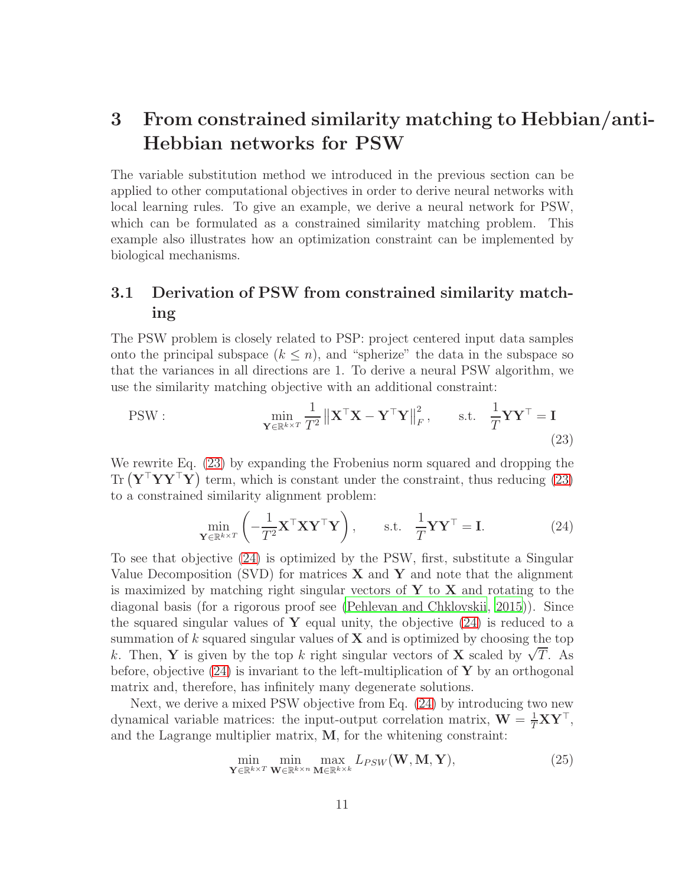# 3 From constrained similarity matching to Hebbian/anti-Hebbian networks for PSW

The variable substitution method we introduced in the previous section can be applied to other computational objectives in order to derive neural networks with local learning rules. To give an example, we derive a neural network for PSW, which can be formulated as a constrained similarity matching problem. This example also illustrates how an optimization constraint can be implemented by biological mechanisms.

## 3.1 Derivation of PSW from constrained similarity matching

The PSW problem is closely related to PSP: project centered input data samples onto the principal subspace ($k \leq n$), and "spherize" the data in the subspace so that the variances in all directions are 1. To derive a neural PSW algorithm, we use the similarity matching objective with an additional constraint:

$$\text{PSW}: \qquad \min_{\mathbf{Y} \in \mathbb{R}^{k \times T}} \frac{1}{T^2} \left\| \mathbf{X}^\top \mathbf{X} - \mathbf{Y}^\top \mathbf{Y} \right\|_F^2, \qquad \text{s.t.} \quad \frac{1}{T} \mathbf{Y} \mathbf{Y}^\top = \mathbf{I} \tag{23}$$

We rewrite Eq. (23) by expanding the Frobenius norm squared and dropping the $\mathrm{Tr}\left(\mathbf{Y}^\top \mathbf{Y} \mathbf{Y}^\top \mathbf{Y}\right)$ term, which is constant under the constraint, thus reducing (23) to a constrained similarity alignment problem:

$$\min_{\mathbf{Y} \in \mathbb{R}^{k \times T}} \left( -\frac{1}{T^2} \mathbf{X}^\top \mathbf{X} \mathbf{Y}^\top \mathbf{Y} \right), \qquad \text{s.t.} \quad \frac{1}{T} \mathbf{Y} \mathbf{Y}^\top = \mathbf{I}. \tag{24}$$

To see that objective (24) is optimized by the PSW, first, substitute a Singular Value Decomposition (SVD) for matrices $\mathbf{X}$ and $\mathbf{Y}$ and note that the alignment is maximized by matching right singular vectors of $\mathbf{Y}$ to $\mathbf{X}$ and rotating to the diagonal basis (for a rigorous proof see (Pehlevan and Chklovskii, 2015)). Since the squared singular values of $\mathbf{Y}$ equal unity, the objective (24) is reduced to a summation of $k$ squared singular values of $\mathbf{X}$ and is optimized by choosing the top $k$. Then, $\mathbf{Y}$ is given by the top $k$ right singular vectors of $\mathbf{X}$ scaled by $\sqrt{T}$. As before, objective (24) is invariant to the left-multiplication of $\mathbf{Y}$ by an orthogonal matrix and, therefore, has infinitely many degenerate solutions.

Next, we derive a mixed PSW objective from Eq. (24) by introducing two new dynamical variable matrices: the input-output correlation matrix, $\mathbf{W} = \frac{1}{T} \mathbf{X} \mathbf{Y}^\top$, and the Lagrange multiplier matrix, $\mathbf{M}$, for the whitening constraint:

$$\min_{\mathbf{Y} \in \mathbb{R}^{k \times T}} \min_{\mathbf{W} \in \mathbb{R}^{k \times n}} \max_{\mathbf{M} \in \mathbb{R}^{k \times k}} L_{PSW}(\mathbf{W}, \mathbf{M}, \mathbf{Y}), \tag{25}$$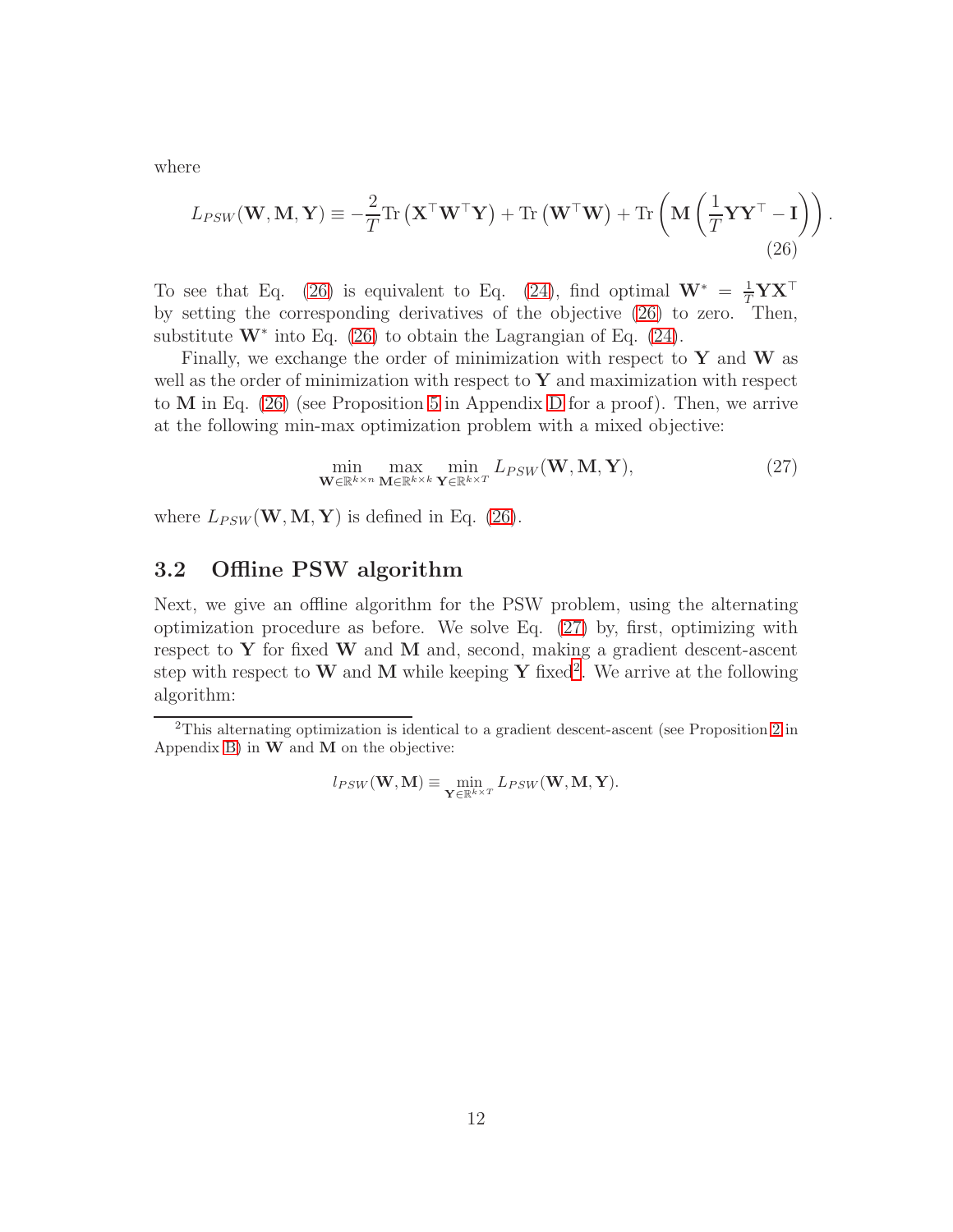where

$$L_{PSW}(\mathbf{W}, \mathbf{M}, \mathbf{Y}) \equiv -\frac{2}{T}\mathrm{Tr}\left(\mathbf{X}^\top \mathbf{W}^\top \mathbf{Y}\right) + \mathrm{Tr}\left(\mathbf{W}^\top \mathbf{W}\right) + \mathrm{Tr}\left(\mathbf{M}\left(\frac{1}{T}\mathbf{Y}\mathbf{Y}^\top - \mathbf{I}\right)\right). \tag{26}$$

To see that Eq. (26) is equivalent to Eq. (24), find optimal $\mathbf{W}^* = \frac{1}{T}\mathbf{Y}\mathbf{X}^\top$ by setting the corresponding derivatives of the objective (26) to zero. Then, substitute $\mathbf{W}^*$ into Eq. (26) to obtain the Lagrangian of Eq. (24).

Finally, we exchange the order of minimization with respect to $\mathbf{Y}$ and $\mathbf{W}$ as well as the order of minimization with respect to $\mathbf{Y}$ and maximization with respect to $\mathbf{M}$ in Eq. (26) (see Proposition 5 in Appendix D for a proof). Then, we arrive at the following min-max optimization problem with a mixed objective:

$$\min_{\mathbf{W} \in \mathbb{R}^{k \times n}} \max_{\mathbf{M} \in \mathbb{R}^{k \times k}} \min_{\mathbf{Y} \in \mathbb{R}^{k \times T}} L_{PSW}(\mathbf{W}, \mathbf{M}, \mathbf{Y}), \tag{27}$$

where $L_{PSW}(\mathbf{W}, \mathbf{M}, \mathbf{Y})$ is defined in Eq. (26).

## 3.2 Offline PSW algorithm

Next, we give an offline algorithm for the PSW problem, using the alternating optimization procedure as before. We solve Eq. (27) by, first, optimizing with respect to $\mathbf{Y}$ for fixed $\mathbf{W}$ and $\mathbf{M}$ and, second, making a gradient descent-ascent step with respect to $\mathbf{W}$ and $\mathbf{M}$ while keeping $\mathbf{Y}$ fixed[2]. We arrive at the following algorithm:

---

[2] This alternating optimization is identical to a gradient descent-ascent (see Proposition 2 in Appendix B) in $\mathbf{W}$ and $\mathbf{M}$ on the objective:

$$l_{PSW}(\mathbf{W}, \mathbf{M}) \equiv \min_{\mathbf{Y} \in \mathbb{R}^{k \times T}} L_{PSW}(\mathbf{W}, \mathbf{M}, \mathbf{Y}).$$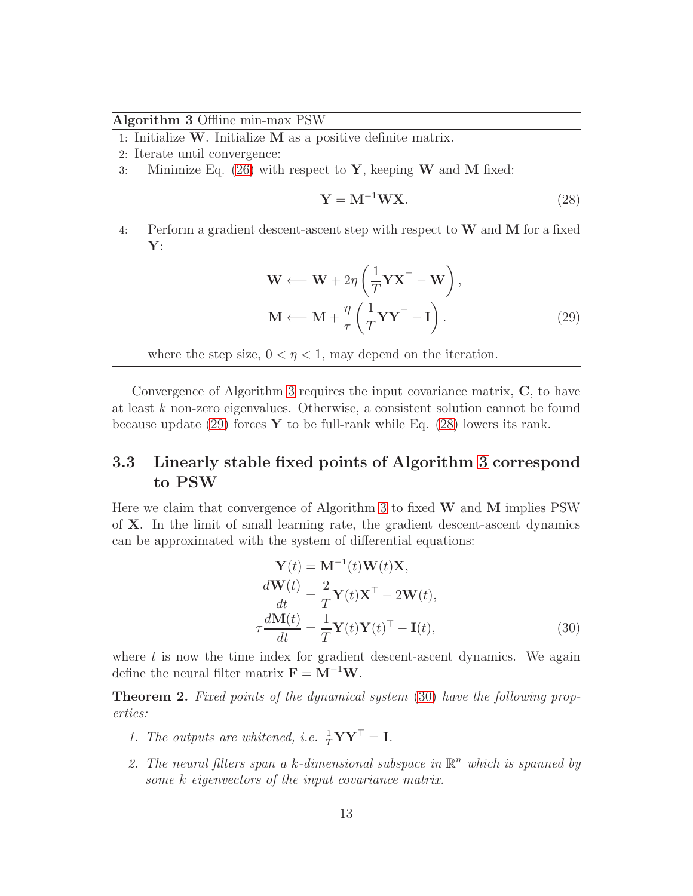**Algorithm 3** Offline min-max PSW

1: Initialize $\mathbf{W}$. Initialize $\mathbf{M}$ as a positive definite matrix.
2: Iterate until convergence:
3: Minimize Eq. (26) with respect to $\mathbf{Y}$, keeping $\mathbf{W}$ and $\mathbf{M}$ fixed:

$$\mathbf{Y} = \mathbf{M}^{-1}\mathbf{W}\mathbf{X}. \tag{28}$$

4: Perform a gradient descent-ascent step with respect to $\mathbf{W}$ and $\mathbf{M}$ for a fixed $\mathbf{Y}$:

$$\begin{aligned}
\mathbf{W} &\longleftarrow \mathbf{W} + 2\eta\left(\frac{1}{T}\mathbf{Y}\mathbf{X}^\top - \mathbf{W}\right), \\
\mathbf{M} &\longleftarrow \mathbf{M} + \frac{\eta}{\tau}\left(\frac{1}{T}\mathbf{Y}\mathbf{Y}^\top - \mathbf{I}\right).
\end{aligned} \tag{29}$$

where the step size, $0 < \eta < 1$, may depend on the iteration.

---

Convergence of Algorithm 3 requires the input covariance matrix, $\mathbf{C}$, to have at least $k$ non-zero eigenvalues. Otherwise, a consistent solution cannot be found because update (29) forces $\mathbf{Y}$ to be full-rank while Eq. (28) lowers its rank.

## 3.3 Linearly stable fixed points of Algorithm 3 correspond to PSW

Here we claim that convergence of Algorithm 3 to fixed $\mathbf{W}$ and $\mathbf{M}$ implies PSW of $\mathbf{X}$. In the limit of small learning rate, the gradient descent-ascent dynamics can be approximated with the system of differential equations:

$$\begin{aligned}
\mathbf{Y}(t) &= \mathbf{M}^{-1}(t)\mathbf{W}(t)\mathbf{X}, \\
\frac{d\mathbf{W}(t)}{dt} &= \frac{2}{T}\mathbf{Y}(t)\mathbf{X}^\top - 2\mathbf{W}(t), \\
\tau\frac{d\mathbf{M}(t)}{dt} &= \frac{1}{T}\mathbf{Y}(t)\mathbf{Y}(t)^\top - \mathbf{I}(t),
\end{aligned} \tag{30}$$

where $t$ is now the time index for gradient descent-ascent dynamics. We again define the neural filter matrix $\mathbf{F} = \mathbf{M}^{-1}\mathbf{W}$.

**Theorem 2.** *Fixed points of the dynamical system (30) have the following properties:*

1. *The outputs are whitened, i.e.* $\frac{1}{T}\mathbf{Y}\mathbf{Y}^\top = \mathbf{I}$.
2. *The neural filters span a $k$-dimensional subspace in $\mathbb{R}^n$ which is spanned by some $k$ eigenvectors of the input covariance matrix.*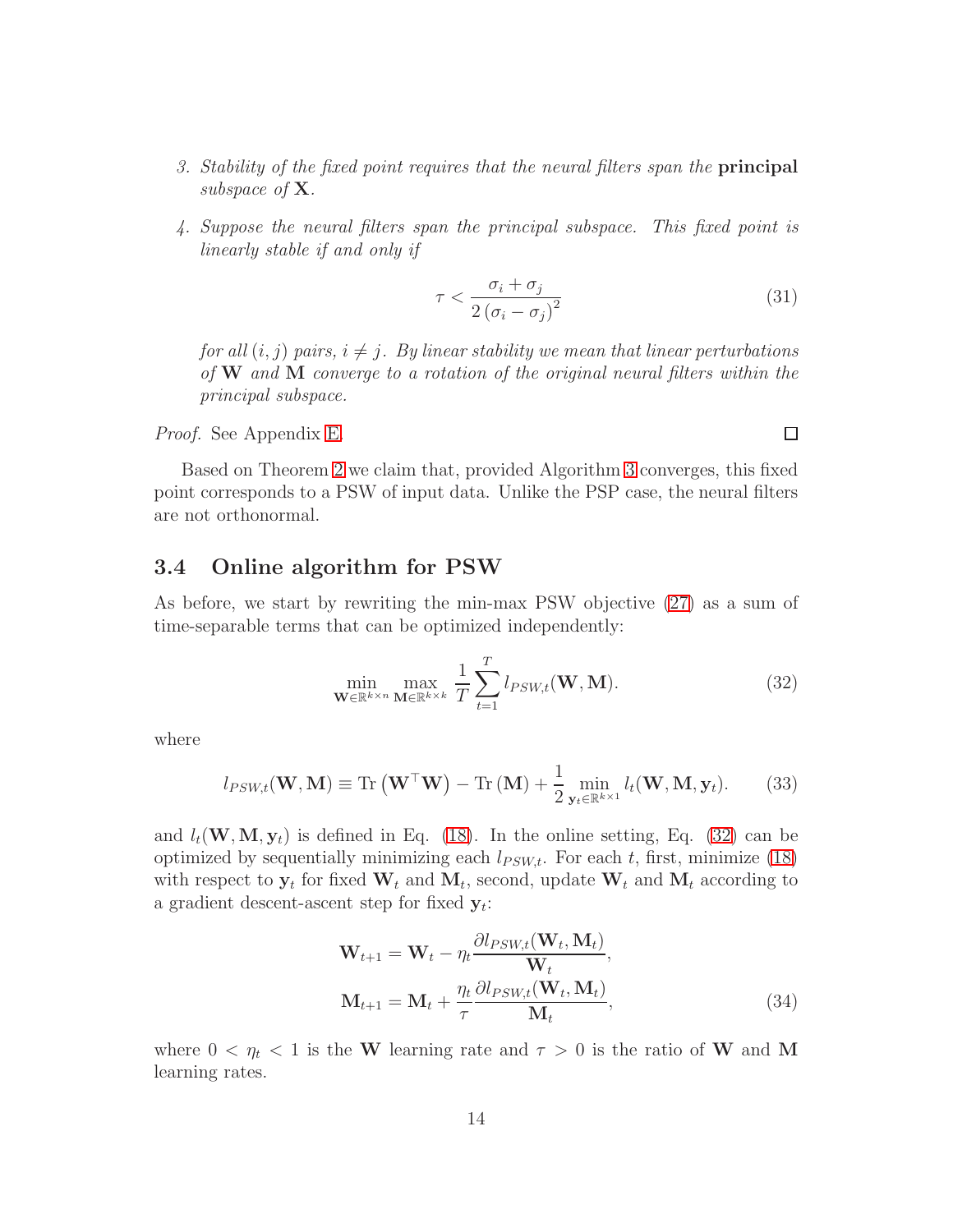3. *Stability of the fixed point requires that the neural filters span the* **principal** *subspace of* $\mathbf{X}$.

4. *Suppose the neural filters span the principal subspace. This fixed point is linearly stable if and only if*

$$\tau < \frac{\sigma_i + \sigma_j}{2\left(\sigma_i - \sigma_j\right)^2} \tag{31}$$

*for all* $(i, j)$ *pairs,* $i \neq j$*. By linear stability we mean that linear perturbations of* $\mathbf{W}$ *and* $\mathbf{M}$ *converge to a rotation of the original neural filters within the principal subspace.*

*Proof.* See Appendix E. □

Based on Theorem 2 we claim that, provided Algorithm 3 converges, this fixed point corresponds to a PSW of input data. Unlike the PSP case, the neural filters are not orthonormal.

## 3.4 Online algorithm for PSW

As before, we start by rewriting the min-max PSW objective (27) as a sum of time-separable terms that can be optimized independently:

$$\min_{\mathbf{W}\in\mathbb{R}^{k\times n}} \max_{\mathbf{M}\in\mathbb{R}^{k\times k}} \frac{1}{T}\sum_{t=1}^{T} l_{PSW,t}(\mathbf{W},\mathbf{M}). \tag{32}$$

where

$$l_{PSW,t}(\mathbf{W},\mathbf{M}) \equiv \mathrm{Tr}\left(\mathbf{W}^\top\mathbf{W}\right) - \mathrm{Tr}\left(\mathbf{M}\right) + \frac{1}{2}\min_{\mathbf{y}_t\in\mathbb{R}^{k\times 1}} l_t(\mathbf{W},\mathbf{M},\mathbf{y}_t). \tag{33}$$

and $l_t(\mathbf{W},\mathbf{M},\mathbf{y}_t)$ is defined in Eq. (18). In the online setting, Eq. (32) can be optimized by sequentially minimizing each $l_{PSW,t}$. For each $t$, first, minimize (18) with respect to $\mathbf{y}_t$ for fixed $\mathbf{W}_t$ and $\mathbf{M}_t$, second, update $\mathbf{W}_t$ and $\mathbf{M}_t$ according to a gradient descent-ascent step for fixed $\mathbf{y}_t$:

$$\begin{aligned}
\mathbf{W}_{t+1} &= \mathbf{W}_t - \eta_t \frac{\partial l_{PSW,t}(\mathbf{W}_t,\mathbf{M}_t)}{\mathbf{W}_t}, \\
\mathbf{M}_{t+1} &= \mathbf{M}_t + \frac{\eta_t}{\tau}\frac{\partial l_{PSW,t}(\mathbf{W}_t,\mathbf{M}_t)}{\mathbf{M}_t},
\end{aligned} \tag{34}$$

where $0 < \eta_t < 1$ is the $\mathbf{W}$ learning rate and $\tau > 0$ is the ratio of $\mathbf{W}$ and $\mathbf{M}$ learning rates.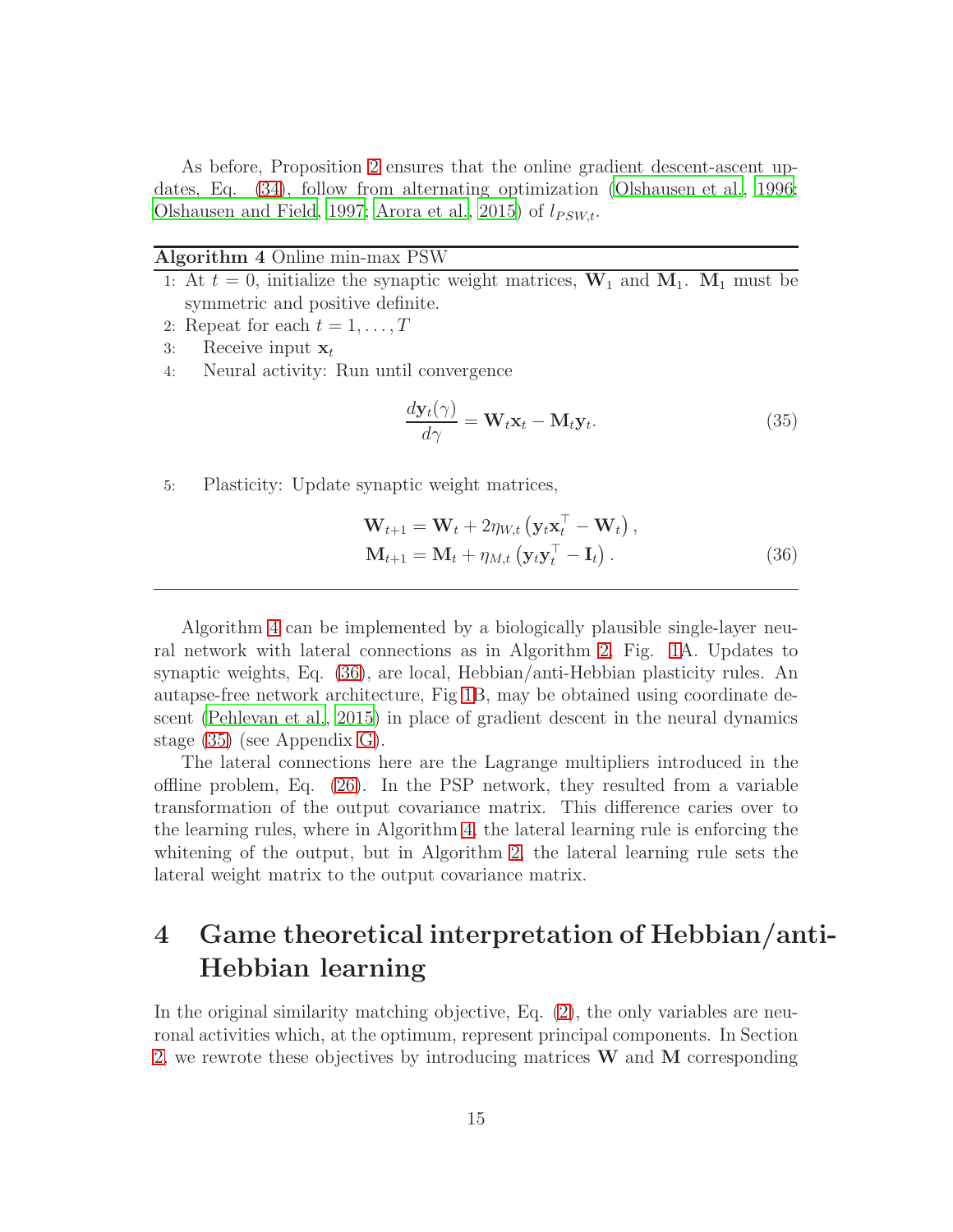As before, Proposition 2 ensures that the online gradient descent-ascent updates, Eq. (34), follow from alternating optimization (Olshausen et al., 1996; Olshausen and Field, 1997; Arora et al., 2015) of $l_{PSW,t}$.

---

**Algorithm 4** Online min-max PSW

1: At $t = 0$, initialize the synaptic weight matrices, $\mathbf{W}_1$ and $\mathbf{M}_1$. $\mathbf{M}_1$ must be symmetric and positive definite.

2: Repeat for each $t = 1, \ldots, T$

3: Receive input $\mathbf{x}_t$

4: Neural activity: Run until convergence

$$\frac{d\mathbf{y}_t(\gamma)}{d\gamma} = \mathbf{W}_t\mathbf{x}_t - \mathbf{M}_t\mathbf{y}_t. \tag{35}$$

5: Plasticity: Update synaptic weight matrices,

$$\begin{aligned}
\mathbf{W}_{t+1} &= \mathbf{W}_t + 2\eta_{W,t}\left(\mathbf{y}_t\mathbf{x}_t^\top - \mathbf{W}_t\right), \\
\mathbf{M}_{t+1} &= \mathbf{M}_t + \eta_{M,t}\left(\mathbf{y}_t\mathbf{y}_t^\top - \mathbf{I}_t\right).
\end{aligned} \tag{36}$$

---

Algorithm 4 can be implemented by a biologically plausible single-layer neural network with lateral connections as in Algorithm 2, Fig. 1A. Updates to synaptic weights, Eq. (36), are local, Hebbian/anti-Hebbian plasticity rules. An autapse-free network architecture, Fig 1B, may be obtained using coordinate descent (Pehlevan et al., 2015) in place of gradient descent in the neural dynamics stage (35) (see Appendix G).

The lateral connections here are the Lagrange multipliers introduced in the offline problem, Eq. (26). In the PSP network, they resulted from a variable transformation of the output covariance matrix. This difference caries over to the learning rules, where in Algorithm 4, the lateral learning rule is enforcing the whitening of the output, but in Algorithm 2, the lateral learning rule sets the lateral weight matrix to the output covariance matrix.

# 4 Game theoretical interpretation of Hebbian/anti-Hebbian learning

In the original similarity matching objective, Eq. (2), the only variables are neuronal activities which, at the optimum, represent principal components. In Section 2, we rewrote these objectives by introducing matrices $\mathbf{W}$ and $\mathbf{M}$ corresponding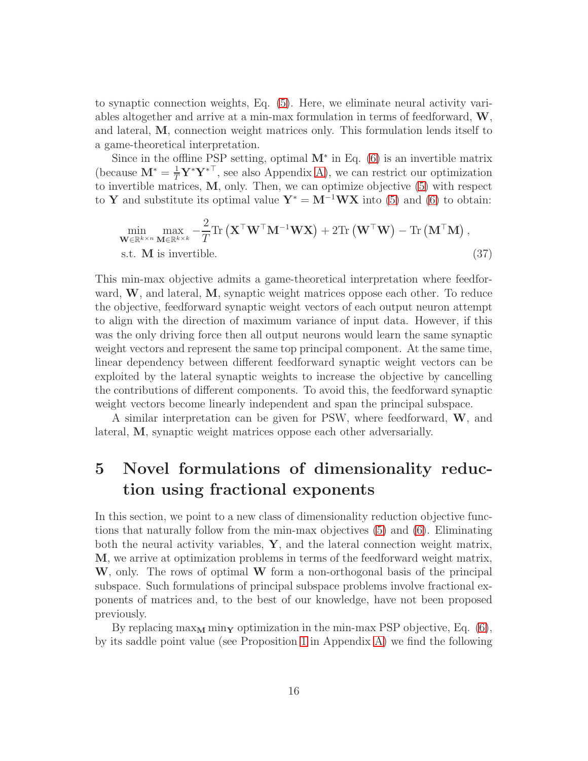to synaptic connection weights, Eq. (5). Here, we eliminate neural activity variables altogether and arrive at a min-max formulation in terms of feedforward, $\mathbf{W}$, and lateral, $\mathbf{M}$, connection weight matrices only. This formulation lends itself to a game-theoretical interpretation.

Since in the offline PSP setting, optimal $\mathbf{M}^*$ in Eq. (6) is an invertible matrix (because $\mathbf{M}^* = \frac{1}{T}\mathbf{Y}^*\mathbf{Y}^{*\top}$, see also Appendix A), we can restrict our optimization to invertible matrices, $\mathbf{M}$, only. Then, we can optimize objective (5) with respect to $\mathbf{Y}$ and substitute its optimal value $\mathbf{Y}^* = \mathbf{M}^{-1}\mathbf{W}\mathbf{X}$ into (5) and (6) to obtain:

$$
\begin{aligned}
&\min_{\mathbf{W}\in\mathbb{R}^{k\times n}} \max_{\mathbf{M}\in\mathbb{R}^{k\times k}} -\frac{2}{T}\mathrm{Tr}\left(\mathbf{X}^\top\mathbf{W}^\top\mathbf{M}^{-1}\mathbf{W}\mathbf{X}\right) + 2\mathrm{Tr}\left(\mathbf{W}^\top\mathbf{W}\right) - \mathrm{Tr}\left(\mathbf{M}^\top\mathbf{M}\right), \\
&\text{s.t. } \mathbf{M} \text{ is invertible.} \qquad (37)
\end{aligned}
$$

This min-max objective admits a game-theoretical interpretation where feedforward, $\mathbf{W}$, and lateral, $\mathbf{M}$, synaptic weight matrices oppose each other. To reduce the objective, feedforward synaptic weight vectors of each output neuron attempt to align with the direction of maximum variance of input data. However, if this was the only driving force then all output neurons would learn the same synaptic weight vectors and represent the same top principal component. At the same time, linear dependency between different feedforward synaptic weight vectors can be exploited by the lateral synaptic weights to increase the objective by cancelling the contributions of different components. To avoid this, the feedforward synaptic weight vectors become linearly independent and span the principal subspace.

A similar interpretation can be given for PSW, where feedforward, $\mathbf{W}$, and lateral, $\mathbf{M}$, synaptic weight matrices oppose each other adversarially.

# 5 Novel formulations of dimensionality reduction using fractional exponents

In this section, we point to a new class of dimensionality reduction objective functions that naturally follow from the min-max objectives (5) and (6). Eliminating both the neural activity variables, $\mathbf{Y}$, and the lateral connection weight matrix, $\mathbf{M}$, we arrive at optimization problems in terms of the feedforward weight matrix, $\mathbf{W}$, only. The rows of optimal $\mathbf{W}$ form a non-orthogonal basis of the principal subspace. Such formulations of principal subspace problems involve fractional exponents of matrices and, to the best of our knowledge, have not been proposed previously.

By replacing $\max_{\mathbf{M}}\min_{\mathbf{Y}}$ optimization in the min-max PSP objective, Eq. (6), by its saddle point value (see Proposition 1 in Appendix A) we find the following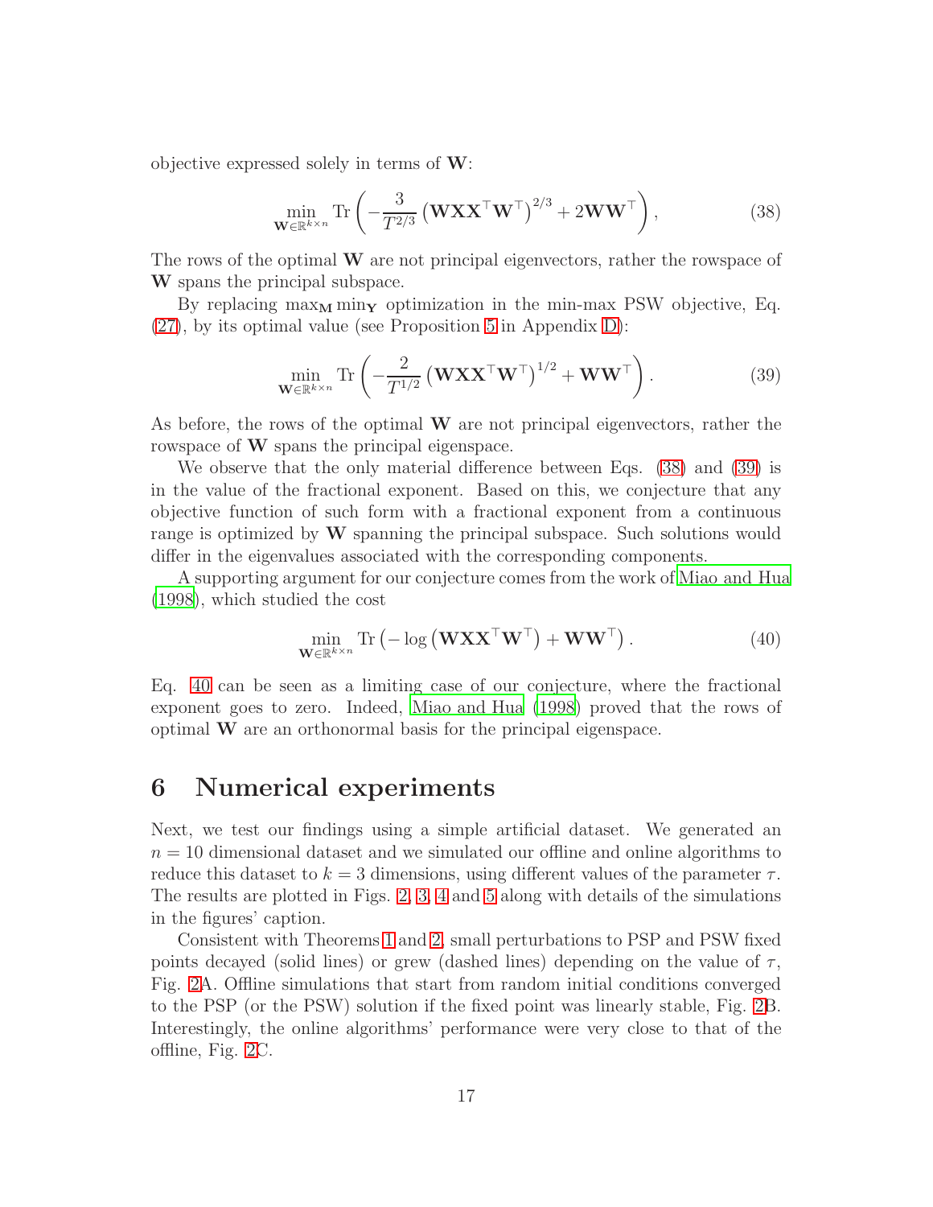objective expressed solely in terms of $\mathbf{W}$:

$$\min_{\mathbf{W}\in\mathbb{R}^{k\times n}} \mathrm{Tr}\left(-\frac{3}{T^{2/3}}\left(\mathbf{W}\mathbf{X}\mathbf{X}^\top\mathbf{W}^\top\right)^{2/3} + 2\mathbf{W}\mathbf{W}^\top\right), \tag{38}$$

The rows of the optimal $\mathbf{W}$ are not principal eigenvectors, rather the rowspace of $\mathbf{W}$ spans the principal subspace.

By replacing $\max_{\mathbf{M}}\min_{\mathbf{Y}}$ optimization in the min-max PSW objective, Eq. (27), by its optimal value (see Proposition 5 in Appendix D):

$$\min_{\mathbf{W}\in\mathbb{R}^{k\times n}} \mathrm{Tr}\left(-\frac{2}{T^{1/2}}\left(\mathbf{W}\mathbf{X}\mathbf{X}^\top\mathbf{W}^\top\right)^{1/2} + \mathbf{W}\mathbf{W}^\top\right). \tag{39}$$

As before, the rows of the optimal $\mathbf{W}$ are not principal eigenvectors, rather the rowspace of $\mathbf{W}$ spans the principal eigenspace.

We observe that the only material difference between Eqs. (38) and (39) is in the value of the fractional exponent. Based on this, we conjecture that any objective function of such form with a fractional exponent from a continuous range is optimized by $\mathbf{W}$ spanning the principal subspace. Such solutions would differ in the eigenvalues associated with the corresponding components.

A supporting argument for our conjecture comes from the work of Miao and Hua (1998), which studied the cost

$$\min_{\mathbf{W}\in\mathbb{R}^{k\times n}} \mathrm{Tr}\left(-\log\left(\mathbf{W}\mathbf{X}\mathbf{X}^\top\mathbf{W}^\top\right) + \mathbf{W}\mathbf{W}^\top\right). \tag{40}$$

Eq. 40 can be seen as a limiting case of our conjecture, where the fractional exponent goes to zero. Indeed, Miao and Hua (1998) proved that the rows of optimal $\mathbf{W}$ are an orthonormal basis for the principal eigenspace.

# 6 Numerical experiments

Next, we test our findings using a simple artificial dataset. We generated an $n = 10$ dimensional dataset and we simulated our offline and online algorithms to reduce this dataset to $k = 3$ dimensions, using different values of the parameter $\tau$. The results are plotted in Figs. 2, 3, 4 and 5 along with details of the simulations in the figures' caption.

Consistent with Theorems 1 and 2, small perturbations to PSP and PSW fixed points decayed (solid lines) or grew (dashed lines) depending on the value of $\tau$, Fig. 2A. Offline simulations that start from random initial conditions converged to the PSP (or the PSW) solution if the fixed point was linearly stable, Fig. 2B. Interestingly, the online algorithms' performance were very close to that of the offline, Fig. 2C.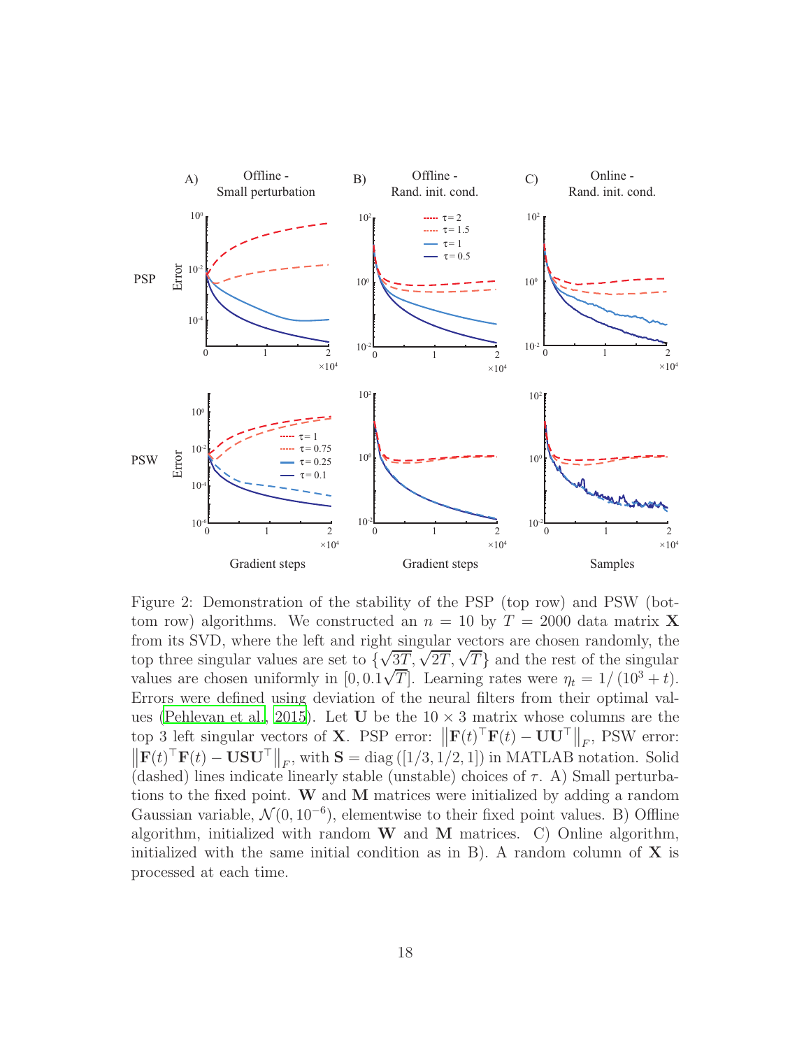Figure 2: Demonstration of the stability of the PSP (top row) and PSW (bottom row) algorithms. We constructed an $n = 10$ by $T = 2000$ data matrix $\mathbf{X}$ from its SVD, where the left and right singular vectors are chosen randomly, the top three singular values are set to $\{\sqrt{3T}, \sqrt{2T}, \sqrt{T}\}$ and the rest of the singular values are chosen uniformly in $[0, 0.1\sqrt{T}]$. Learning rates were $\eta_t = 1/(10^3 + t)$. Errors were defined using deviation of the neural filters from their optimal values (Pehlevan et al., 2015). Let $\mathbf{U}$ be the $10 \times 3$ matrix whose columns are the top 3 left singular vectors of $\mathbf{X}$. PSP error: $\left\|\mathbf{F}(t)^\top \mathbf{F}(t) - \mathbf{U}\mathbf{U}^\top\right\|_F$, PSW error: $\left\|\mathbf{F}(t)^\top \mathbf{F}(t) - \mathbf{U}\mathbf{S}\mathbf{U}^\top\right\|_F$, with $\mathbf{S} = \text{diag}\left([1/3, 1/2, 1]\right)$ in MATLAB notation. Solid (dashed) lines indicate linearly stable (unstable) choices of $\tau$. A) Small perturbations to the fixed point. $\mathbf{W}$ and $\mathbf{M}$ matrices were initialized by adding a random Gaussian variable, $\mathcal{N}(0, 10^{-6})$, elementwise to their fixed point values. B) Offline algorithm, initialized with random $\mathbf{W}$ and $\mathbf{M}$ matrices. C) Online algorithm, initialized with the same initial condition as in B). A random column of $\mathbf{X}$ is processed at each time.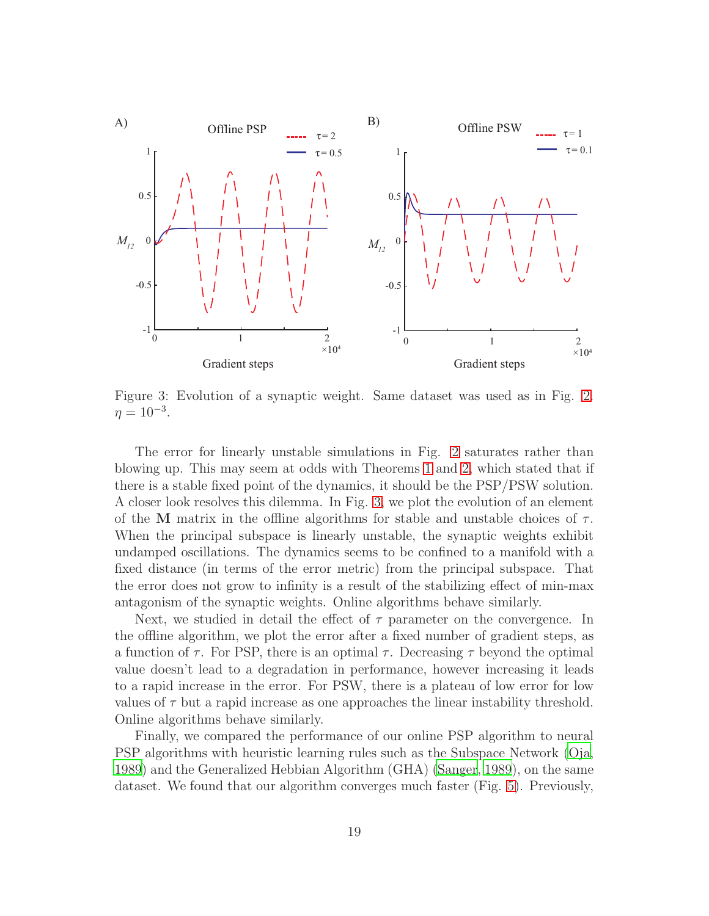Figure 3: Evolution of a synaptic weight. Same dataset was used as in Fig. 2. $\eta = 10^{-3}$.

The error for linearly unstable simulations in Fig. 2 saturates rather than blowing up. This may seem at odds with Theorems 1 and 2, which stated that if there is a stable fixed point of the dynamics, it should be the PSP/PSW solution. A closer look resolves this dilemma. In Fig. 3, we plot the evolution of an element of the $\mathbf{M}$ matrix in the offline algorithms for stable and unstable choices of $\tau$. When the principal subspace is linearly unstable, the synaptic weights exhibit undamped oscillations. The dynamics seems to be confined to a manifold with a fixed distance (in terms of the error metric) from the principal subspace. That the error does not grow to infinity is a result of the stabilizing effect of min-max antagonism of the synaptic weights. Online algorithms behave similarly.

Next, we studied in detail the effect of $\tau$ parameter on the convergence. In the offline algorithm, we plot the error after a fixed number of gradient steps, as a function of $\tau$. For PSP, there is an optimal $\tau$. Decreasing $\tau$ beyond the optimal value doesn't lead to a degradation in performance, however increasing it leads to a rapid increase in the error. For PSW, there is a plateau of low error for low values of $\tau$ but a rapid increase as one approaches the linear instability threshold. Online algorithms behave similarly.

Finally, we compared the performance of our online PSP algorithm to neural PSP algorithms with heuristic learning rules such as the Subspace Network (Oja, 1989) and the Generalized Hebbian Algorithm (GHA) (Sanger, 1989), on the same dataset. We found that our algorithm converges much faster (Fig. 5). Previously,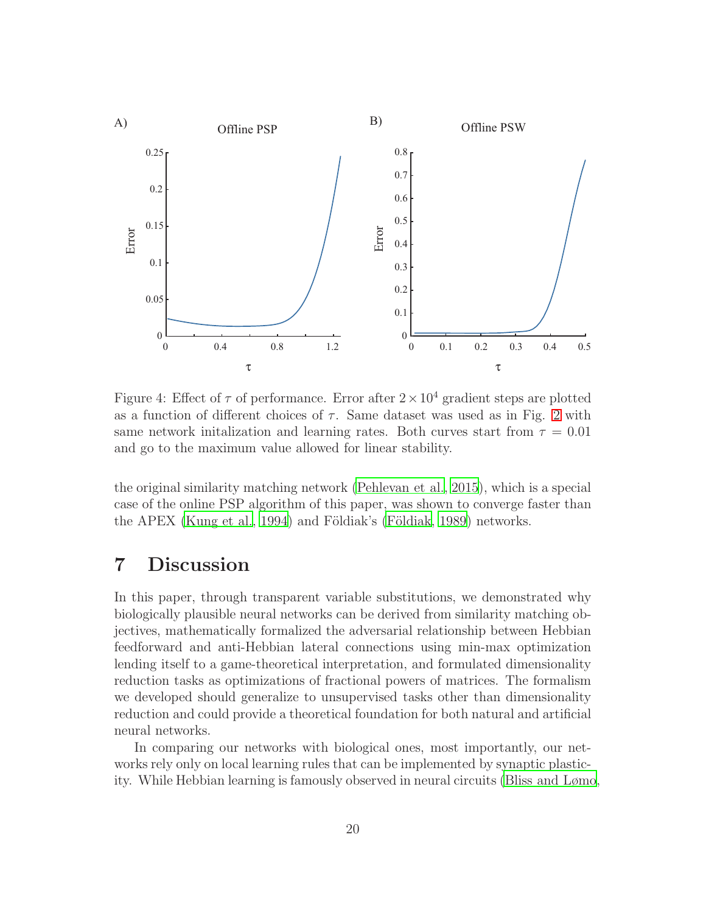Figure 4: Effect of $\tau$ of performance. Error after $2 \times 10^4$ gradient steps are plotted as a function of different choices of $\tau$. Same dataset was used as in Fig. 2 with same network initalization and learning rates. Both curves start from $\tau = 0.01$ and go to the maximum value allowed for linear stability.

the original similarity matching network (Pehlevan et al., 2015), which is a special case of the online PSP algorithm of this paper, was shown to converge faster than the APEX (Kung et al., 1994) and Földiak's (Földiak, 1989) networks.

# 7 Discussion

In this paper, through transparent variable substitutions, we demonstrated why biologically plausible neural networks can be derived from similarity matching objectives, mathematically formalized the adversarial relationship between Hebbian feedforward and anti-Hebbian lateral connections using min-max optimization lending itself to a game-theoretical interpretation, and formulated dimensionality reduction tasks as optimizations of fractional powers of matrices. The formalism we developed should generalize to unsupervised tasks other than dimensionality reduction and could provide a theoretical foundation for both natural and artificial neural networks.

In comparing our networks with biological ones, most importantly, our networks rely only on local learning rules that can be implemented by synaptic plasticity. While Hebbian learning is famously observed in neural circuits (Bliss and Lømo,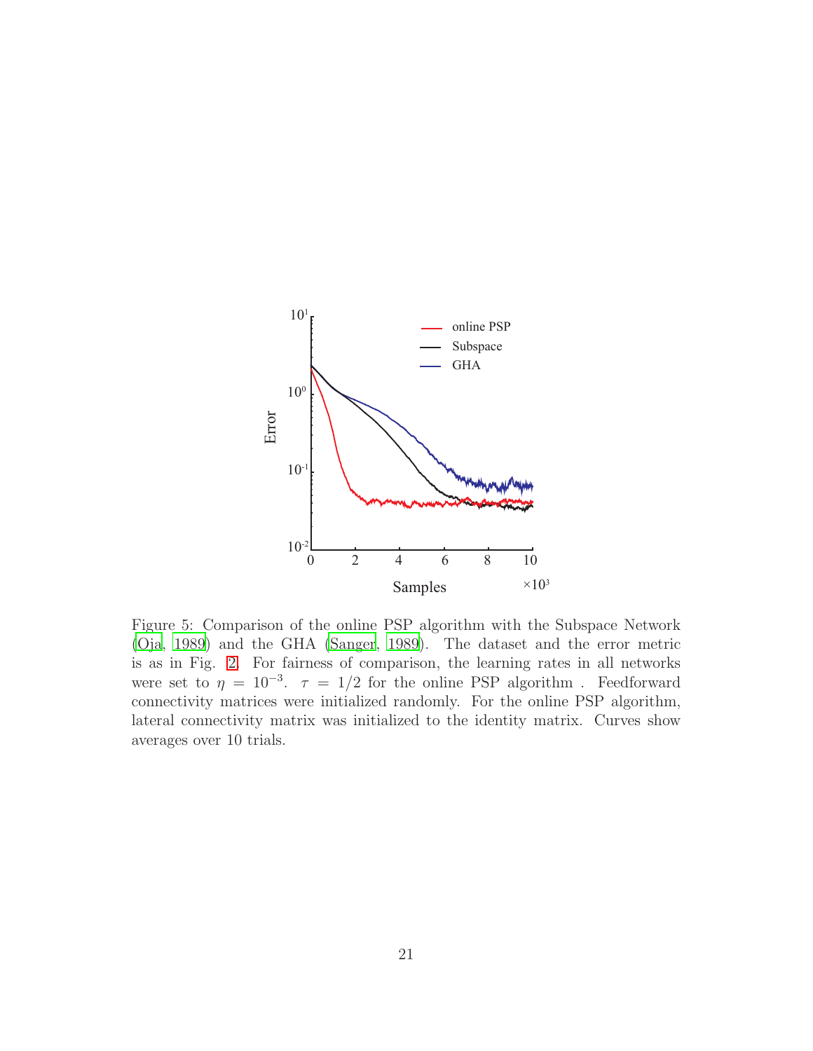Figure 5: Comparison of the online PSP algorithm with the Subspace Network (Oja, 1989) and the GHA (Sanger, 1989). The dataset and the error metric is as in Fig. 2. For fairness of comparison, the learning rates in all networks were set to $\eta = 10^{-3}$. $\tau = 1/2$ for the online PSP algorithm . Feedforward connectivity matrices were initialized randomly. For the online PSP algorithm, lateral connectivity matrix was initialized to the identity matrix. Curves show averages over 10 trials.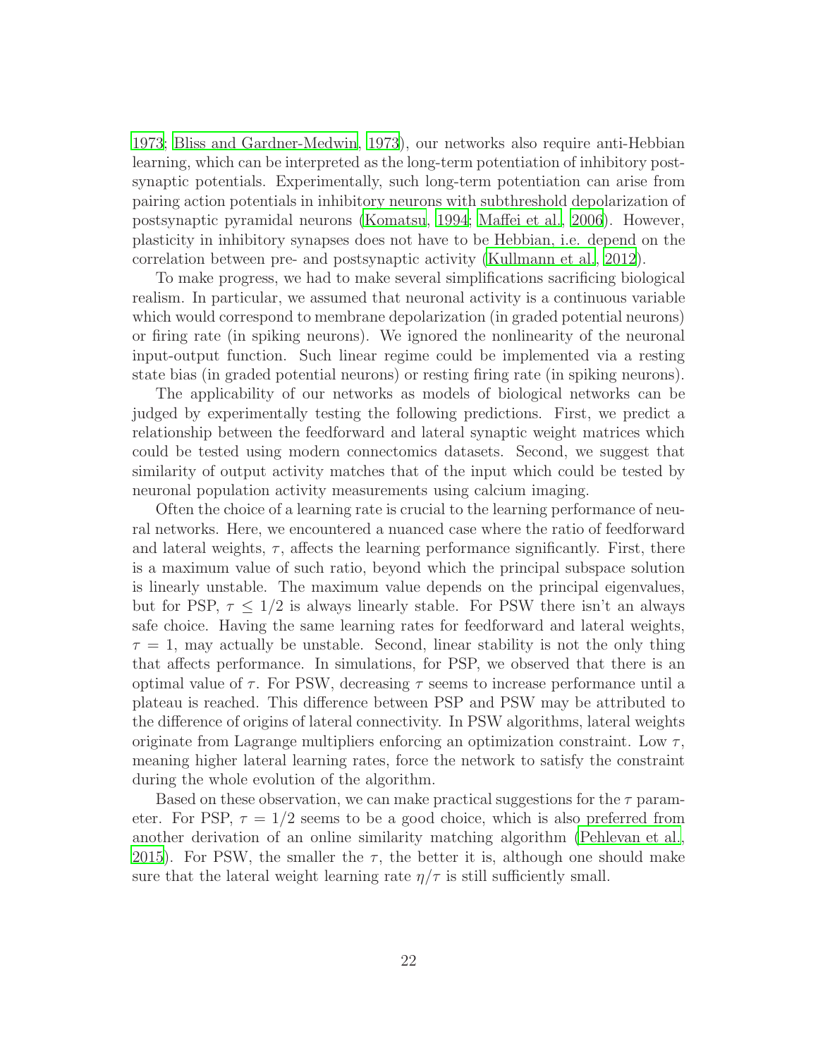1973; Bliss and Gardner-Medwin, 1973), our networks also require anti-Hebbian learning, which can be interpreted as the long-term potentiation of inhibitory postsynaptic potentials. Experimentally, such long-term potentiation can arise from pairing action potentials in inhibitory neurons with subthreshold depolarization of postsynaptic pyramidal neurons (Komatsu, 1994; Maffei et al., 2006). However, plasticity in inhibitory synapses does not have to be Hebbian, i.e. depend on the correlation between pre- and postsynaptic activity (Kullmann et al., 2012).

To make progress, we had to make several simplifications sacrificing biological realism. In particular, we assumed that neuronal activity is a continuous variable which would correspond to membrane depolarization (in graded potential neurons) or firing rate (in spiking neurons). We ignored the nonlinearity of the neuronal input-output function. Such linear regime could be implemented via a resting state bias (in graded potential neurons) or resting firing rate (in spiking neurons).

The applicability of our networks as models of biological networks can be judged by experimentally testing the following predictions. First, we predict a relationship between the feedforward and lateral synaptic weight matrices which could be tested using modern connectomics datasets. Second, we suggest that similarity of output activity matches that of the input which could be tested by neuronal population activity measurements using calcium imaging.

Often the choice of a learning rate is crucial to the learning performance of neural networks. Here, we encountered a nuanced case where the ratio of feedforward and lateral weights, $\tau$, affects the learning performance significantly. First, there is a maximum value of such ratio, beyond which the principal subspace solution is linearly unstable. The maximum value depends on the principal eigenvalues, but for PSP, $\tau \leq 1/2$ is always linearly stable. For PSW there isn't an always safe choice. Having the same learning rates for feedforward and lateral weights, $\tau = 1$, may actually be unstable. Second, linear stability is not the only thing that affects performance. In simulations, for PSP, we observed that there is an optimal value of $\tau$. For PSW, decreasing $\tau$ seems to increase performance until a plateau is reached. This difference between PSP and PSW may be attributed to the difference of origins of lateral connectivity. In PSW algorithms, lateral weights originate from Lagrange multipliers enforcing an optimization constraint. Low $\tau$, meaning higher lateral learning rates, force the network to satisfy the constraint during the whole evolution of the algorithm.

Based on these observation, we can make practical suggestions for the $\tau$ parameter. For PSP, $\tau = 1/2$ seems to be a good choice, which is also preferred from another derivation of an online similarity matching algorithm (Pehlevan et al., 2015). For PSW, the smaller the $\tau$, the better it is, although one should make sure that the lateral weight learning rate $\eta/\tau$ is still sufficiently small.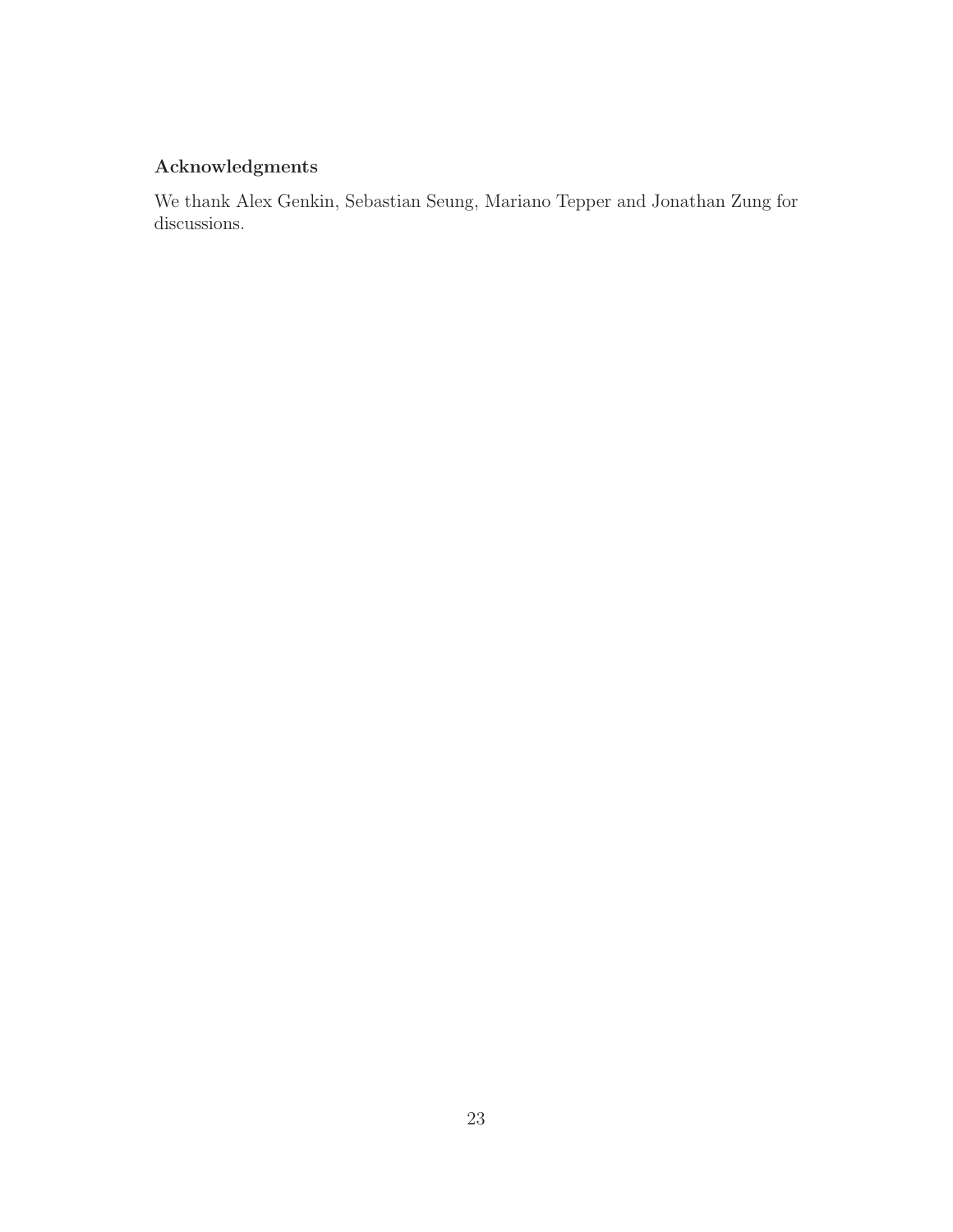## Acknowledgments

We thank Alex Genkin, Sebastian Seung, Mariano Tepper and Jonathan Zung for discussions.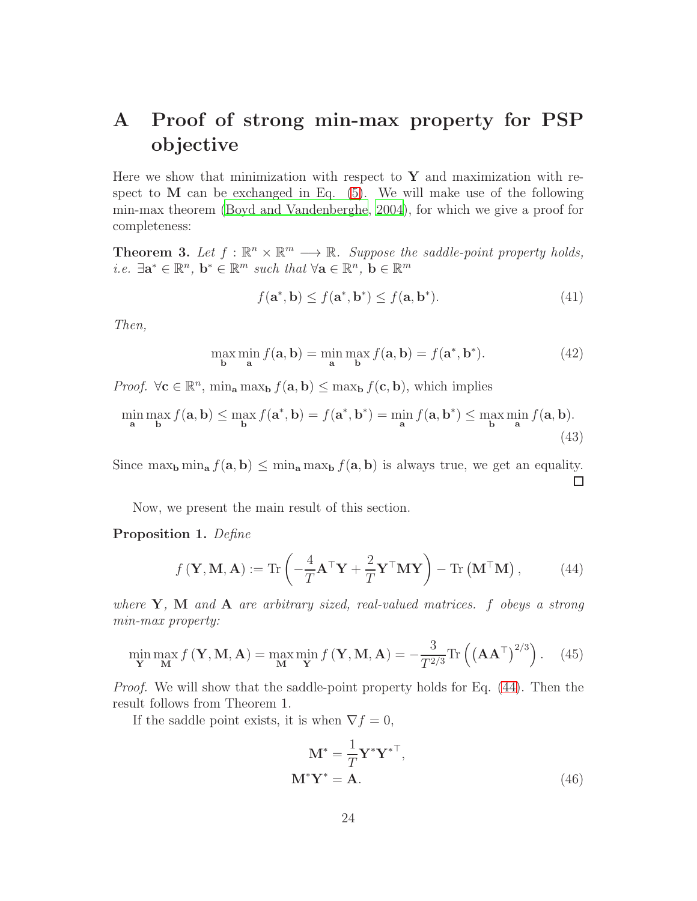# A Proof of strong min-max property for PSP objective

Here we show that minimization with respect to $\mathbf{Y}$ and maximization with respect to $\mathbf{M}$ can be exchanged in Eq. (5). We will make use of the following min-max theorem (Boyd and Vandenberghe, 2004), for which we give a proof for completeness:

**Theorem 3.** *Let $f : \mathbb{R}^n \times \mathbb{R}^m \longrightarrow \mathbb{R}$. Suppose the saddle-point property holds, i.e. $\exists \mathbf{a}^* \in \mathbb{R}^n$, $\mathbf{b}^* \in \mathbb{R}^m$ such that $\forall \mathbf{a} \in \mathbb{R}^n$, $\mathbf{b} \in \mathbb{R}^m$*

$$f(\mathbf{a}^*, \mathbf{b}) \leq f(\mathbf{a}^*, \mathbf{b}^*) \leq f(\mathbf{a}, \mathbf{b}^*). \tag{41}$$

*Then,*

$$\max_{\mathbf{b}} \min_{\mathbf{a}} f(\mathbf{a}, \mathbf{b}) = \min_{\mathbf{a}} \max_{\mathbf{b}} f(\mathbf{a}, \mathbf{b}) = f(\mathbf{a}^*, \mathbf{b}^*). \tag{42}$$

*Proof.* $\forall \mathbf{c} \in \mathbb{R}^n$, $\min_{\mathbf{a}} \max_{\mathbf{b}} f(\mathbf{a}, \mathbf{b}) \leq \max_{\mathbf{b}} f(\mathbf{c}, \mathbf{b})$, which implies

$$\min_{\mathbf{a}} \max_{\mathbf{b}} f(\mathbf{a}, \mathbf{b}) \leq \max_{\mathbf{b}} f(\mathbf{a}^*, \mathbf{b}) = f(\mathbf{a}^*, \mathbf{b}^*) = \min_{\mathbf{a}} f(\mathbf{a}, \mathbf{b}^*) \leq \max_{\mathbf{b}} \min_{\mathbf{a}} f(\mathbf{a}, \mathbf{b}). \tag{43}$$

Since $\max_{\mathbf{b}} \min_{\mathbf{a}} f(\mathbf{a}, \mathbf{b}) \leq \min_{\mathbf{a}} \max_{\mathbf{b}} f(\mathbf{a}, \mathbf{b})$ is always true, we get an equality. □

Now, we present the main result of this section.

**Proposition 1.** *Define*

$$f(\mathbf{Y}, \mathbf{M}, \mathbf{A}) := \mathrm{Tr}\left(-\frac{4}{T}\mathbf{A}^\top \mathbf{Y} + \frac{2}{T}\mathbf{Y}^\top \mathbf{M}\mathbf{Y}\right) - \mathrm{Tr}\left(\mathbf{M}^\top \mathbf{M}\right), \tag{44}$$

*where $\mathbf{Y}$, $\mathbf{M}$ and $\mathbf{A}$ are arbitrary sized, real-valued matrices. $f$ obeys a strong min-max property:*

$$\min_{\mathbf{Y}} \max_{\mathbf{M}} f(\mathbf{Y}, \mathbf{M}, \mathbf{A}) = \max_{\mathbf{M}} \min_{\mathbf{Y}} f(\mathbf{Y}, \mathbf{M}, \mathbf{A}) = -\frac{3}{T^{2/3}} \mathrm{Tr}\left(\left(\mathbf{A}\mathbf{A}^\top\right)^{2/3}\right). \tag{45}$$

*Proof.* We will show that the saddle-point property holds for Eq. (44). Then the result follows from Theorem 1.

If the saddle point exists, it is when $\nabla f = 0$,

$$\begin{aligned} \mathbf{M}^* &= \frac{1}{T}\mathbf{Y}^*\mathbf{Y}^{*\top}, \\ \mathbf{M}^*\mathbf{Y}^* &= \mathbf{A}. \end{aligned} \tag{46}$$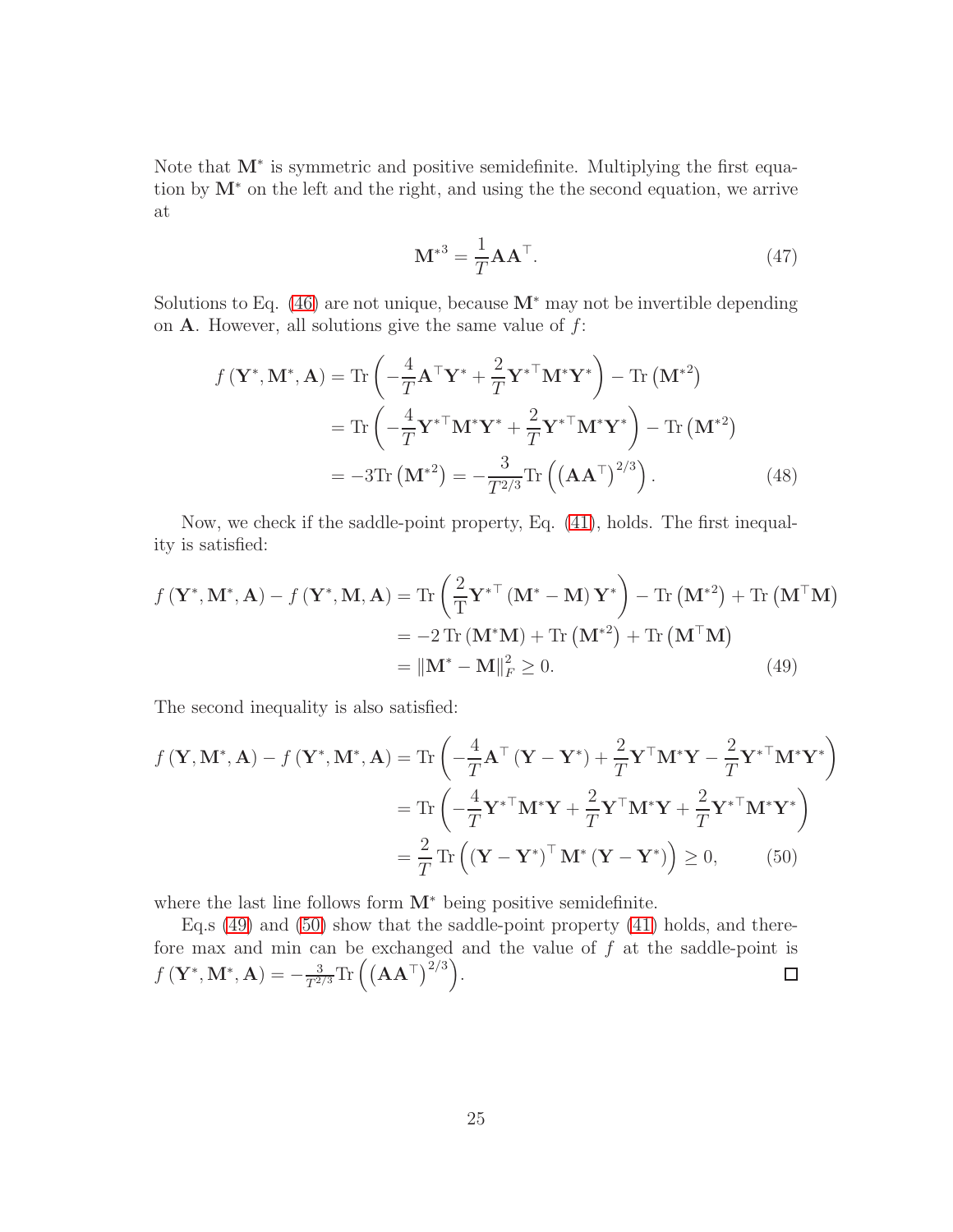Note that $\mathbf{M}^*$ is symmetric and positive semidefinite. Multiplying the first equation by $\mathbf{M}^*$ on the left and the right, and using the the second equation, we arrive at

$$\mathbf{M}^{*3} = \frac{1}{T}\mathbf{A}\mathbf{A}^\top. \tag{47}$$

Solutions to Eq. (46) are not unique, because $\mathbf{M}^*$ may not be invertible depending on $\mathbf{A}$. However, all solutions give the same value of $f$:

$$\begin{aligned}
f\left(\mathbf{Y}^*, \mathbf{M}^*, \mathbf{A}\right) &= \mathrm{Tr}\left(-\frac{4}{T}\mathbf{A}^\top\mathbf{Y}^* + \frac{2}{T}\mathbf{Y}^{*\top}\mathbf{M}^*\mathbf{Y}^*\right) - \mathrm{Tr}\left(\mathbf{M}^{*2}\right) \\
&= \mathrm{Tr}\left(-\frac{4}{T}\mathbf{Y}^{*\top}\mathbf{M}^*\mathbf{Y}^* + \frac{2}{T}\mathbf{Y}^{*\top}\mathbf{M}^*\mathbf{Y}^*\right) - \mathrm{Tr}\left(\mathbf{M}^{*2}\right) \\
&= -3\mathrm{Tr}\left(\mathbf{M}^{*2}\right) = -\frac{3}{T^{2/3}}\mathrm{Tr}\left(\left(\mathbf{A}\mathbf{A}^\top\right)^{2/3}\right).
\end{aligned} \tag{48}$$

Now, we check if the saddle-point property, Eq. (41), holds. The first inequality is satisfied:

$$\begin{aligned}
f\left(\mathbf{Y}^*, \mathbf{M}^*, \mathbf{A}\right) - f\left(\mathbf{Y}^*, \mathbf{M}, \mathbf{A}\right) &= \mathrm{Tr}\left(\frac{2}{\mathrm{T}}\mathbf{Y}^{*\top}\left(\mathbf{M}^* - \mathbf{M}\right)\mathbf{Y}^*\right) - \mathrm{Tr}\left(\mathbf{M}^{*2}\right) + \mathrm{Tr}\left(\mathbf{M}^\top\mathbf{M}\right) \\
&= -2\,\mathrm{Tr}\left(\mathbf{M}^*\mathbf{M}\right) + \mathrm{Tr}\left(\mathbf{M}^{*2}\right) + \mathrm{Tr}\left(\mathbf{M}^\top\mathbf{M}\right) \\
&= \left\|\mathbf{M}^* - \mathbf{M}\right\|_F^2 \geq 0.
\end{aligned} \tag{49}$$

The second inequality is also satisfied:

$$\begin{aligned}
f\left(\mathbf{Y}, \mathbf{M}^*, \mathbf{A}\right) - f\left(\mathbf{Y}^*, \mathbf{M}^*, \mathbf{A}\right) &= \mathrm{Tr}\left(-\frac{4}{T}\mathbf{A}^\top\left(\mathbf{Y} - \mathbf{Y}^*\right) + \frac{2}{T}\mathbf{Y}^\top\mathbf{M}^*\mathbf{Y} - \frac{2}{T}\mathbf{Y}^{*\top}\mathbf{M}^*\mathbf{Y}^*\right) \\
&= \mathrm{Tr}\left(-\frac{4}{T}\mathbf{Y}^{*\top}\mathbf{M}^*\mathbf{Y} + \frac{2}{T}\mathbf{Y}^\top\mathbf{M}^*\mathbf{Y} + \frac{2}{T}\mathbf{Y}^{*\top}\mathbf{M}^*\mathbf{Y}^*\right) \\
&= \frac{2}{T}\,\mathrm{Tr}\left(\left(\mathbf{Y} - \mathbf{Y}^*\right)^\top\mathbf{M}^*\left(\mathbf{Y} - \mathbf{Y}^*\right)\right) \geq 0,
\end{aligned} \tag{50}$$

where the last line follows form $\mathbf{M}^*$ being positive semidefinite.

Eq.s (49) and (50) show that the saddle-point property (41) holds, and therefore max and min can be exchanged and the value of $f$ at the saddle-point is $f\left(\mathbf{Y}^*, \mathbf{M}^*, \mathbf{A}\right) = -\frac{3}{T^{2/3}}\mathrm{Tr}\left(\left(\mathbf{A}\mathbf{A}^\top\right)^{2/3}\right)$. □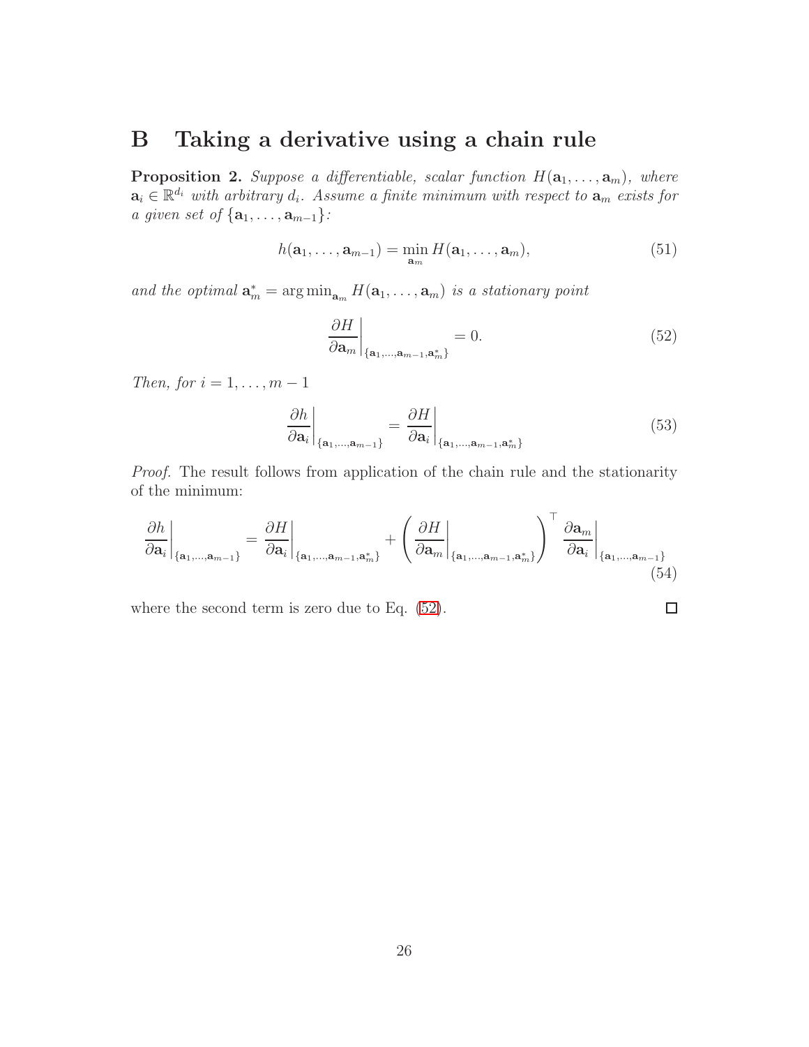# B Taking a derivative using a chain rule

**Proposition 2.** *Suppose a differentiable, scalar function $H(\mathbf{a}_1, \ldots, \mathbf{a}_m)$, where $\mathbf{a}_i \in \mathbb{R}^{d_i}$ with arbitrary $d_i$. Assume a finite minimum with respect to $\mathbf{a}_m$ exists for a given set of $\{\mathbf{a}_1, \ldots, \mathbf{a}_{m-1}\}$:*

$$h(\mathbf{a}_1, \ldots, \mathbf{a}_{m-1}) = \min_{\mathbf{a}_m} H(\mathbf{a}_1, \ldots, \mathbf{a}_m), \tag{51}$$

*and the optimal $\mathbf{a}_m^* = \arg\min_{\mathbf{a}_m} H(\mathbf{a}_1, \ldots, \mathbf{a}_m)$ is a stationary point*

$$\left. \frac{\partial H}{\partial \mathbf{a}_m} \right|_{\{\mathbf{a}_1, \ldots, \mathbf{a}_{m-1}, \mathbf{a}_m^*\}} = 0. \tag{52}$$

*Then, for $i = 1, \ldots, m-1$*

$$\left. \frac{\partial h}{\partial \mathbf{a}_i} \right|_{\{\mathbf{a}_1, \ldots, \mathbf{a}_{m-1}\}} = \left. \frac{\partial H}{\partial \mathbf{a}_i} \right|_{\{\mathbf{a}_1, \ldots, \mathbf{a}_{m-1}, \mathbf{a}_m^*\}} \tag{53}$$

*Proof.* The result follows from application of the chain rule and the stationarity of the minimum:

$$\left. \frac{\partial h}{\partial \mathbf{a}_i} \right|_{\{\mathbf{a}_1, \ldots, \mathbf{a}_{m-1}\}} = \left. \frac{\partial H}{\partial \mathbf{a}_i} \right|_{\{\mathbf{a}_1, \ldots, \mathbf{a}_{m-1}, \mathbf{a}_m^*\}} + \left( \left. \frac{\partial H}{\partial \mathbf{a}_m} \right|_{\{\mathbf{a}_1, \ldots, \mathbf{a}_{m-1}, \mathbf{a}_m^*\}} \right)^\top \left. \frac{\partial \mathbf{a}_m}{\partial \mathbf{a}_i} \right|_{\{\mathbf{a}_1, \ldots, \mathbf{a}_{m-1}\}} \tag{54}$$

where the second term is zero due to Eq. (52). $\square$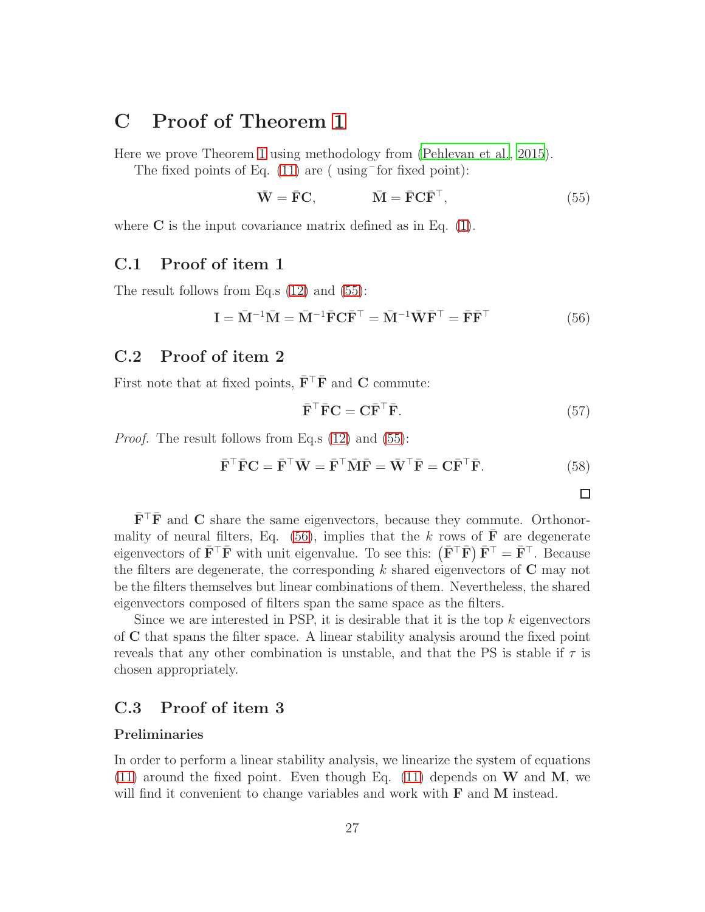# C Proof of Theorem 1

Here we prove Theorem 1 using methodology from (Pehlevan et al., 2015).

The fixed points of Eq. (11) are ( using $^-$ for fixed point):

$$\bar{\mathbf{W}} = \bar{\mathbf{F}}\mathbf{C}, \qquad \bar{\mathbf{M}} = \bar{\mathbf{F}}\mathbf{C}\bar{\mathbf{F}}^\top, \tag{55}$$

where $\mathbf{C}$ is the input covariance matrix defined as in Eq. (1).

## C.1 Proof of item 1

The result follows from Eq.s (12) and (55):

$$\mathbf{I} = \bar{\mathbf{M}}^{-1}\bar{\mathbf{M}} = \bar{\mathbf{M}}^{-1}\bar{\mathbf{F}}\mathbf{C}\bar{\mathbf{F}}^\top = \bar{\mathbf{M}}^{-1}\bar{\mathbf{W}}\bar{\mathbf{F}}^\top = \bar{\mathbf{F}}\bar{\mathbf{F}}^\top \tag{56}$$

## C.2 Proof of item 2

First note that at fixed points, $\bar{\mathbf{F}}^\top\bar{\mathbf{F}}$ and $\mathbf{C}$ commute:

$$\bar{\mathbf{F}}^\top\bar{\mathbf{F}}\mathbf{C} = \mathbf{C}\bar{\mathbf{F}}^\top\bar{\mathbf{F}}. \tag{57}$$

*Proof.* The result follows from Eq.s (12) and (55):

$$\bar{\mathbf{F}}^\top\bar{\mathbf{F}}\mathbf{C} = \bar{\mathbf{F}}^\top\bar{\mathbf{W}} = \bar{\mathbf{F}}^\top\bar{\mathbf{M}}\bar{\mathbf{F}} = \bar{\mathbf{W}}^\top\bar{\mathbf{F}} = \mathbf{C}\bar{\mathbf{F}}^\top\bar{\mathbf{F}}. \tag{58}$$

□

$\bar{\mathbf{F}}^\top\bar{\mathbf{F}}$ and $\mathbf{C}$ share the same eigenvectors, because they commute. Orthonormality of neural filters, Eq. (56), implies that the $k$ rows of $\bar{\mathbf{F}}$ are degenerate eigenvectors of $\bar{\mathbf{F}}^\top\bar{\mathbf{F}}$ with unit eigenvalue. To see this: $\left(\bar{\mathbf{F}}^\top\bar{\mathbf{F}}\right)\bar{\mathbf{F}}^\top = \bar{\mathbf{F}}^\top$. Because the filters are degenerate, the corresponding $k$ shared eigenvectors of $\mathbf{C}$ may not be the filters themselves but linear combinations of them. Nevertheless, the shared eigenvectors composed of filters span the same space as the filters.

Since we are interested in PSP, it is desirable that it is the top $k$ eigenvectors of $\mathbf{C}$ that spans the filter space. A linear stability analysis around the fixed point reveals that any other combination is unstable, and that the PS is stable if $\tau$ is chosen appropriately.

## C.3 Proof of item 3

### Preliminaries

In order to perform a linear stability analysis, we linearize the system of equations (11) around the fixed point. Even though Eq. (11) depends on $\mathbf{W}$ and $\mathbf{M}$, we will find it convenient to change variables and work with $\mathbf{F}$ and $\mathbf{M}$ instead.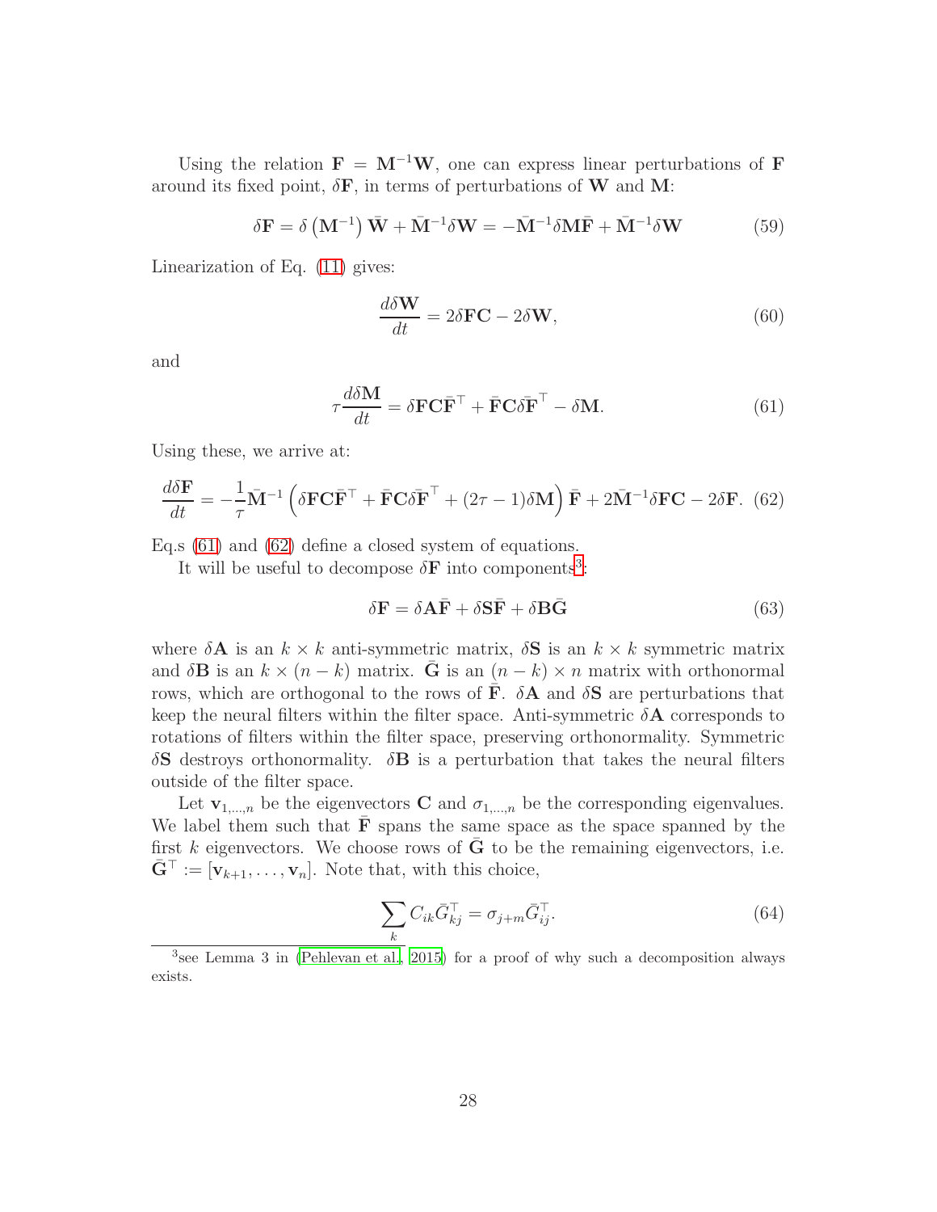Using the relation $\mathbf{F} = \mathbf{M}^{-1}\mathbf{W}$, one can express linear perturbations of $\mathbf{F}$ around its fixed point, $\delta\mathbf{F}$, in terms of perturbations of $\mathbf{W}$ and $\mathbf{M}$:

$$\delta\mathbf{F} = \delta\left(\mathbf{M}^{-1}\right)\bar{\mathbf{W}} + \bar{\mathbf{M}}^{-1}\delta\mathbf{W} = -\bar{\mathbf{M}}^{-1}\delta\mathbf{M}\bar{\mathbf{F}} + \bar{\mathbf{M}}^{-1}\delta\mathbf{W} \tag{59}$$

Linearization of Eq. (11) gives:

$$\frac{d\delta\mathbf{W}}{dt} = 2\delta\mathbf{F}\mathbf{C} - 2\delta\mathbf{W}, \tag{60}$$

and

$$\tau\frac{d\delta\mathbf{M}}{dt} = \delta\mathbf{F}\mathbf{C}\bar{\mathbf{F}}^\top + \bar{\mathbf{F}}\mathbf{C}\delta\bar{\mathbf{F}}^\top - \delta\mathbf{M}. \tag{61}$$

Using these, we arrive at:

$$\frac{d\delta\mathbf{F}}{dt} = -\frac{1}{\tau}\bar{\mathbf{M}}^{-1}\left(\delta\mathbf{F}\mathbf{C}\bar{\mathbf{F}}^\top + \bar{\mathbf{F}}\mathbf{C}\delta\bar{\mathbf{F}}^\top + (2\tau - 1)\delta\mathbf{M}\right)\bar{\mathbf{F}} + 2\bar{\mathbf{M}}^{-1}\delta\mathbf{F}\mathbf{C} - 2\delta\mathbf{F}. \tag{62}$$

Eq.s (61) and (62) define a closed system of equations.

It will be useful to decompose $\delta\mathbf{F}$ into components[3]:

$$\delta\mathbf{F} = \delta\mathbf{A}\bar{\mathbf{F}} + \delta\mathbf{S}\bar{\mathbf{F}} + \delta\mathbf{B}\bar{\mathbf{G}} \tag{63}$$

where $\delta\mathbf{A}$ is an $k \times k$ anti-symmetric matrix, $\delta\mathbf{S}$ is an $k \times k$ symmetric matrix and $\delta\mathbf{B}$ is an $k \times (n-k)$ matrix. $\bar{\mathbf{G}}$ is an $(n-k) \times n$ matrix with orthonormal rows, which are orthogonal to the rows of $\bar{\mathbf{F}}$. $\delta\mathbf{A}$ and $\delta\mathbf{S}$ are perturbations that keep the neural filters within the filter space. Anti-symmetric $\delta\mathbf{A}$ corresponds to rotations of filters within the filter space, preserving orthonormality. Symmetric $\delta\mathbf{S}$ destroys orthonormality. $\delta\mathbf{B}$ is a perturbation that takes the neural filters outside of the filter space.

Let $\mathbf{v}_{1,\ldots,n}$ be the eigenvectors $\mathbf{C}$ and $\sigma_{1,\ldots,n}$ be the corresponding eigenvalues. We label them such that $\bar{\mathbf{F}}$ spans the same space as the space spanned by the first $k$ eigenvectors. We choose rows of $\bar{\mathbf{G}}$ to be the remaining eigenvectors, i.e. $\bar{\mathbf{G}}^\top := [\mathbf{v}_{k+1}, \ldots, \mathbf{v}_n]$. Note that, with this choice,

$$\sum_k C_{ik}\bar{G}^\top_{kj} = \sigma_{j+m}\bar{G}^\top_{ij}. \tag{64}$$

[3] see Lemma 3 in (Pehlevan et al., 2015) for a proof of why such a decomposition always exists.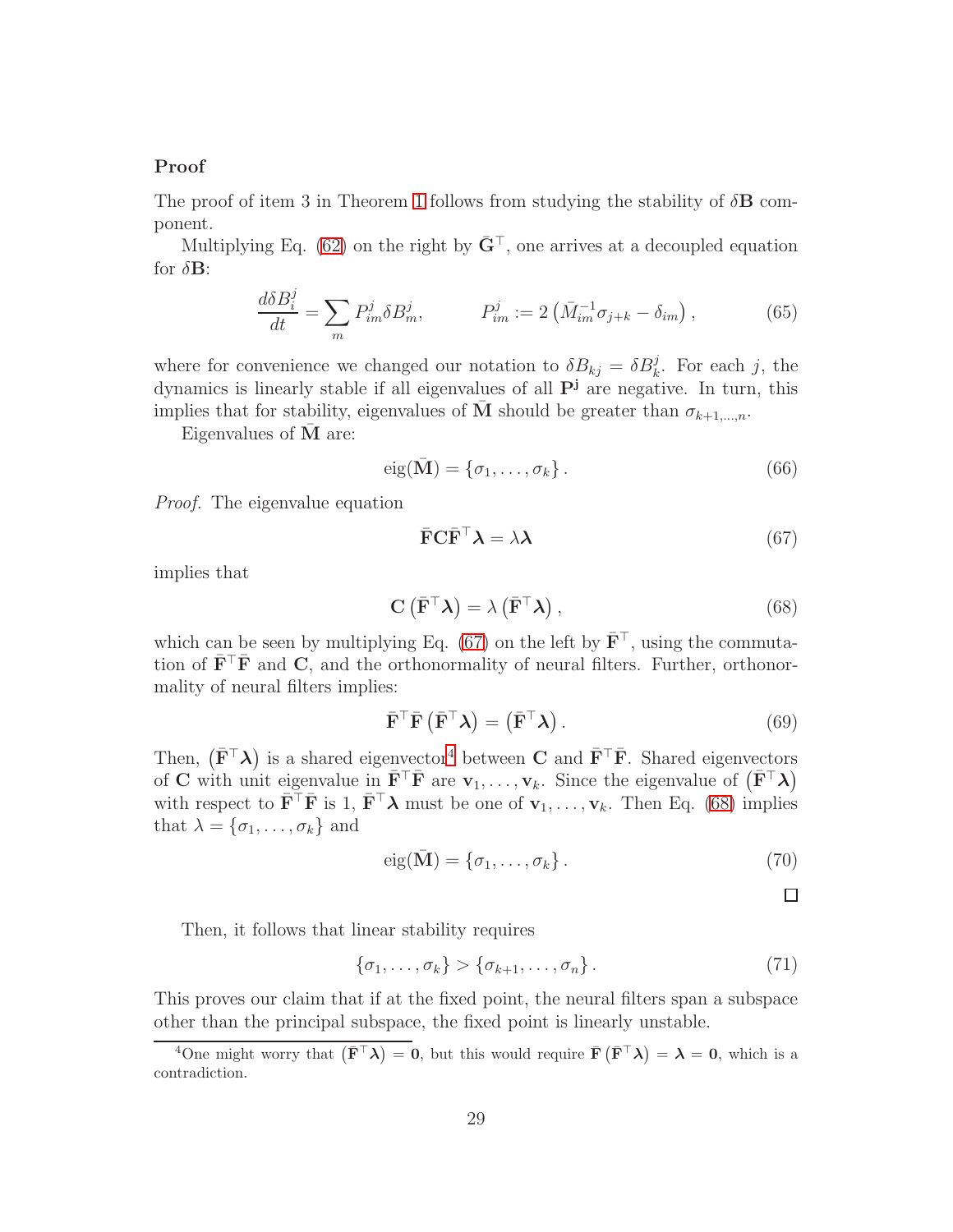**Proof**

The proof of item 3 in Theorem 1 follows from studying the stability of $\delta\mathbf{B}$ component.

Multiplying Eq. (62) on the right by $\bar{\mathbf{G}}^\top$, one arrives at a decoupled equation for $\delta\mathbf{B}$:

$$\frac{d\delta B_i^j}{dt} = \sum_m P_{im}^j \delta B_m^j, \qquad P_{im}^j := 2\left(\bar{M}_{im}^{-1}\sigma_{j+k} - \delta_{im}\right), \tag{65}$$

where for convenience we changed our notation to $\delta B_{kj} = \delta B_k^j$. For each $j$, the dynamics is linearly stable if all eigenvalues of all $\mathbf{P^j}$ are negative. In turn, this implies that for stability, eigenvalues of $\bar{\mathbf{M}}$ should be greater than $\sigma_{k+1,\ldots,n}$.

Eigenvalues of $\bar{\mathbf{M}}$ are:

$$\text{eig}(\bar{\mathbf{M}}) = \{\sigma_1, \ldots, \sigma_k\}. \tag{66}$$

*Proof.* The eigenvalue equation

$$\bar{\mathbf{F}}\mathbf{C}\bar{\mathbf{F}}^\top\boldsymbol{\lambda} = \lambda\boldsymbol{\lambda} \tag{67}$$

implies that

$$\mathbf{C}\left(\bar{\mathbf{F}}^\top\boldsymbol{\lambda}\right) = \lambda\left(\bar{\mathbf{F}}^\top\boldsymbol{\lambda}\right), \tag{68}$$

which can be seen by multiplying Eq. (67) on the left by $\bar{\mathbf{F}}^\top$, using the commutation of $\bar{\mathbf{F}}^\top\bar{\mathbf{F}}$ and $\mathbf{C}$, and the orthonormality of neural filters. Further, orthonormality of neural filters implies:

$$\bar{\mathbf{F}}^\top\bar{\mathbf{F}}\left(\bar{\mathbf{F}}^\top\boldsymbol{\lambda}\right) = \left(\bar{\mathbf{F}}^\top\boldsymbol{\lambda}\right). \tag{69}$$

Then, $\left(\bar{\mathbf{F}}^\top\boldsymbol{\lambda}\right)$ is a shared eigenvector[4] between $\mathbf{C}$ and $\bar{\mathbf{F}}^\top\bar{\mathbf{F}}$. Shared eigenvectors of $\mathbf{C}$ with unit eigenvalue in $\bar{\mathbf{F}}^\top\bar{\mathbf{F}}$ are $\mathbf{v}_1, \ldots, \mathbf{v}_k$. Since the eigenvalue of $\left(\bar{\mathbf{F}}^\top\boldsymbol{\lambda}\right)$ with respect to $\bar{\mathbf{F}}^\top\bar{\mathbf{F}}$ is 1, $\bar{\mathbf{F}}^\top\boldsymbol{\lambda}$ must be one of $\mathbf{v}_1, \ldots, \mathbf{v}_k$. Then Eq. (68) implies that $\lambda = \{\sigma_1, \ldots, \sigma_k\}$ and

$$\text{eig}(\bar{\mathbf{M}}) = \{\sigma_1, \ldots, \sigma_k\}. \tag{70}$$

□

Then, it follows that linear stability requires

$$\{\sigma_1, \ldots, \sigma_k\} > \{\sigma_{k+1}, \ldots, \sigma_n\}. \tag{71}$$

This proves our claim that if at the fixed point, the neural filters span a subspace other than the principal subspace, the fixed point is linearly unstable.

[4] One might worry that $\left(\bar{\mathbf{F}}^\top\boldsymbol{\lambda}\right) = \mathbf{0}$, but this would require $\bar{\mathbf{F}}\left(\bar{\mathbf{F}}^\top\boldsymbol{\lambda}\right) = \boldsymbol{\lambda} = \mathbf{0}$, which is a contradiction.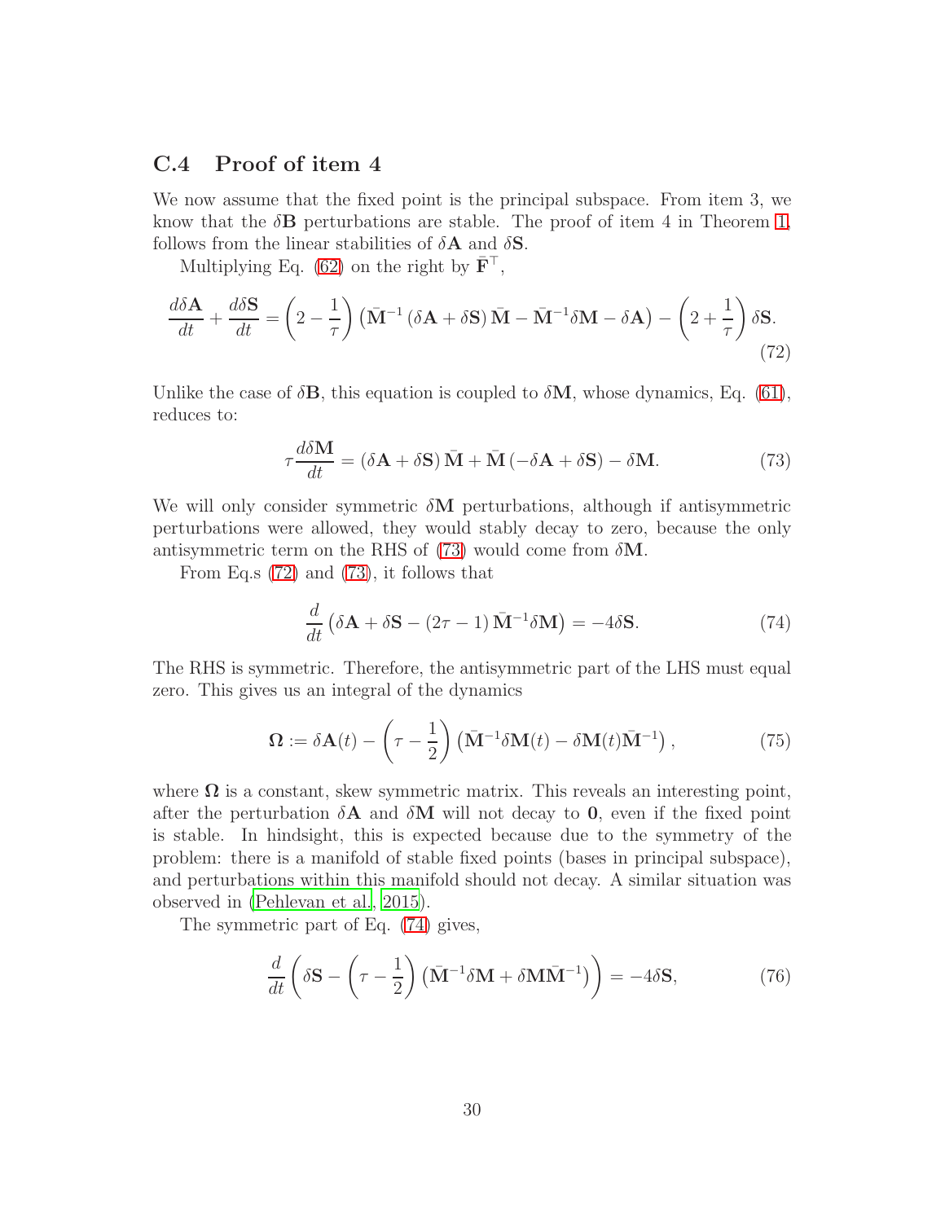### C.4 Proof of item 4

We now assume that the fixed point is the principal subspace. From item 3, we know that the $\delta\mathbf{B}$ perturbations are stable. The proof of item 4 in Theorem 1, follows from the linear stabilities of $\delta\mathbf{A}$ and $\delta\mathbf{S}$.

Multiplying Eq. (62) on the right by $\bar{\mathbf{F}}^\top$,

$$\frac{d\delta\mathbf{A}}{dt} + \frac{d\delta\mathbf{S}}{dt} = \left(2 - \frac{1}{\tau}\right)\left(\bar{\mathbf{M}}^{-1}\left(\delta\mathbf{A} + \delta\mathbf{S}\right)\bar{\mathbf{M}} - \bar{\mathbf{M}}^{-1}\delta\mathbf{M} - \delta\mathbf{A}\right) - \left(2 + \frac{1}{\tau}\right)\delta\mathbf{S}. \tag{72}$$

Unlike the case of $\delta\mathbf{B}$, this equation is coupled to $\delta\mathbf{M}$, whose dynamics, Eq. (61), reduces to:

$$\tau\frac{d\delta\mathbf{M}}{dt} = \left(\delta\mathbf{A} + \delta\mathbf{S}\right)\bar{\mathbf{M}} + \bar{\mathbf{M}}\left(-\delta\mathbf{A} + \delta\mathbf{S}\right) - \delta\mathbf{M}. \tag{73}$$

We will only consider symmetric $\delta\mathbf{M}$ perturbations, although if antisymmetric perturbations were allowed, they would stably decay to zero, because the only antisymmetric term on the RHS of (73) would come from $\delta\mathbf{M}$.

From Eq.s (72) and (73), it follows that

$$\frac{d}{dt}\left(\delta\mathbf{A} + \delta\mathbf{S} - (2\tau - 1)\,\bar{\mathbf{M}}^{-1}\delta\mathbf{M}\right) = -4\delta\mathbf{S}. \tag{74}$$

The RHS is symmetric. Therefore, the antisymmetric part of the LHS must equal zero. This gives us an integral of the dynamics

$$\mathbf{\Omega} := \delta\mathbf{A}(t) - \left(\tau - \frac{1}{2}\right)\left(\bar{\mathbf{M}}^{-1}\delta\mathbf{M}(t) - \delta\mathbf{M}(t)\bar{\mathbf{M}}^{-1}\right), \tag{75}$$

where $\mathbf{\Omega}$ is a constant, skew symmetric matrix. This reveals an interesting point, after the perturbation $\delta\mathbf{A}$ and $\delta\mathbf{M}$ will not decay to $\mathbf{0}$, even if the fixed point is stable. In hindsight, this is expected because due to the symmetry of the problem: there is a manifold of stable fixed points (bases in principal subspace), and perturbations within this manifold should not decay. A similar situation was observed in (Pehlevan et al., 2015).

The symmetric part of Eq. (74) gives,

$$\frac{d}{dt}\left(\delta\mathbf{S} - \left(\tau - \frac{1}{2}\right)\left(\bar{\mathbf{M}}^{-1}\delta\mathbf{M} + \delta\mathbf{M}\bar{\mathbf{M}}^{-1}\right)\right) = -4\delta\mathbf{S}, \tag{76}$$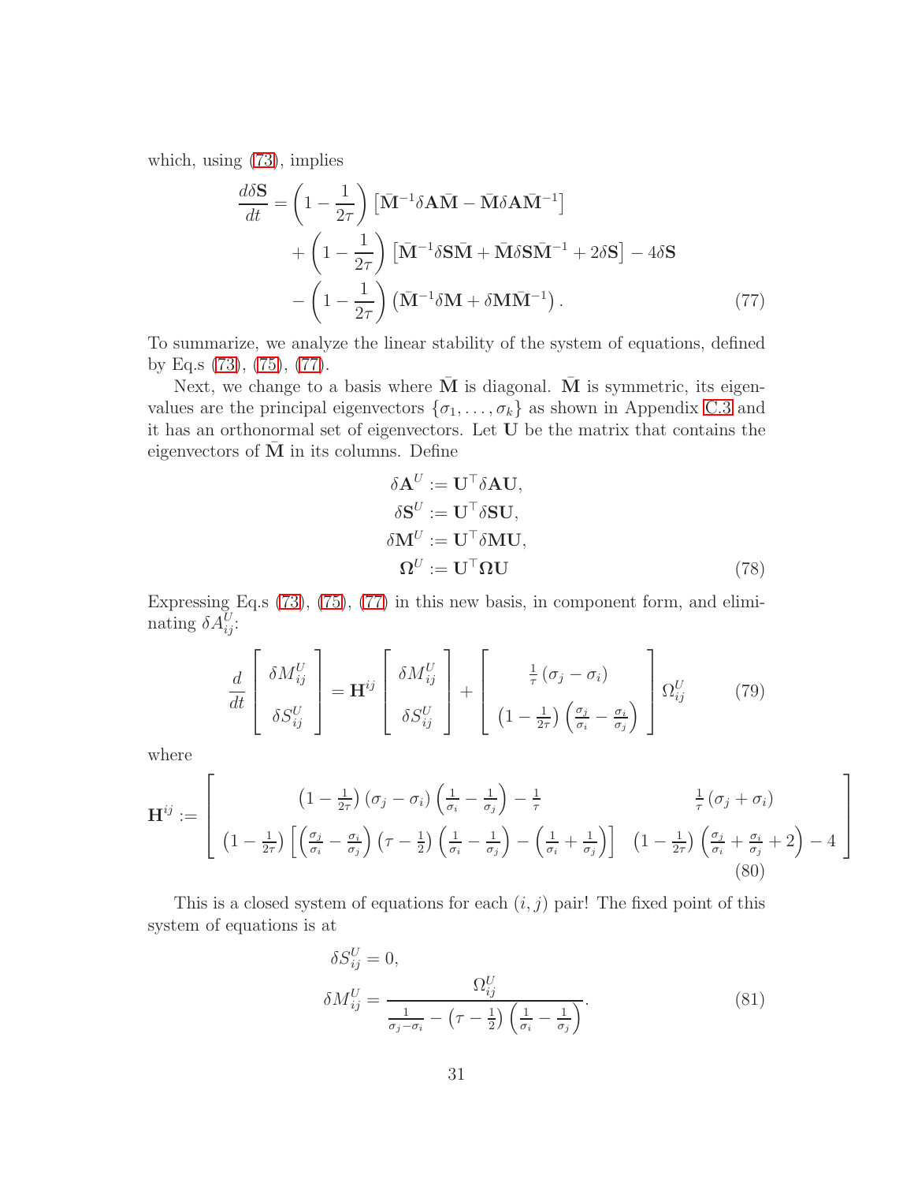which, using (73), implies

$$
\begin{aligned}
\frac{d\delta \mathbf{S}}{dt} &= \left(1 - \frac{1}{2\tau}\right)\left[\bar{\mathbf{M}}^{-1}\delta\mathbf{A}\bar{\mathbf{M}} - \bar{\mathbf{M}}\delta\mathbf{A}\bar{\mathbf{M}}^{-1}\right] \\
&\quad + \left(1 - \frac{1}{2\tau}\right)\left[\bar{\mathbf{M}}^{-1}\delta\mathbf{S}\bar{\mathbf{M}} + \bar{\mathbf{M}}\delta\mathbf{S}\bar{\mathbf{M}}^{-1} + 2\delta\mathbf{S}\right] - 4\delta\mathbf{S} \\
&\quad - \left(1 - \frac{1}{2\tau}\right)\left(\bar{\mathbf{M}}^{-1}\delta\mathbf{M} + \delta\mathbf{M}\bar{\mathbf{M}}^{-1}\right). \qquad (77)
\end{aligned}
$$

To summarize, we analyze the linear stability of the system of equations, defined by Eq.s (73), (75), (77).

Next, we change to a basis where $\bar{\mathbf{M}}$ is diagonal. $\bar{\mathbf{M}}$ is symmetric, its eigenvalues are the principal eigenvectors $\{\sigma_1, \ldots, \sigma_k\}$ as shown in Appendix C.3 and it has an orthonormal set of eigenvectors. Let $\mathbf{U}$ be the matrix that contains the eigenvectors of $\bar{\mathbf{M}}$ in its columns. Define

$$
\begin{aligned}
\delta\mathbf{A}^U &:= \mathbf{U}^\top \delta\mathbf{A}\mathbf{U}, \\
\delta\mathbf{S}^U &:= \mathbf{U}^\top \delta\mathbf{S}\mathbf{U}, \\
\delta\mathbf{M}^U &:= \mathbf{U}^\top \delta\mathbf{M}\mathbf{U}, \\
\mathbf{\Omega}^U &:= \mathbf{U}^\top \mathbf{\Omega}\mathbf{U} \qquad (78)
\end{aligned}
$$

Expressing Eq.s (73), (75), (77) in this new basis, in component form, and eliminating $\delta A_{ij}^U$:

$$
\frac{d}{dt}\begin{bmatrix} \delta M_{ij}^U \\ \delta S_{ij}^U \end{bmatrix} = \mathbf{H}^{ij}\begin{bmatrix} \delta M_{ij}^U \\ \delta S_{ij}^U \end{bmatrix} + \begin{bmatrix} \frac{1}{\tau}\left(\sigma_j - \sigma_i\right) \\ \left(1 - \frac{1}{2\tau}\right)\left(\frac{\sigma_j}{\sigma_i} - \frac{\sigma_i}{\sigma_j}\right) \end{bmatrix} \Omega_{ij}^U \qquad (79)
$$

where

$$
\mathbf{H}^{ij} := \begin{bmatrix} \left(1 - \frac{1}{2\tau}\right)\left(\sigma_j - \sigma_i\right)\left(\frac{1}{\sigma_i} - \frac{1}{\sigma_j}\right) - \frac{1}{\tau} & \frac{1}{\tau}\left(\sigma_j + \sigma_i\right) \\ \left(1 - \frac{1}{2\tau}\right)\left[\left(\frac{\sigma_j}{\sigma_i} - \frac{\sigma_i}{\sigma_j}\right)\left(\tau - \frac{1}{2}\right)\left(\frac{1}{\sigma_i} - \frac{1}{\sigma_j}\right) - \left(\frac{1}{\sigma_i} + \frac{1}{\sigma_j}\right)\right] & \left(1 - \frac{1}{2\tau}\right)\left(\frac{\sigma_j}{\sigma_i} + \frac{\sigma_i}{\sigma_j} + 2\right) - 4 \end{bmatrix} \qquad (80)
$$

This is a closed system of equations for each $(i, j)$ pair! The fixed point of this system of equations is at

$$
\begin{aligned}
\delta S_{ij}^U &= 0, \\
\delta M_{ij}^U &= \frac{\Omega_{ij}^U}{\frac{1}{\sigma_j - \sigma_i} - \left(\tau - \frac{1}{2}\right)\left(\frac{1}{\sigma_i} - \frac{1}{\sigma_j}\right)}. \qquad (81)
\end{aligned}
$$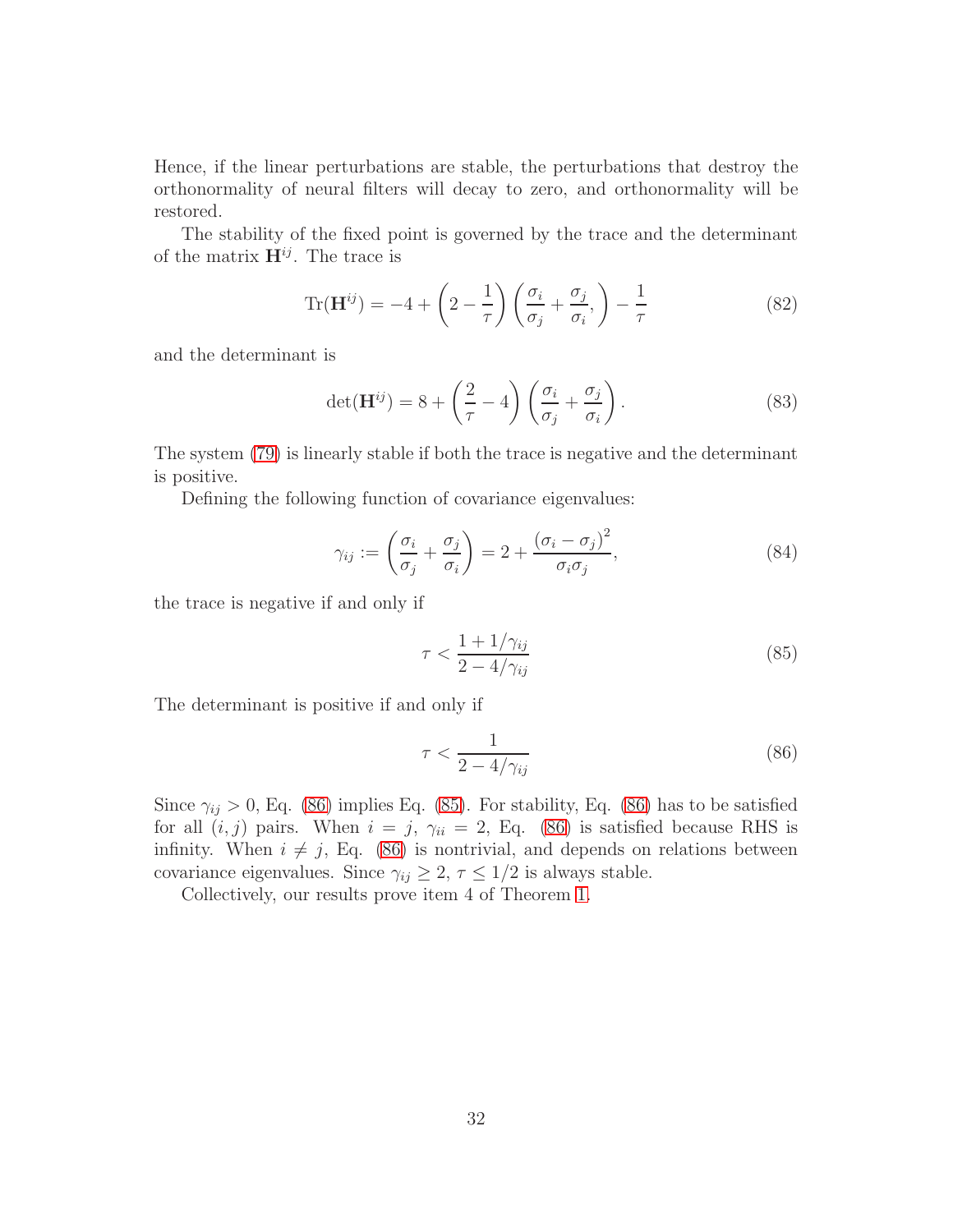Hence, if the linear perturbations are stable, the perturbations that destroy the orthonormality of neural filters will decay to zero, and orthonormality will be restored.

The stability of the fixed point is governed by the trace and the determinant of the matrix $\mathbf{H}^{ij}$. The trace is

$$\mathrm{Tr}(\mathbf{H}^{ij}) = -4 + \left(2 - \frac{1}{\tau}\right)\left(\frac{\sigma_i}{\sigma_j} + \frac{\sigma_j}{\sigma_i},\right) - \frac{1}{\tau} \tag{82}$$

and the determinant is

$$\det(\mathbf{H}^{ij}) = 8 + \left(\frac{2}{\tau} - 4\right)\left(\frac{\sigma_i}{\sigma_j} + \frac{\sigma_j}{\sigma_i}\right). \tag{83}$$

The system (79) is linearly stable if both the trace is negative and the determinant is positive.

Defining the following function of covariance eigenvalues:

$$\gamma_{ij} := \left(\frac{\sigma_i}{\sigma_j} + \frac{\sigma_j}{\sigma_i}\right) = 2 + \frac{(\sigma_i - \sigma_j)^2}{\sigma_i \sigma_j}, \tag{84}$$

the trace is negative if and only if

$$\tau < \frac{1 + 1/\gamma_{ij}}{2 - 4/\gamma_{ij}} \tag{85}$$

The determinant is positive if and only if

$$\tau < \frac{1}{2 - 4/\gamma_{ij}} \tag{86}$$

Since $\gamma_{ij} > 0$, Eq. (86) implies Eq. (85). For stability, Eq. (86) has to be satisfied for all $(i, j)$ pairs. When $i = j$, $\gamma_{ii} = 2$, Eq. (86) is satisfied because RHS is infinity. When $i \neq j$, Eq. (86) is nontrivial, and depends on relations between covariance eigenvalues. Since $\gamma_{ij} \geq 2$, $\tau \leq 1/2$ is always stable.

Collectively, our results prove item 4 of Theorem 1.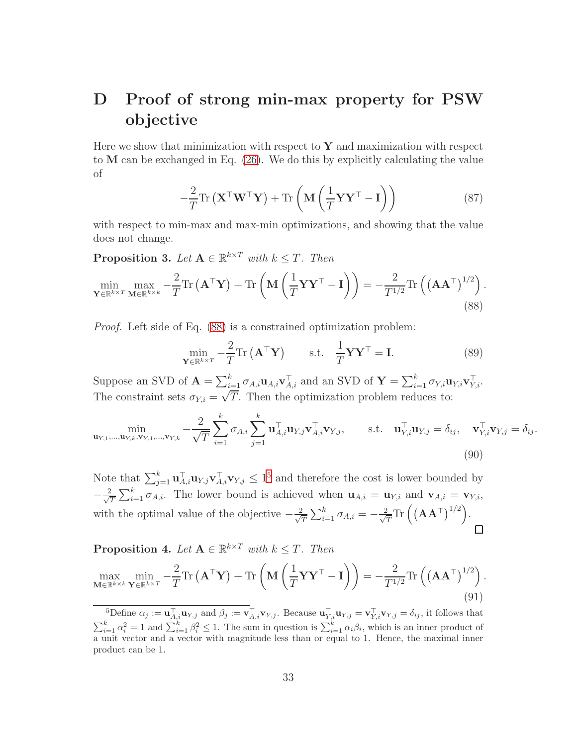# D Proof of strong min-max property for PSW objective

Here we show that minimization with respect to $\mathbf{Y}$ and maximization with respect to $\mathbf{M}$ can be exchanged in Eq. (26). We do this by explicitly calculating the value of

$$-\frac{2}{T}\mathrm{Tr}\left(\mathbf{X}^\top\mathbf{W}^\top\mathbf{Y}\right) + \mathrm{Tr}\left(\mathbf{M}\left(\frac{1}{T}\mathbf{Y}\mathbf{Y}^\top - \mathbf{I}\right)\right) \tag{87}$$

with respect to min-max and max-min optimizations, and showing that the value does not change.

**Proposition 3.** *Let $\mathbf{A} \in \mathbb{R}^{k\times T}$ with $k \le T$. Then*

$$\min_{\mathbf{Y}\in\mathbb{R}^{k\times T}} \max_{\mathbf{M}\in\mathbb{R}^{k\times k}} -\frac{2}{T}\mathrm{Tr}\left(\mathbf{A}^\top\mathbf{Y}\right) + \mathrm{Tr}\left(\mathbf{M}\left(\frac{1}{T}\mathbf{Y}\mathbf{Y}^\top - \mathbf{I}\right)\right) = -\frac{2}{T^{1/2}}\mathrm{Tr}\left(\left(\mathbf{A}\mathbf{A}^\top\right)^{1/2}\right). \tag{88}$$

*Proof.* Left side of Eq. (88) is a constrained optimization problem:

$$\min_{\mathbf{Y}\in\mathbb{R}^{k\times T}} -\frac{2}{T}\mathrm{Tr}\left(\mathbf{A}^\top\mathbf{Y}\right) \qquad \text{s.t.} \quad \frac{1}{T}\mathbf{Y}\mathbf{Y}^\top = \mathbf{I}. \tag{89}$$

Suppose an SVD of $\mathbf{A} = \sum_{i=1}^k \sigma_{A,i}\mathbf{u}_{A,i}\mathbf{v}_{A,i}^\top$ and an SVD of $\mathbf{Y} = \sum_{i=1}^k \sigma_{Y,i}\mathbf{u}_{Y,i}\mathbf{v}_{Y,i}^\top$. The constraint sets $\sigma_{Y,i} = \sqrt{T}$. Then the optimization problem reduces to:

$$\min_{\mathbf{u}_{Y,1},\ldots,\mathbf{u}_{Y,k},\mathbf{v}_{Y,1},\ldots,\mathbf{v}_{Y,k}} -\frac{2}{\sqrt{T}}\sum_{i=1}^k \sigma_{A,i}\sum_{j=1}^k \mathbf{u}_{A,i}^\top\mathbf{u}_{Y,j}\mathbf{v}_{A,i}^\top\mathbf{v}_{Y,j}, \qquad \text{s.t.} \quad \mathbf{u}_{Y,i}^\top\mathbf{u}_{Y,j} = \delta_{ij}, \quad \mathbf{v}_{Y,i}^\top\mathbf{v}_{Y,j} = \delta_{ij}. \tag{90}$$

Note that $\sum_{j=1}^k \mathbf{u}_{A,i}^\top\mathbf{u}_{Y,j}\mathbf{v}_{A,i}^\top\mathbf{v}_{Y,j} \le 1$[5] and therefore the cost is lower bounded by $-\frac{2}{\sqrt{T}}\sum_{i=1}^k \sigma_{A,i}$. The lower bound is achieved when $\mathbf{u}_{A,i} = \mathbf{u}_{Y,i}$ and $\mathbf{v}_{A,i} = \mathbf{v}_{Y,i}$, with the optimal value of the objective $-\frac{2}{\sqrt{T}}\sum_{i=1}^k \sigma_{A,i} = -\frac{2}{\sqrt{T}}\mathrm{Tr}\left(\left(\mathbf{A}\mathbf{A}^\top\right)^{1/2}\right)$. □

**Proposition 4.** *Let $\mathbf{A} \in \mathbb{R}^{k\times T}$ with $k \le T$. Then*

$$\max_{\mathbf{M}\in\mathbb{R}^{k\times k}} \min_{\mathbf{Y}\in\mathbb{R}^{k\times T}} -\frac{2}{T}\mathrm{Tr}\left(\mathbf{A}^\top\mathbf{Y}\right) + \mathrm{Tr}\left(\mathbf{M}\left(\frac{1}{T}\mathbf{Y}\mathbf{Y}^\top - \mathbf{I}\right)\right) = -\frac{2}{T^{1/2}}\mathrm{Tr}\left(\left(\mathbf{A}\mathbf{A}^\top\right)^{1/2}\right). \tag{91}$$

---

[5] Define $\alpha_j := \mathbf{u}_{A,i}^\top\mathbf{u}_{Y,j}$ and $\beta_j := \mathbf{v}_{A,i}^\top\mathbf{v}_{Y,j}$. Because $\mathbf{u}_{Y,i}^\top\mathbf{u}_{Y,j} = \mathbf{v}_{Y,i}^\top\mathbf{v}_{Y,j} = \delta_{ij}$, it follows that $\sum_{i=1}^k \alpha_i^2 = 1$ and $\sum_{i=1}^k \beta_i^2 \le 1$. The sum in question is $\sum_{i=1}^k \alpha_i\beta_i$, which is an inner product of a unit vector and a vector with magnitude less than or equal to 1. Hence, the maximal inner product can be 1.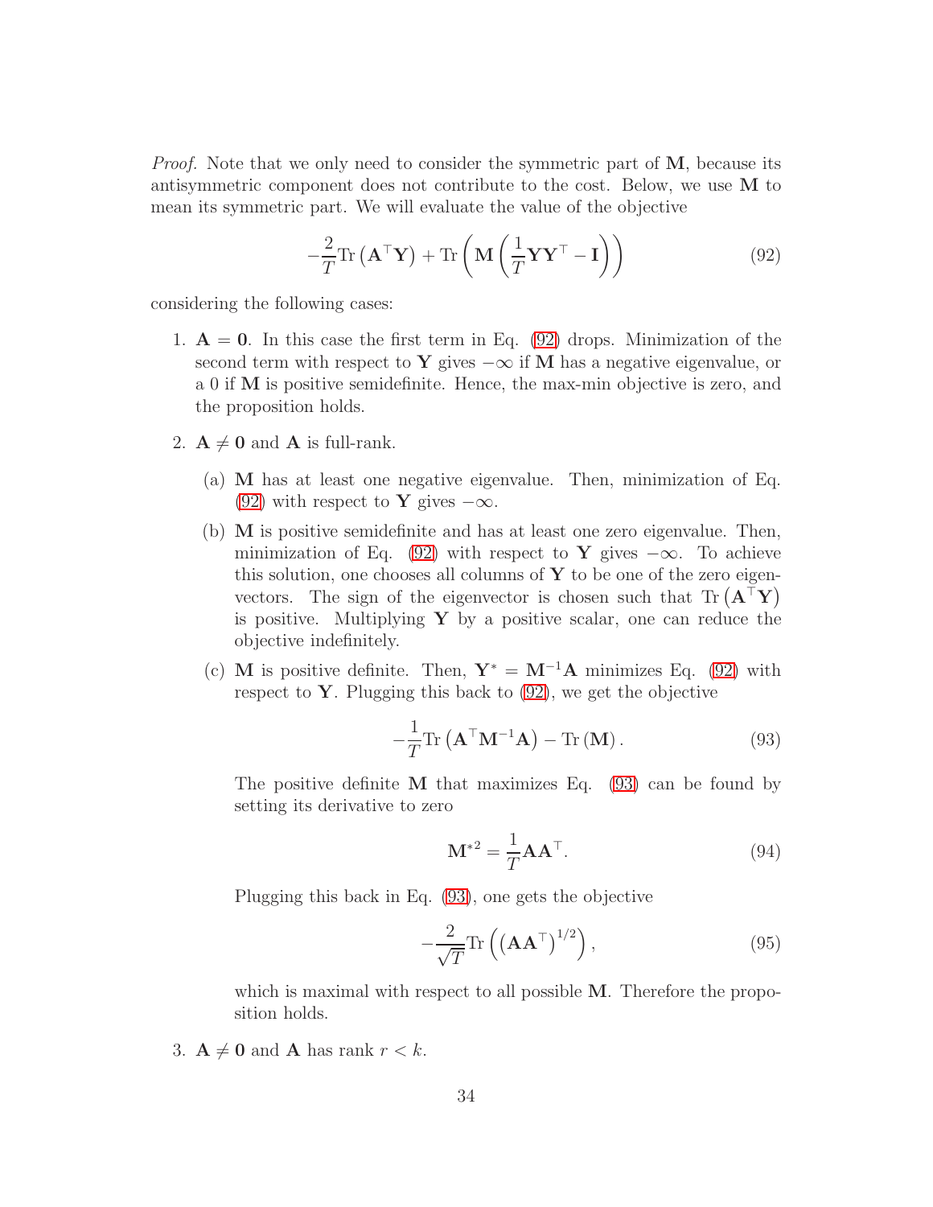*Proof.* Note that we only need to consider the symmetric part of $\mathbf{M}$, because its antisymmetric component does not contribute to the cost. Below, we use $\mathbf{M}$ to mean its symmetric part. We will evaluate the value of the objective

$$-\frac{2}{T}\mathrm{Tr}\left(\mathbf{A}^\top \mathbf{Y}\right) + \mathrm{Tr}\left(\mathbf{M}\left(\frac{1}{T}\mathbf{Y}\mathbf{Y}^\top - \mathbf{I}\right)\right) \tag{92}$$

considering the following cases:

1. $\mathbf{A} = \mathbf{0}$. In this case the first term in Eq. (92) drops. Minimization of the second term with respect to $\mathbf{Y}$ gives $-\infty$ if $\mathbf{M}$ has a negative eigenvalue, or a 0 if $\mathbf{M}$ is positive semidefinite. Hence, the max-min objective is zero, and the proposition holds.

2. $\mathbf{A} \neq \mathbf{0}$ and $\mathbf{A}$ is full-rank.

   (a) $\mathbf{M}$ has at least one negative eigenvalue. Then, minimization of Eq. (92) with respect to $\mathbf{Y}$ gives $-\infty$.

   (b) $\mathbf{M}$ is positive semidefinite and has at least one zero eigenvalue. Then, minimization of Eq. (92) with respect to $\mathbf{Y}$ gives $-\infty$. To achieve this solution, one chooses all columns of $\mathbf{Y}$ to be one of the zero eigenvectors. The sign of the eigenvector is chosen such that $\mathrm{Tr}\left(\mathbf{A}^\top \mathbf{Y}\right)$ is positive. Multiplying $\mathbf{Y}$ by a positive scalar, one can reduce the objective indefinitely.

   (c) $\mathbf{M}$ is positive definite. Then, $\mathbf{Y}^* = \mathbf{M}^{-1}\mathbf{A}$ minimizes Eq. (92) with respect to $\mathbf{Y}$. Plugging this back to (92), we get the objective

   $$-\frac{1}{T}\mathrm{Tr}\left(\mathbf{A}^\top \mathbf{M}^{-1}\mathbf{A}\right) - \mathrm{Tr}\left(\mathbf{M}\right). \tag{93}$$

   The positive definite $\mathbf{M}$ that maximizes Eq. (93) can be found by setting its derivative to zero

   $$\mathbf{M}^{*2} = \frac{1}{T}\mathbf{A}\mathbf{A}^\top. \tag{94}$$

   Plugging this back in Eq. (93), one gets the objective

   $$-\frac{2}{\sqrt{T}}\mathrm{Tr}\left(\left(\mathbf{A}\mathbf{A}^\top\right)^{1/2}\right), \tag{95}$$

   which is maximal with respect to all possible $\mathbf{M}$. Therefore the proposition holds.

3. $\mathbf{A} \neq \mathbf{0}$ and $\mathbf{A}$ has rank $r < k$.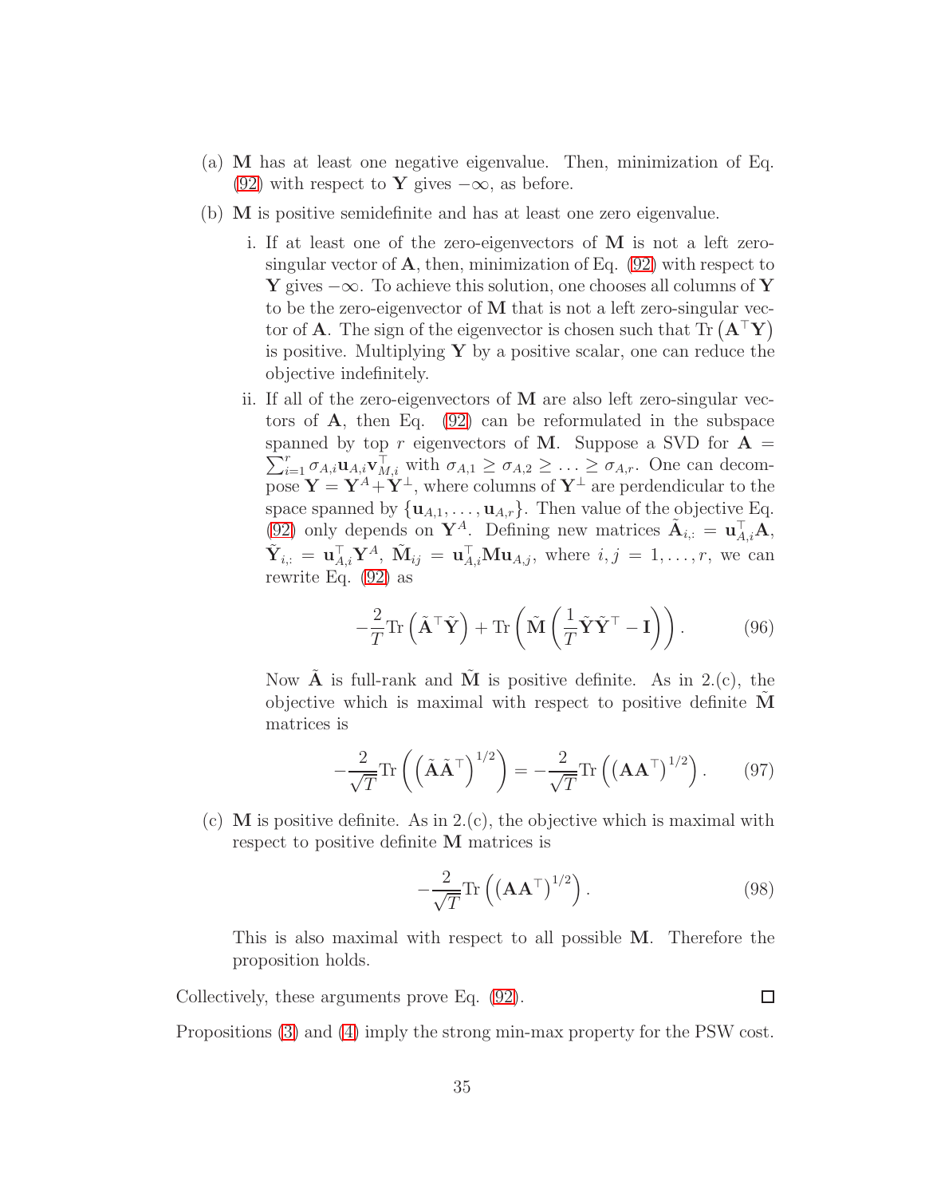(a) $\mathbf{M}$ has at least one negative eigenvalue. Then, minimization of Eq. (92) with respect to $\mathbf{Y}$ gives $-\infty$, as before.

(b) $\mathbf{M}$ is positive semidefinite and has at least one zero eigenvalue.

   i. If at least one of the zero-eigenvectors of $\mathbf{M}$ is not a left zero-singular vector of $\mathbf{A}$, then, minimization of Eq. (92) with respect to $\mathbf{Y}$ gives $-\infty$. To achieve this solution, one chooses all columns of $\mathbf{Y}$ to be the zero-eigenvector of $\mathbf{M}$ that is not a left zero-singular vector of $\mathbf{A}$. The sign of the eigenvector is chosen such that $\mathrm{Tr}\left(\mathbf{A}^\top \mathbf{Y}\right)$ is positive. Multiplying $\mathbf{Y}$ by a positive scalar, one can reduce the objective indefinitely.

   ii. If all of the zero-eigenvectors of $\mathbf{M}$ are also left zero-singular vectors of $\mathbf{A}$, then Eq. (92) can be reformulated in the subspace spanned by top $r$ eigenvectors of $\mathbf{M}$. Suppose a SVD for $\mathbf{A} = \sum_{i=1}^r \sigma_{A,i}\mathbf{u}_{A,i}\mathbf{v}_{M,i}^\top$ with $\sigma_{A,1} \geq \sigma_{A,2} \geq \ldots \geq \sigma_{A,r}$. One can decompose $\mathbf{Y} = \mathbf{Y}^A + \mathbf{Y}^\perp$, where columns of $\mathbf{Y}^\perp$ are perdendicular to the space spanned by $\{\mathbf{u}_{A,1}, \ldots, \mathbf{u}_{A,r}\}$. Then value of the objective Eq. (92) only depends on $\mathbf{Y}^A$. Defining new matrices $\tilde{\mathbf{A}}_{i,:} = \mathbf{u}_{A,i}^\top \mathbf{A}$, $\tilde{\mathbf{Y}}_{i,:} = \mathbf{u}_{A,i}^\top \mathbf{Y}^A$, $\tilde{\mathbf{M}}_{ij} = \mathbf{u}_{A,i}^\top \mathbf{M} \mathbf{u}_{A,j}$, where $i, j = 1, \ldots, r$, we can rewrite Eq. (92) as

$$-\frac{2}{T}\mathrm{Tr}\left(\tilde{\mathbf{A}}^\top \tilde{\mathbf{Y}}\right) + \mathrm{Tr}\left(\tilde{\mathbf{M}}\left(\frac{1}{T}\tilde{\mathbf{Y}}\tilde{\mathbf{Y}}^\top - \mathbf{I}\right)\right). \tag{96}$$

   Now $\tilde{\mathbf{A}}$ is full-rank and $\tilde{\mathbf{M}}$ is positive definite. As in 2.(c), the objective which is maximal with respect to positive definite $\tilde{\mathbf{M}}$ matrices is

$$-\frac{2}{\sqrt{T}}\mathrm{Tr}\left(\left(\tilde{\mathbf{A}}\tilde{\mathbf{A}}^\top\right)^{1/2}\right) = -\frac{2}{\sqrt{T}}\mathrm{Tr}\left(\left(\mathbf{A}\mathbf{A}^\top\right)^{1/2}\right). \tag{97}$$

(c) $\mathbf{M}$ is positive definite. As in 2.(c), the objective which is maximal with respect to positive definite $\mathbf{M}$ matrices is

$$-\frac{2}{\sqrt{T}}\mathrm{Tr}\left(\left(\mathbf{A}\mathbf{A}^\top\right)^{1/2}\right). \tag{98}$$

This is also maximal with respect to all possible $\mathbf{M}$. Therefore the proposition holds.

Collectively, these arguments prove Eq. (92). ∎

Propositions (3) and (4) imply the strong min-max property for the PSW cost.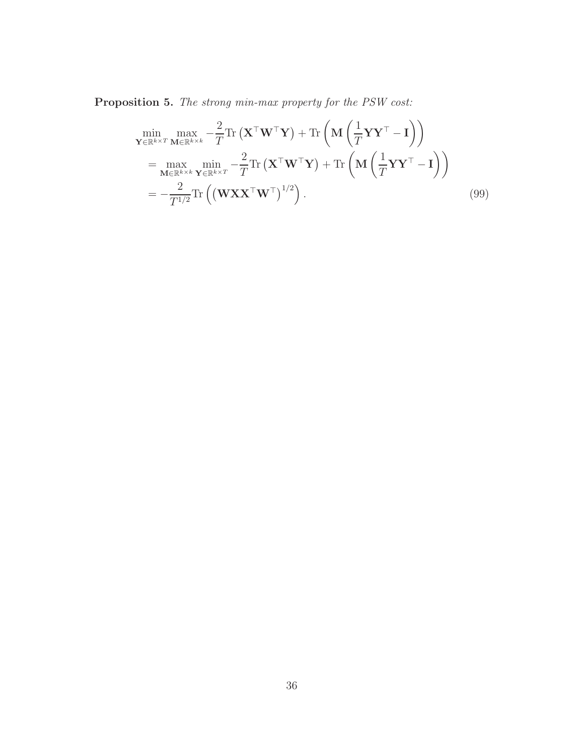**Proposition 5.** *The strong min-max property for the PSW cost:*

$$
\begin{aligned}
&\min_{\mathbf{Y}\in\mathbb{R}^{k\times T}} \max_{\mathbf{M}\in\mathbb{R}^{k\times k}} -\frac{2}{T}\mathrm{Tr}\left(\mathbf{X}^\top\mathbf{W}^\top\mathbf{Y}\right) + \mathrm{Tr}\left(\mathbf{M}\left(\frac{1}{T}\mathbf{Y}\mathbf{Y}^\top - \mathbf{I}\right)\right) \\
&\quad = \max_{\mathbf{M}\in\mathbb{R}^{k\times k}} \min_{\mathbf{Y}\in\mathbb{R}^{k\times T}} -\frac{2}{T}\mathrm{Tr}\left(\mathbf{X}^\top\mathbf{W}^\top\mathbf{Y}\right) + \mathrm{Tr}\left(\mathbf{M}\left(\frac{1}{T}\mathbf{Y}\mathbf{Y}^\top - \mathbf{I}\right)\right) \\
&\quad = -\frac{2}{T^{1/2}}\mathrm{Tr}\left(\left(\mathbf{W}\mathbf{X}\mathbf{X}^\top\mathbf{W}^\top\right)^{1/2}\right).
\end{aligned}
\tag{99}
$$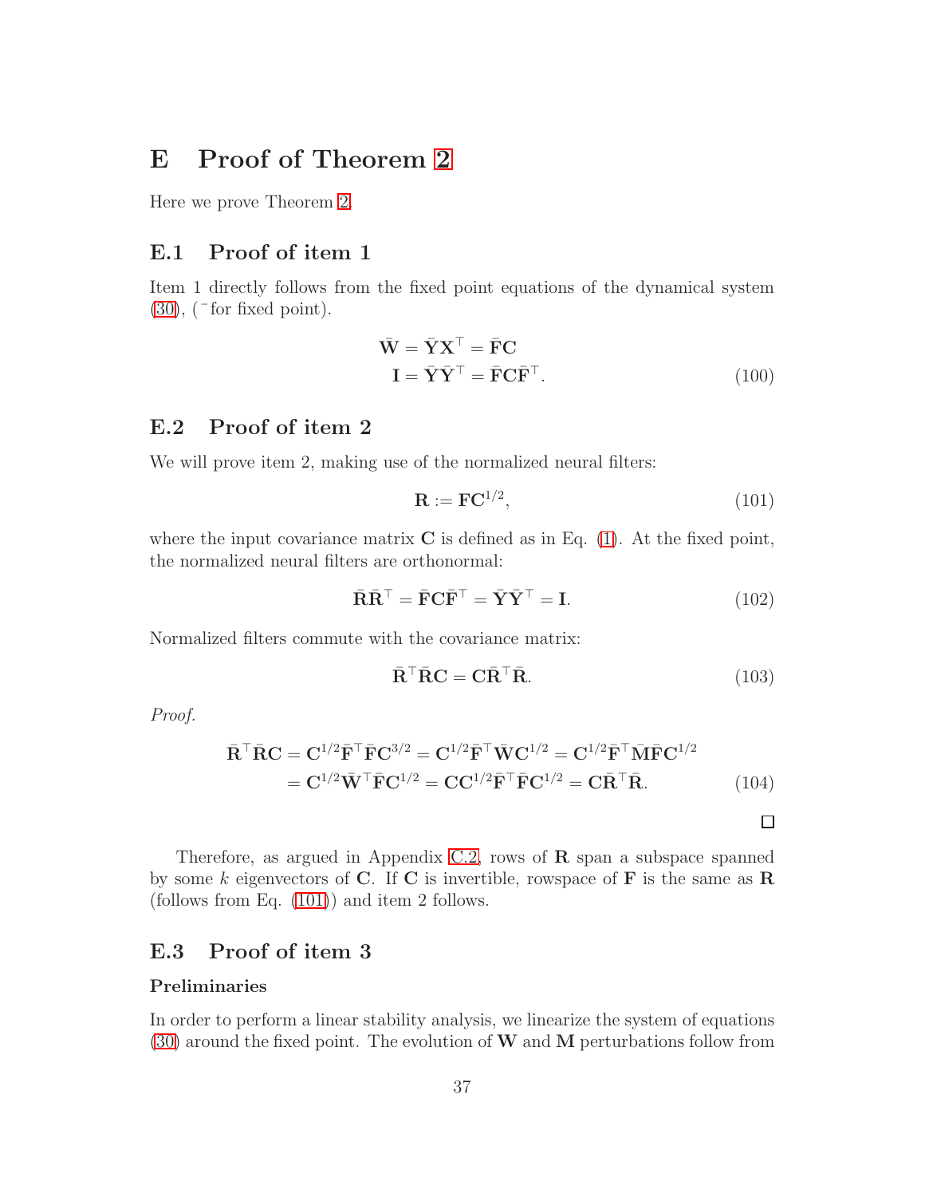# E Proof of Theorem 2

Here we prove Theorem 2.

## E.1 Proof of item 1

Item 1 directly follows from the fixed point equations of the dynamical system (30), ($\bar{}$ for fixed point).

$$
\begin{aligned}
\bar{\mathbf{W}} &= \bar{\mathbf{Y}}\mathbf{X}^\top = \bar{\mathbf{F}}\mathbf{C} \\
\mathbf{I} &= \bar{\mathbf{Y}}\bar{\mathbf{Y}}^\top = \bar{\mathbf{F}}\mathbf{C}\bar{\mathbf{F}}^\top.
\end{aligned} \tag{100}
$$

## E.2 Proof of item 2

We will prove item 2, making use of the normalized neural filters:

$$
\mathbf{R} := \mathbf{F}\mathbf{C}^{1/2}, \tag{101}
$$

where the input covariance matrix $\mathbf{C}$ is defined as in Eq. (1). At the fixed point, the normalized neural filters are orthonormal:

$$
\bar{\mathbf{R}}\bar{\mathbf{R}}^\top = \bar{\mathbf{F}}\mathbf{C}\bar{\mathbf{F}}^\top = \bar{\mathbf{Y}}\bar{\mathbf{Y}}^\top = \mathbf{I}. \tag{102}
$$

Normalized filters commute with the covariance matrix:

$$
\bar{\mathbf{R}}^\top\bar{\mathbf{R}}\mathbf{C} = \mathbf{C}\bar{\mathbf{R}}^\top\bar{\mathbf{R}}. \tag{103}
$$

*Proof.*

$$
\begin{aligned}
\bar{\mathbf{R}}^\top\bar{\mathbf{R}}\mathbf{C} &= \mathbf{C}^{1/2}\bar{\mathbf{F}}^\top\bar{\mathbf{F}}\mathbf{C}^{3/2} = \mathbf{C}^{1/2}\bar{\mathbf{F}}^\top\bar{\mathbf{W}}\mathbf{C}^{1/2} = \mathbf{C}^{1/2}\bar{\mathbf{F}}^\top\bar{\mathbf{M}}\bar{\mathbf{F}}\mathbf{C}^{1/2} \\
&= \mathbf{C}^{1/2}\bar{\mathbf{W}}^\top\bar{\mathbf{F}}\mathbf{C}^{1/2} = \mathbf{C}\mathbf{C}^{1/2}\bar{\mathbf{F}}^\top\bar{\mathbf{F}}\mathbf{C}^{1/2} = \mathbf{C}\bar{\mathbf{R}}^\top\bar{\mathbf{R}}.
\end{aligned} \tag{104}
$$

$\square$

Therefore, as argued in Appendix C.2, rows of $\mathbf{R}$ span a subspace spanned by some $k$ eigenvectors of $\mathbf{C}$. If $\mathbf{C}$ is invertible, rowspace of $\mathbf{F}$ is the same as $\mathbf{R}$ (follows from Eq. (101)) and item 2 follows.

## E.3 Proof of item 3

### Preliminaries

In order to perform a linear stability analysis, we linearize the system of equations (30) around the fixed point. The evolution of $\mathbf{W}$ and $\mathbf{M}$ perturbations follow from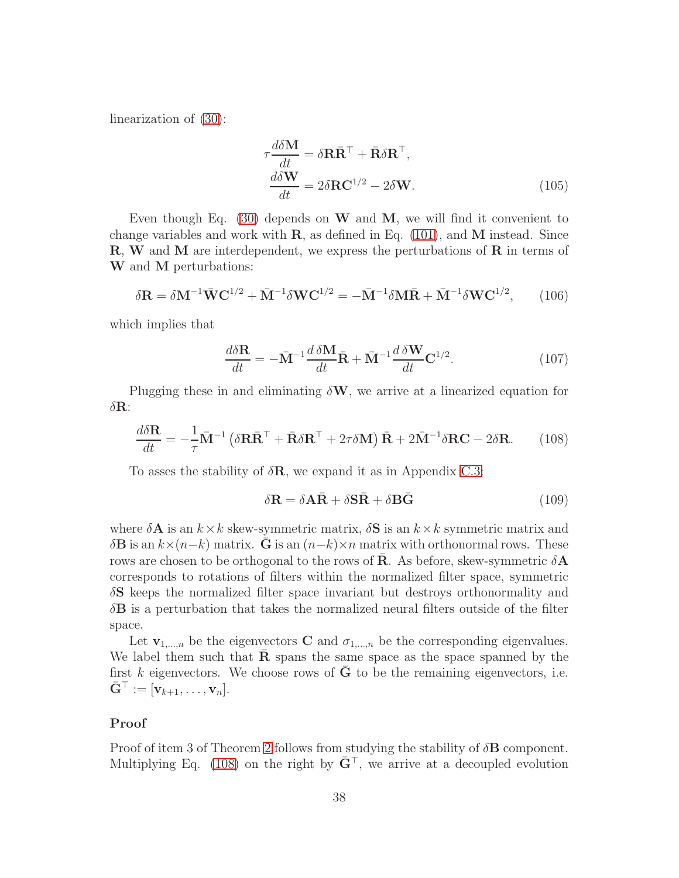linearization of (30):

$$
\begin{aligned}
\tau \frac{d\delta \mathbf{M}}{dt} &= \delta \mathbf{R} \bar{\mathbf{R}}^\top + \bar{\mathbf{R}} \delta \mathbf{R}^\top, \\
\frac{d\delta \mathbf{W}}{dt} &= 2\delta \mathbf{R} \mathbf{C}^{1/2} - 2\delta \mathbf{W}.
\end{aligned}
\tag{105}
$$

Even though Eq. (30) depends on $\mathbf{W}$ and $\mathbf{M}$, we will find it convenient to change variables and work with $\mathbf{R}$, as defined in Eq. (101), and $\mathbf{M}$ instead. Since $\mathbf{R}$, $\mathbf{W}$ and $\mathbf{M}$ are interdependent, we express the perturbations of $\mathbf{R}$ in terms of $\mathbf{W}$ and $\mathbf{M}$ perturbations:

$$
\delta \mathbf{R} = \delta \mathbf{M}^{-1} \bar{\mathbf{W}} \mathbf{C}^{1/2} + \bar{\mathbf{M}}^{-1} \delta \mathbf{W} \mathbf{C}^{1/2} = -\bar{\mathbf{M}}^{-1} \delta \mathbf{M} \bar{\mathbf{R}} + \bar{\mathbf{M}}^{-1} \delta \mathbf{W} \mathbf{C}^{1/2}, \tag{106}
$$

which implies that

$$
\frac{d\delta \mathbf{R}}{dt} = -\bar{\mathbf{M}}^{-1} \frac{d\,\delta \mathbf{M}}{dt} \bar{\mathbf{R}} + \bar{\mathbf{M}}^{-1} \frac{d\,\delta \mathbf{W}}{dt} \mathbf{C}^{1/2}. \tag{107}
$$

Plugging these in and eliminating $\delta \mathbf{W}$, we arrive at a linearized equation for $\delta \mathbf{R}$:

$$
\frac{d\delta \mathbf{R}}{dt} = -\frac{1}{\tau} \bar{\mathbf{M}}^{-1} \left( \delta \mathbf{R} \bar{\mathbf{R}}^\top + \bar{\mathbf{R}} \delta \mathbf{R}^\top + 2\tau \delta \mathbf{M} \right) \bar{\mathbf{R}} + 2\bar{\mathbf{M}}^{-1} \delta \mathbf{R} \mathbf{C} - 2\delta \mathbf{R}. \tag{108}
$$

To asses the stability of $\delta \mathbf{R}$, we expand it as in Appendix C.3

$$
\delta \mathbf{R} = \delta \mathbf{A} \bar{\mathbf{R}} + \delta \mathbf{S} \bar{\mathbf{R}} + \delta \mathbf{B} \bar{\mathbf{G}} \tag{109}
$$

where $\delta \mathbf{A}$ is an $k \times k$ skew-symmetric matrix, $\delta \mathbf{S}$ is an $k \times k$ symmetric matrix and $\delta \mathbf{B}$ is an $k \times (n-k)$ matrix. $\bar{\mathbf{G}}$ is an $(n-k) \times n$ matrix with orthonormal rows. These rows are chosen to be orthogonal to the rows of $\bar{\mathbf{R}}$. As before, skew-symmetric $\delta \mathbf{A}$ corresponds to rotations of filters within the normalized filter space, symmetric $\delta \mathbf{S}$ keeps the normalized filter space invariant but destroys orthonormality and $\delta \mathbf{B}$ is a perturbation that takes the normalized neural filters outside of the filter space.

Let $\mathbf{v}_{1,\dots,n}$ be the eigenvectors $\mathbf{C}$ and $\sigma_{1,\dots,n}$ be the corresponding eigenvalues. We label them such that $\bar{\mathbf{R}}$ spans the same space as the space spanned by the first $k$ eigenvectors. We choose rows of $\bar{\mathbf{G}}$ to be the remaining eigenvectors, i.e. $\bar{\mathbf{G}}^\top := [\mathbf{v}_{k+1}, \dots, \mathbf{v}_n]$.

**Proof**

Proof of item 3 of Theorem 2 follows from studying the stability of $\delta \mathbf{B}$ component. Multiplying Eq. (108) on the right by $\bar{\mathbf{G}}^\top$, we arrive at a decoupled evolution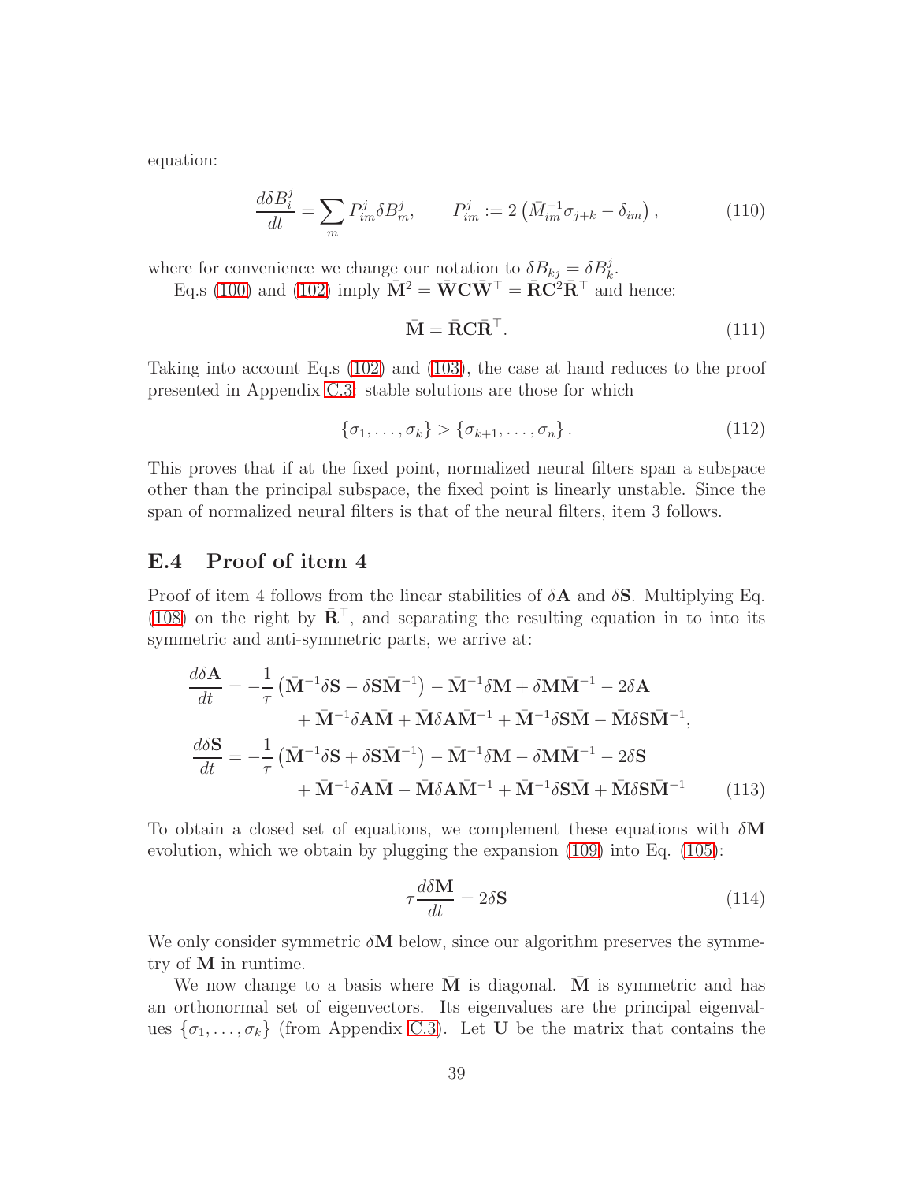equation:

$$\frac{d\delta B_i^j}{dt} = \sum_m P_{im}^j \delta B_m^j, \qquad P_{im}^j := 2\left(\bar{M}_{im}^{-1}\sigma_{j+k} - \delta_{im}\right), \tag{110}$$

where for convenience we change our notation to $\delta B_{kj} = \delta B_k^j$.

Eq.s (100) and (102) imply $\bar{\mathbf{M}}^2 = \bar{\mathbf{W}}\mathbf{C}\bar{\mathbf{W}}^\top = \bar{\mathbf{R}}\mathbf{C}^2\bar{\mathbf{R}}^\top$ and hence:

$$\bar{\mathbf{M}} = \bar{\mathbf{R}}\mathbf{C}\bar{\mathbf{R}}^\top. \tag{111}$$

Taking into account Eq.s (102) and (103), the case at hand reduces to the proof presented in Appendix C.3: stable solutions are those for which

$$\{\sigma_1, \ldots, \sigma_k\} > \{\sigma_{k+1}, \ldots, \sigma_n\}. \tag{112}$$

This proves that if at the fixed point, normalized neural filters span a subspace other than the principal subspace, the fixed point is linearly unstable. Since the span of normalized neural filters is that of the neural filters, item 3 follows.

## E.4 Proof of item 4

Proof of item 4 follows from the linear stabilities of $\delta\mathbf{A}$ and $\delta\mathbf{S}$. Multiplying Eq. (108) on the right by $\bar{\mathbf{R}}^\top$, and separating the resulting equation in to into its symmetric and anti-symmetric parts, we arrive at:

$$\begin{aligned}
\frac{d\delta\mathbf{A}}{dt} &= -\frac{1}{\tau}\left(\bar{\mathbf{M}}^{-1}\delta\mathbf{S} - \delta\mathbf{S}\bar{\mathbf{M}}^{-1}\right) - \bar{\mathbf{M}}^{-1}\delta\mathbf{M} + \delta\mathbf{M}\bar{\mathbf{M}}^{-1} - 2\delta\mathbf{A} \\
&\qquad + \bar{\mathbf{M}}^{-1}\delta\mathbf{A}\bar{\mathbf{M}} + \bar{\mathbf{M}}\delta\mathbf{A}\bar{\mathbf{M}}^{-1} + \bar{\mathbf{M}}^{-1}\delta\mathbf{S}\bar{\mathbf{M}} - \bar{\mathbf{M}}\delta\mathbf{S}\bar{\mathbf{M}}^{-1}, \\
\frac{d\delta\mathbf{S}}{dt} &= -\frac{1}{\tau}\left(\bar{\mathbf{M}}^{-1}\delta\mathbf{S} + \delta\mathbf{S}\bar{\mathbf{M}}^{-1}\right) - \bar{\mathbf{M}}^{-1}\delta\mathbf{M} - \delta\mathbf{M}\bar{\mathbf{M}}^{-1} - 2\delta\mathbf{S} \\
&\qquad + \bar{\mathbf{M}}^{-1}\delta\mathbf{A}\bar{\mathbf{M}} - \bar{\mathbf{M}}\delta\mathbf{A}\bar{\mathbf{M}}^{-1} + \bar{\mathbf{M}}^{-1}\delta\mathbf{S}\bar{\mathbf{M}} + \bar{\mathbf{M}}\delta\mathbf{S}\bar{\mathbf{M}}^{-1}
\end{aligned} \tag{113}$$

To obtain a closed set of equations, we complement these equations with $\delta\mathbf{M}$ evolution, which we obtain by plugging the expansion (109) into Eq. (105):

$$\tau\frac{d\delta\mathbf{M}}{dt} = 2\delta\mathbf{S} \tag{114}$$

We only consider symmetric $\delta\mathbf{M}$ below, since our algorithm preserves the symmetry of $\mathbf{M}$ in runtime.

We now change to a basis where $\bar{\mathbf{M}}$ is diagonal. $\bar{\mathbf{M}}$ is symmetric and has an orthonormal set of eigenvectors. Its eigenvalues are the principal eigenvalues $\{\sigma_1, \ldots, \sigma_k\}$ (from Appendix C.3). Let $\mathbf{U}$ be the matrix that contains the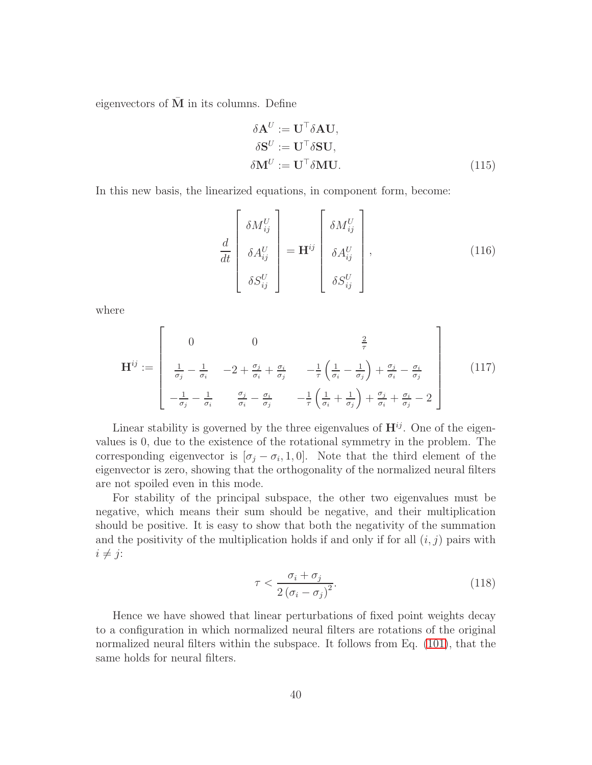eigenvectors of $\bar{\mathbf{M}}$ in its columns. Define

$$
\begin{aligned}
\delta\mathbf{A}^U &:= \mathbf{U}^\top \delta\mathbf{A}\mathbf{U}, \\
\delta\mathbf{S}^U &:= \mathbf{U}^\top \delta\mathbf{S}\mathbf{U}, \\
\delta\mathbf{M}^U &:= \mathbf{U}^\top \delta\mathbf{M}\mathbf{U}.
\end{aligned} \tag{115}
$$

In this new basis, the linearized equations, in component form, become:

$$
\frac{d}{dt}\begin{bmatrix} \delta M_{ij}^U \\ \delta A_{ij}^U \\ \delta S_{ij}^U \end{bmatrix} = \mathbf{H}^{ij} \begin{bmatrix} \delta M_{ij}^U \\ \delta A_{ij}^U \\ \delta S_{ij}^U \end{bmatrix}, \tag{116}
$$

where

$$
\mathbf{H}^{ij} := \begin{bmatrix} 0 & 0 & \frac{2}{\tau} \\ \frac{1}{\sigma_j} - \frac{1}{\sigma_i} & -2 + \frac{\sigma_j}{\sigma_i} + \frac{\sigma_i}{\sigma_j} & -\frac{1}{\tau}\left(\frac{1}{\sigma_i} - \frac{1}{\sigma_j}\right) + \frac{\sigma_j}{\sigma_i} - \frac{\sigma_i}{\sigma_j} \\ -\frac{1}{\sigma_j} - \frac{1}{\sigma_i} & \frac{\sigma_j}{\sigma_i} - \frac{\sigma_i}{\sigma_j} & -\frac{1}{\tau}\left(\frac{1}{\sigma_i} + \frac{1}{\sigma_j}\right) + \frac{\sigma_j}{\sigma_i} + \frac{\sigma_i}{\sigma_j} - 2 \end{bmatrix} \tag{117}
$$

Linear stability is governed by the three eigenvalues of $\mathbf{H}^{ij}$. One of the eigenvalues is 0, due to the existence of the rotational symmetry in the problem. The corresponding eigenvector is $[\sigma_j - \sigma_i, 1, 0]$. Note that the third element of the eigenvector is zero, showing that the orthogonality of the normalized neural filters are not spoiled even in this mode.

For stability of the principal subspace, the other two eigenvalues must be negative, which means their sum should be negative, and their multiplication should be positive. It is easy to show that both the negativity of the summation and the positivity of the multiplication holds if and only if for all $(i, j)$ pairs with $i \neq j$:

$$
\tau < \frac{\sigma_i + \sigma_j}{2\left(\sigma_i - \sigma_j\right)^2}. \tag{118}
$$

Hence we have showed that linear perturbations of fixed point weights decay to a configuration in which normalized neural filters are rotations of the original normalized neural filters within the subspace. It follows from Eq. (101), that the same holds for neural filters.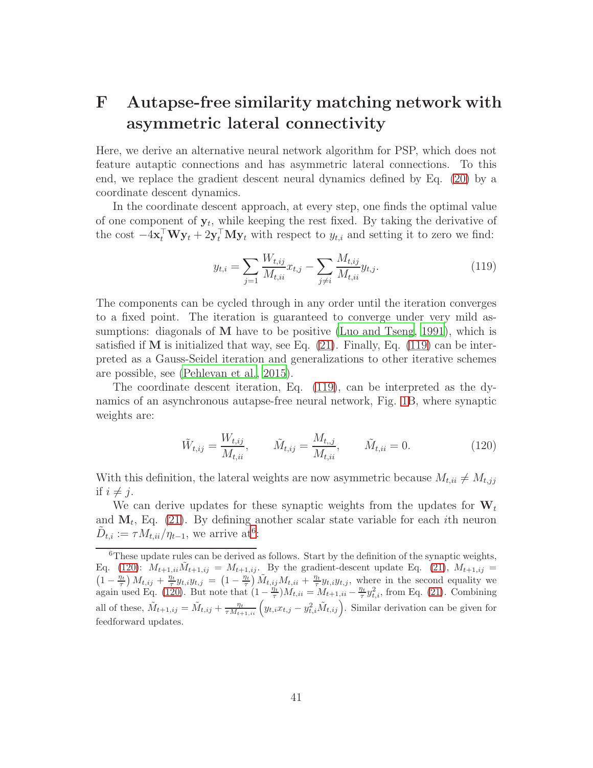# F Autapse-free similarity matching network with asymmetric lateral connectivity

Here, we derive an alternative neural network algorithm for PSP, which does not feature autaptic connections and has asymmetric lateral connections. To this end, we replace the gradient descent neural dynamics defined by Eq. (20) by a coordinate descent dynamics.

In the coordinate descent approach, at every step, one finds the optimal value of one component of $\mathbf{y}_t$, while keeping the rest fixed. By taking the derivative of the cost $-4\mathbf{x}_t^\top \mathbf{W}\mathbf{y}_t + 2\mathbf{y}_t^\top \mathbf{M}\mathbf{y}_t$ with respect to $y_{t,i}$ and setting it to zero we find:

$$y_{t,i} = \sum_{j=1} \frac{W_{t,ij}}{M_{t,ii}} x_{t,j} - \sum_{j \neq i} \frac{M_{t,ij}}{M_{t,ii}} y_{t,j}. \tag{119}$$

The components can be cycled through in any order until the iteration converges to a fixed point. The iteration is guaranteed to converge under very mild assumptions: diagonals of $\mathbf{M}$ have to be positive (Luo and Tseng, 1991), which is satisfied if $\mathbf{M}$ is initialized that way, see Eq. (21). Finally, Eq. (119) can be interpreted as a Gauss-Seidel iteration and generalizations to other iterative schemes are possible, see (Pehlevan et al., 2015).

The coordinate descent iteration, Eq. (119), can be interpreted as the dynamics of an asynchronous autapse-free neural network, Fig. 1B, where synaptic weights are:

$$\tilde{W}_{t,ij} = \frac{W_{t,ij}}{M_{t,ii}}, \qquad \tilde{M}_{t,ij} = \frac{M_{t,j}}{M_{t,ii}}, \qquad \tilde{M}_{t,ii} = 0. \tag{120}$$

With this definition, the lateral weights are now asymmetric because $M_{t,ii} \neq M_{t,jj}$ if $i \neq j$.

We can derive updates for these synaptic weights from the updates for $\mathbf{W}_t$ and $\mathbf{M}_t$, Eq. (21). By defining another scalar state variable for each $i$th neuron $\tilde{D}_{t,i} := \tau M_{t,ii}/\eta_{t-1}$, we arrive at[6]:

[6] These update rules can be derived as follows. Start by the definition of the synaptic weights, Eq. (120): $M_{t+1,ii}\tilde{M}_{t+1,ij} = M_{t+1,ij}$. By the gradient-descent update Eq. (21), $M_{t+1,ij} = \left(1 - \frac{\eta_t}{\tau}\right) M_{t,ij} + \frac{\eta_t}{\tau} y_{t,i} y_{t,j} = \left(1 - \frac{\eta_t}{\tau}\right) \tilde{M}_{t,ij} M_{t,ii} + \frac{\eta_t}{\tau} y_{t,i} y_{t,j}$, where in the second equality we again used Eq. (120). But note that $(1 - \frac{\eta_t}{\tau}) M_{t,ii} = M_{t+1,ii} - \frac{\eta_t}{\tau} y_{t,i}^2$, from Eq. (21). Combining all of these, $\tilde{M}_{t+1,ij} = \tilde{M}_{t,ij} + \frac{\eta_t}{\tau M_{t+1,ii}} \left( y_{t,i} x_{t,j} - y_{t,i}^2 \tilde{M}_{t,ij} \right)$. Similar derivation can be given for feedforward updates.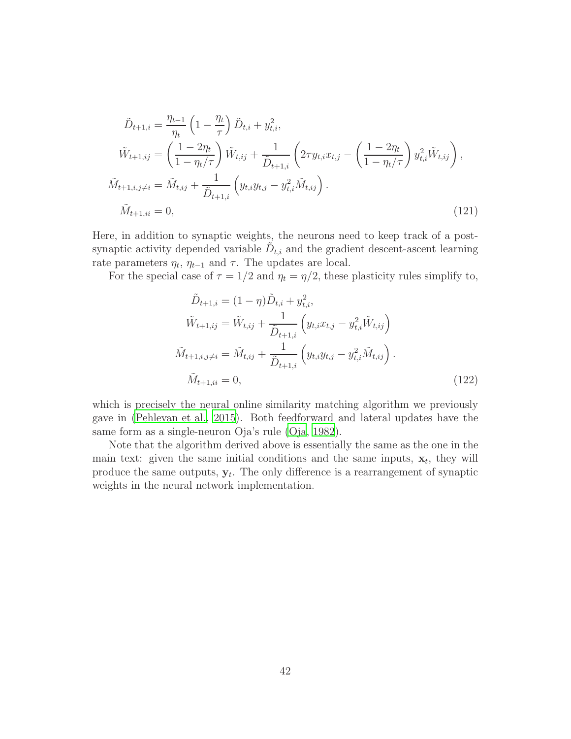$$
\begin{aligned}
\tilde{D}_{t+1,i} &= \frac{\eta_{t-1}}{\eta_t}\left(1 - \frac{\eta_t}{\tau}\right)\tilde{D}_{t,i} + y_{t,i}^2, \\
\tilde{W}_{t+1,ij} &= \left(\frac{1-2\eta_t}{1-\eta_t/\tau}\right)\tilde{W}_{t,ij} + \frac{1}{\tilde{D}_{t+1,i}}\left(2\tau y_{t,i}x_{t,j} - \left(\frac{1-2\eta_t}{1-\eta_t/\tau}\right)y_{t,i}^2\tilde{W}_{t,ij}\right), \\
\tilde{M}_{t+1,i,j\neq i} &= \tilde{M}_{t,ij} + \frac{1}{\tilde{D}_{t+1,i}}\left(y_{t,i}y_{t,j} - y_{t,i}^2\tilde{M}_{t,ij}\right). \\
\tilde{M}_{t+1,ii} &= 0,
\end{aligned}
\tag{121}
$$

Here, in addition to synaptic weights, the neurons need to keep track of a post-synaptic activity depended variable $\tilde{D}_{t,i}$ and the gradient descent-ascent learning rate parameters $\eta_t$, $\eta_{t-1}$ and $\tau$. The updates are local.

For the special case of $\tau = 1/2$ and $\eta_t = \eta/2$, these plasticity rules simplify to,

$$
\begin{aligned}
\tilde{D}_{t+1,i} &= (1-\eta)\tilde{D}_{t,i} + y_{t,i}^2, \\
\tilde{W}_{t+1,ij} &= \tilde{W}_{t,ij} + \frac{1}{\tilde{D}_{t+1,i}}\left(y_{t,i}x_{t,j} - y_{t,i}^2\tilde{W}_{t,ij}\right) \\
\tilde{M}_{t+1,i,j\neq i} &= \tilde{M}_{t,ij} + \frac{1}{\tilde{D}_{t+1,i}}\left(y_{t,i}y_{t,j} - y_{t,i}^2\tilde{M}_{t,ij}\right). \\
\tilde{M}_{t+1,ii} &= 0,
\end{aligned}
\tag{122}
$$

which is precisely the neural online similarity matching algorithm we previously gave in (Pehlevan et al., 2015). Both feedforward and lateral updates have the same form as a single-neuron Oja's rule (Oja, 1982).

Note that the algorithm derived above is essentially the same as the one in the main text: given the same initial conditions and the same inputs, $\mathbf{x}_t$, they will produce the same outputs, $\mathbf{y}_t$. The only difference is a rearrangement of synaptic weights in the neural network implementation.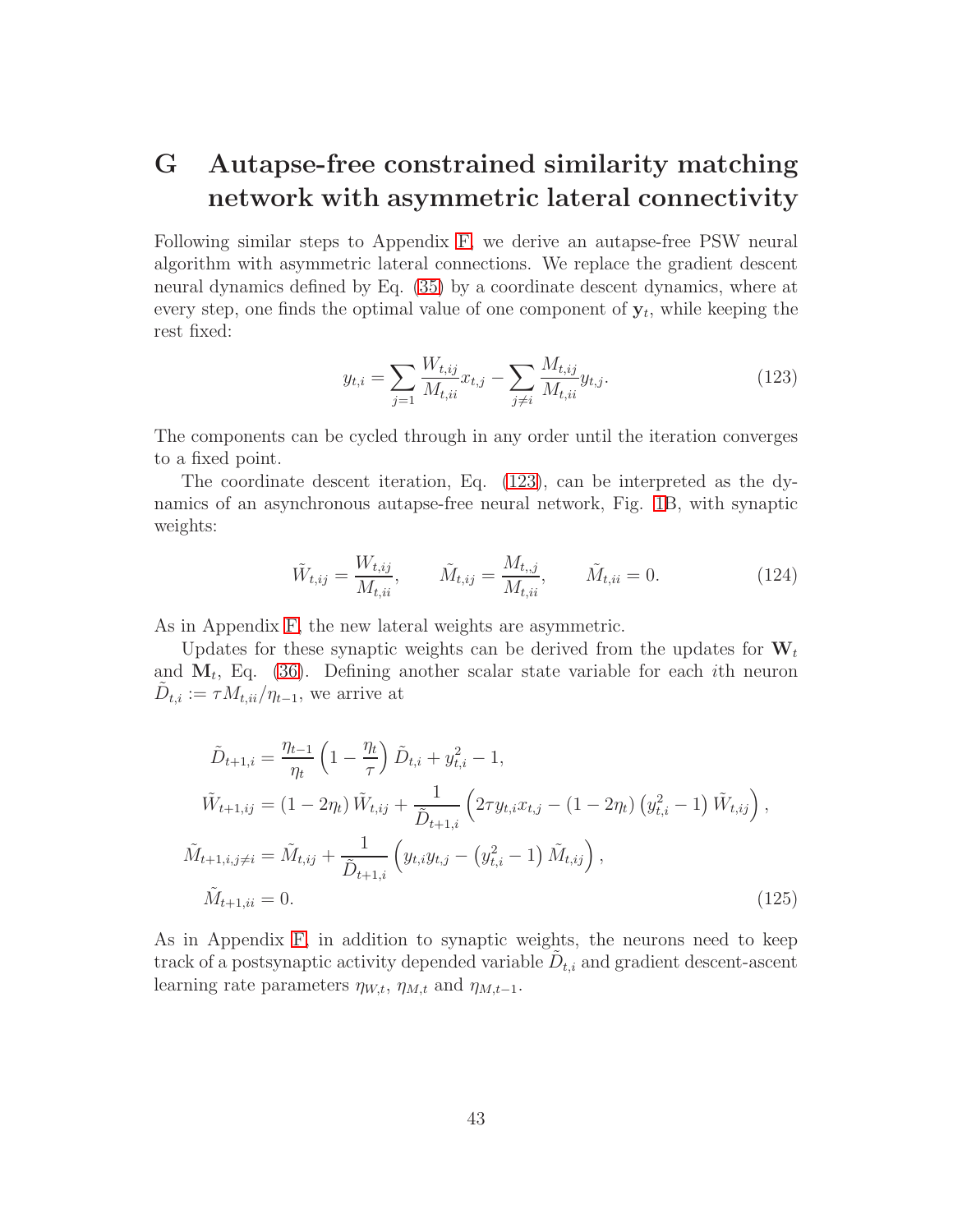# G Autapse-free constrained similarity matching network with asymmetric lateral connectivity

Following similar steps to Appendix F, we derive an autapse-free PSW neural algorithm with asymmetric lateral connections. We replace the gradient descent neural dynamics defined by Eq. (35) by a coordinate descent dynamics, where at every step, one finds the optimal value of one component of $\mathbf{y}_t$, while keeping the rest fixed:

$$y_{t,i} = \sum_{j=1} \frac{W_{t,ij}}{M_{t,ii}} x_{t,j} - \sum_{j \neq i} \frac{M_{t,ij}}{M_{t,ii}} y_{t,j}. \tag{123}$$

The components can be cycled through in any order until the iteration converges to a fixed point.

The coordinate descent iteration, Eq. (123), can be interpreted as the dynamics of an asynchronous autapse-free neural network, Fig. 1B, with synaptic weights:

$$\tilde{W}_{t,ij} = \frac{W_{t,ij}}{M_{t,ii}}, \qquad \tilde{M}_{t,ij} = \frac{M_{t,,j}}{M_{t,ii}}, \qquad \tilde{M}_{t,ii} = 0. \tag{124}$$

As in Appendix F, the new lateral weights are asymmetric.

Updates for these synaptic weights can be derived from the updates for $\mathbf{W}_t$ and $\mathbf{M}_t$, Eq. (36). Defining another scalar state variable for each $i$th neuron $\tilde{D}_{t,i} := \tau M_{t,ii}/\eta_{t-1}$, we arrive at

$$\begin{aligned}
\tilde{D}_{t+1,i} &= \frac{\eta_{t-1}}{\eta_t}\left(1 - \frac{\eta_t}{\tau}\right)\tilde{D}_{t,i} + y_{t,i}^2 - 1, \\
\tilde{W}_{t+1,ij} &= \left(1 - 2\eta_t\right)\tilde{W}_{t,ij} + \frac{1}{\tilde{D}_{t+1,i}}\left(2\tau y_{t,i} x_{t,j} - \left(1 - 2\eta_t\right)\left(y_{t,i}^2 - 1\right)\tilde{W}_{t,ij}\right), \\
\tilde{M}_{t+1,i,j\neq i} &= \tilde{M}_{t,ij} + \frac{1}{\tilde{D}_{t+1,i}}\left(y_{t,i} y_{t,j} - \left(y_{t,i}^2 - 1\right)\tilde{M}_{t,ij}\right), \\
\tilde{M}_{t+1,ii} &= 0.
\end{aligned} \tag{125}$$

As in Appendix F, in addition to synaptic weights, the neurons need to keep track of a postsynaptic activity depended variable $\tilde{D}_{t,i}$ and gradient descent-ascent learning rate parameters $\eta_{W,t}$, $\eta_{M,t}$ and $\eta_{M,t-1}$.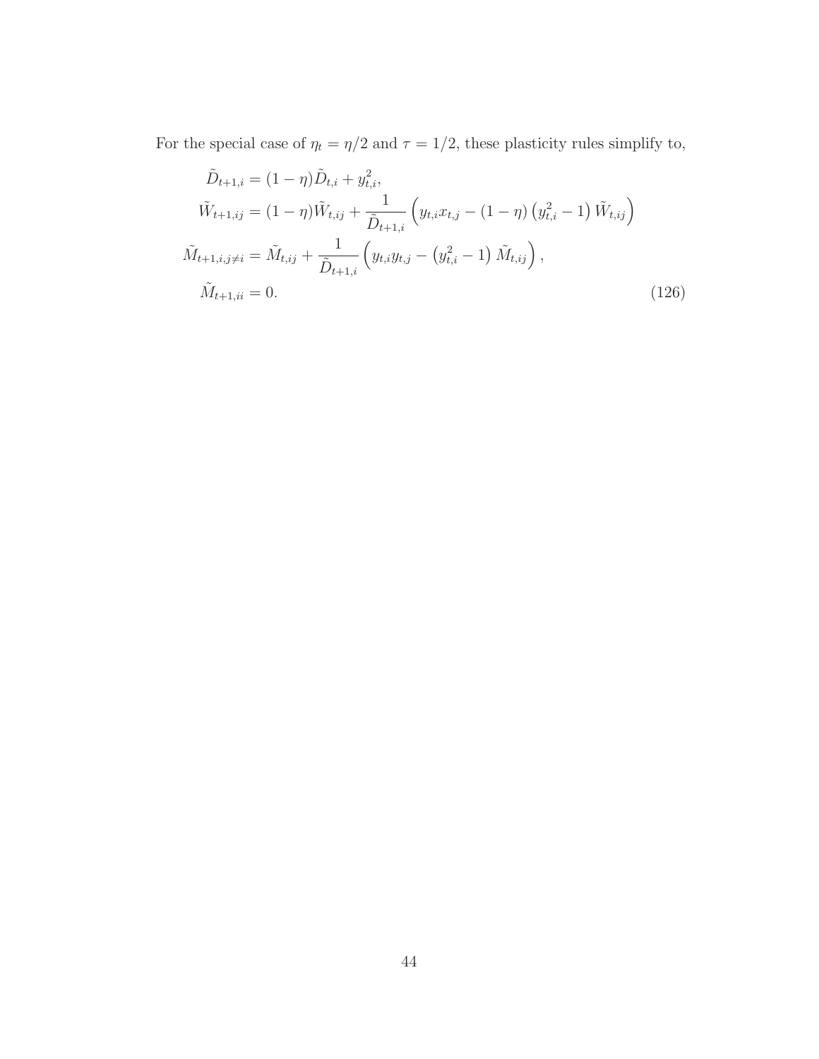For the special case of $\eta_t = \eta/2$ and $\tau = 1/2$, these plasticity rules simplify to,

$$
\begin{aligned}
\tilde{D}_{t+1,i} &= (1-\eta)\tilde{D}_{t,i} + y_{t,i}^2, \\
\tilde{W}_{t+1,ij} &= (1-\eta)\tilde{W}_{t,ij} + \frac{1}{\tilde{D}_{t+1,i}}\left(y_{t,i}x_{t,j} - (1-\eta)\left(y_{t,i}^2 - 1\right)\tilde{W}_{t,ij}\right) \\
\tilde{M}_{t+1,i,j\neq i} &= \tilde{M}_{t,ij} + \frac{1}{\tilde{D}_{t+1,i}}\left(y_{t,i}y_{t,j} - \left(y_{t,i}^2 - 1\right)\tilde{M}_{t,ij}\right), \\
\tilde{M}_{t+1,ii} &= 0.
\end{aligned}
\tag{126}
$$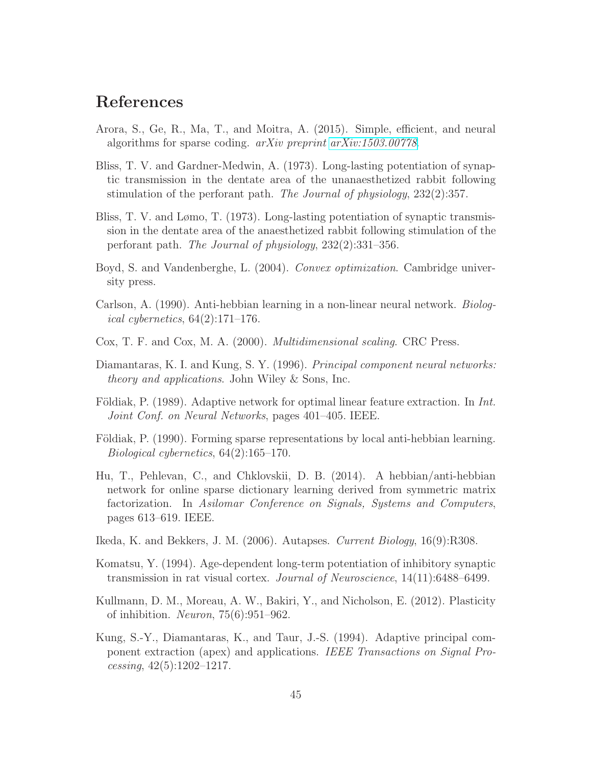# References

Arora, S., Ge, R., Ma, T., and Moitra, A. (2015). Simple, efficient, and neural algorithms for sparse coding. *arXiv preprint arXiv:1503.00778*.

Bliss, T. V. and Gardner-Medwin, A. (1973). Long-lasting potentiation of synaptic transmission in the dentate area of the unanaesthetized rabbit following stimulation of the perforant path. *The Journal of physiology*, 232(2):357.

Bliss, T. V. and Lømo, T. (1973). Long-lasting potentiation of synaptic transmission in the dentate area of the anaesthetized rabbit following stimulation of the perforant path. *The Journal of physiology*, 232(2):331–356.

Boyd, S. and Vandenberghe, L. (2004). *Convex optimization*. Cambridge university press.

Carlson, A. (1990). Anti-hebbian learning in a non-linear neural network. *Biological cybernetics*, 64(2):171–176.

Cox, T. F. and Cox, M. A. (2000). *Multidimensional scaling*. CRC Press.

Diamantaras, K. I. and Kung, S. Y. (1996). *Principal component neural networks: theory and applications*. John Wiley & Sons, Inc.

Földiak, P. (1989). Adaptive network for optimal linear feature extraction. In *Int. Joint Conf. on Neural Networks*, pages 401–405. IEEE.

Földiak, P. (1990). Forming sparse representations by local anti-hebbian learning. *Biological cybernetics*, 64(2):165–170.

Hu, T., Pehlevan, C., and Chklovskii, D. B. (2014). A hebbian/anti-hebbian network for online sparse dictionary learning derived from symmetric matrix factorization. In *Asilomar Conference on Signals, Systems and Computers*, pages 613–619. IEEE.

Ikeda, K. and Bekkers, J. M. (2006). Autapses. *Current Biology*, 16(9):R308.

Komatsu, Y. (1994). Age-dependent long-term potentiation of inhibitory synaptic transmission in rat visual cortex. *Journal of Neuroscience*, 14(11):6488–6499.

Kullmann, D. M., Moreau, A. W., Bakiri, Y., and Nicholson, E. (2012). Plasticity of inhibition. *Neuron*, 75(6):951–962.

Kung, S.-Y., Diamantaras, K., and Taur, J.-S. (1994). Adaptive principal component extraction (apex) and applications. *IEEE Transactions on Signal Processing*, 42(5):1202–1217.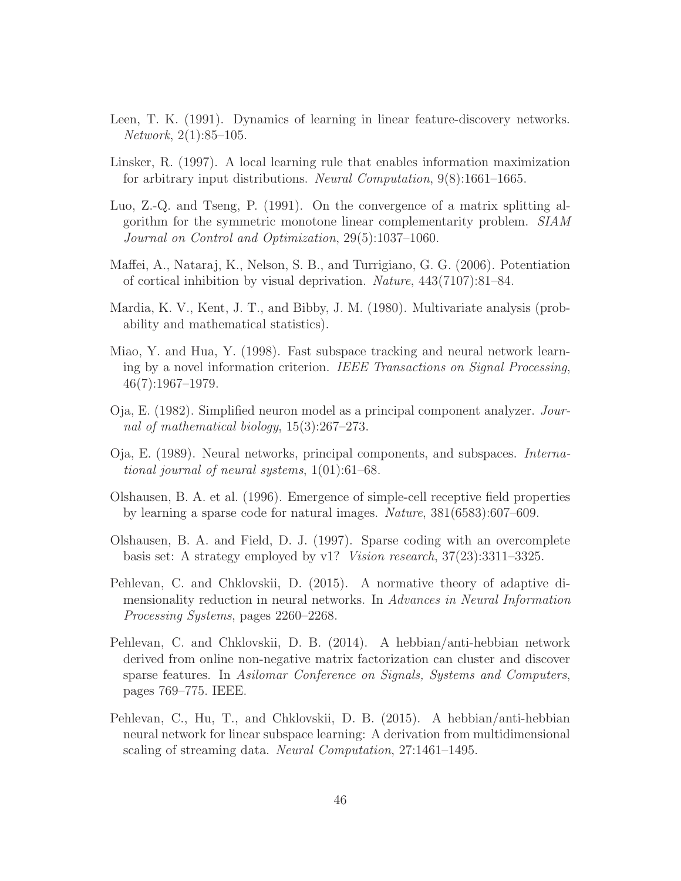Leen, T. K. (1991). Dynamics of learning in linear feature-discovery networks. *Network*, 2(1):85–105.

Linsker, R. (1997). A local learning rule that enables information maximization for arbitrary input distributions. *Neural Computation*, 9(8):1661–1665.

Luo, Z.-Q. and Tseng, P. (1991). On the convergence of a matrix splitting algorithm for the symmetric monotone linear complementarity problem. *SIAM Journal on Control and Optimization*, 29(5):1037–1060.

Maffei, A., Nataraj, K., Nelson, S. B., and Turrigiano, G. G. (2006). Potentiation of cortical inhibition by visual deprivation. *Nature*, 443(7107):81–84.

Mardia, K. V., Kent, J. T., and Bibby, J. M. (1980). Multivariate analysis (probability and mathematical statistics).

Miao, Y. and Hua, Y. (1998). Fast subspace tracking and neural network learning by a novel information criterion. *IEEE Transactions on Signal Processing*, 46(7):1967–1979.

Oja, E. (1982). Simplified neuron model as a principal component analyzer. *Journal of mathematical biology*, 15(3):267–273.

Oja, E. (1989). Neural networks, principal components, and subspaces. *International journal of neural systems*, 1(01):61–68.

Olshausen, B. A. et al. (1996). Emergence of simple-cell receptive field properties by learning a sparse code for natural images. *Nature*, 381(6583):607–609.

Olshausen, B. A. and Field, D. J. (1997). Sparse coding with an overcomplete basis set: A strategy employed by v1? *Vision research*, 37(23):3311–3325.

Pehlevan, C. and Chklovskii, D. (2015). A normative theory of adaptive dimensionality reduction in neural networks. In *Advances in Neural Information Processing Systems*, pages 2260–2268.

Pehlevan, C. and Chklovskii, D. B. (2014). A hebbian/anti-hebbian network derived from online non-negative matrix factorization can cluster and discover sparse features. In *Asilomar Conference on Signals, Systems and Computers*, pages 769–775. IEEE.

Pehlevan, C., Hu, T., and Chklovskii, D. B. (2015). A hebbian/anti-hebbian neural network for linear subspace learning: A derivation from multidimensional scaling of streaming data. *Neural Computation*, 27:1461–1495.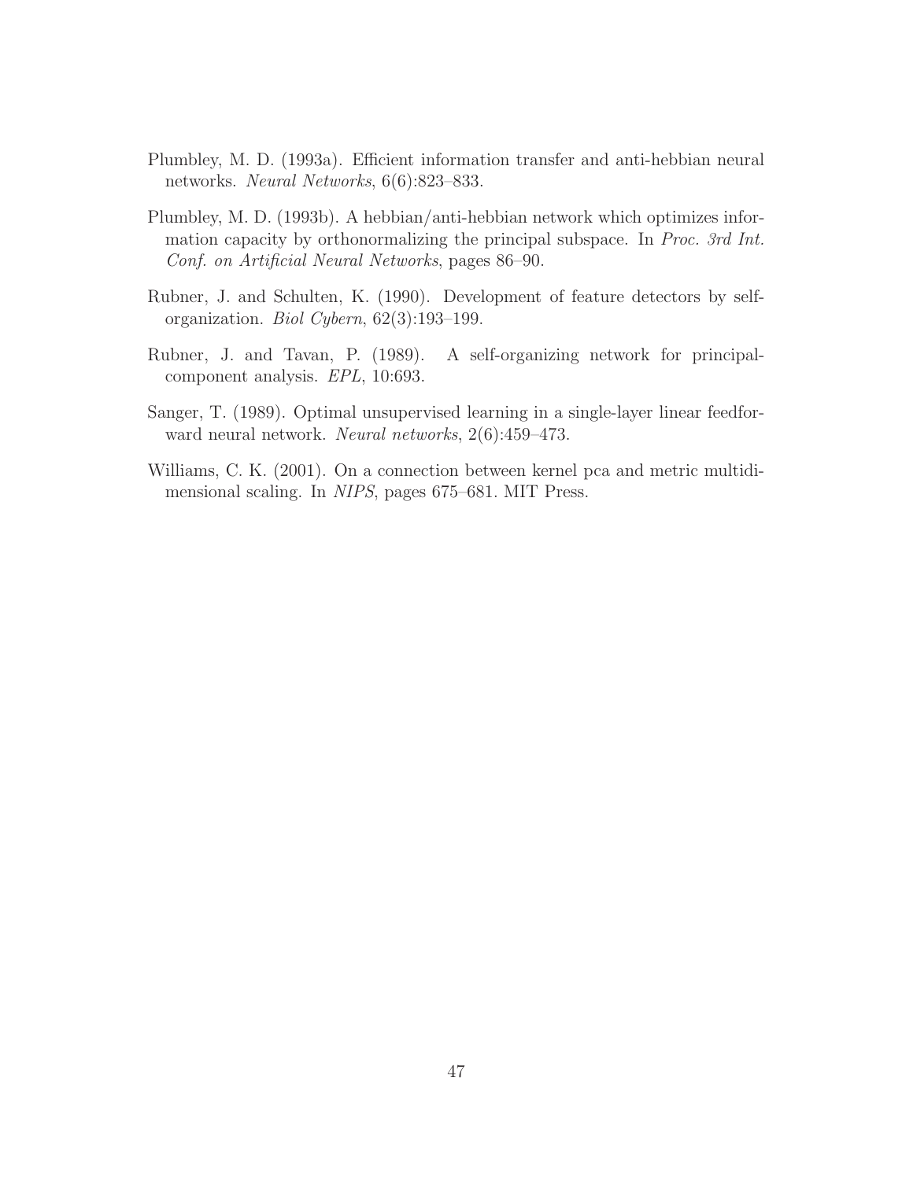Plumbley, M. D. (1993a). Efficient information transfer and anti-hebbian neural networks. *Neural Networks*, 6(6):823–833.

Plumbley, M. D. (1993b). A hebbian/anti-hebbian network which optimizes information capacity by orthonormalizing the principal subspace. In *Proc. 3rd Int. Conf. on Artificial Neural Networks*, pages 86–90.

Rubner, J. and Schulten, K. (1990). Development of feature detectors by self-organization. *Biol Cybern*, 62(3):193–199.

Rubner, J. and Tavan, P. (1989). A self-organizing network for principal-component analysis. *EPL*, 10:693.

Sanger, T. (1989). Optimal unsupervised learning in a single-layer linear feedforward neural network. *Neural networks*, 2(6):459–473.

Williams, C. K. (2001). On a connection between kernel pca and metric multidimensional scaling. In *NIPS*, pages 675–681. MIT Press.